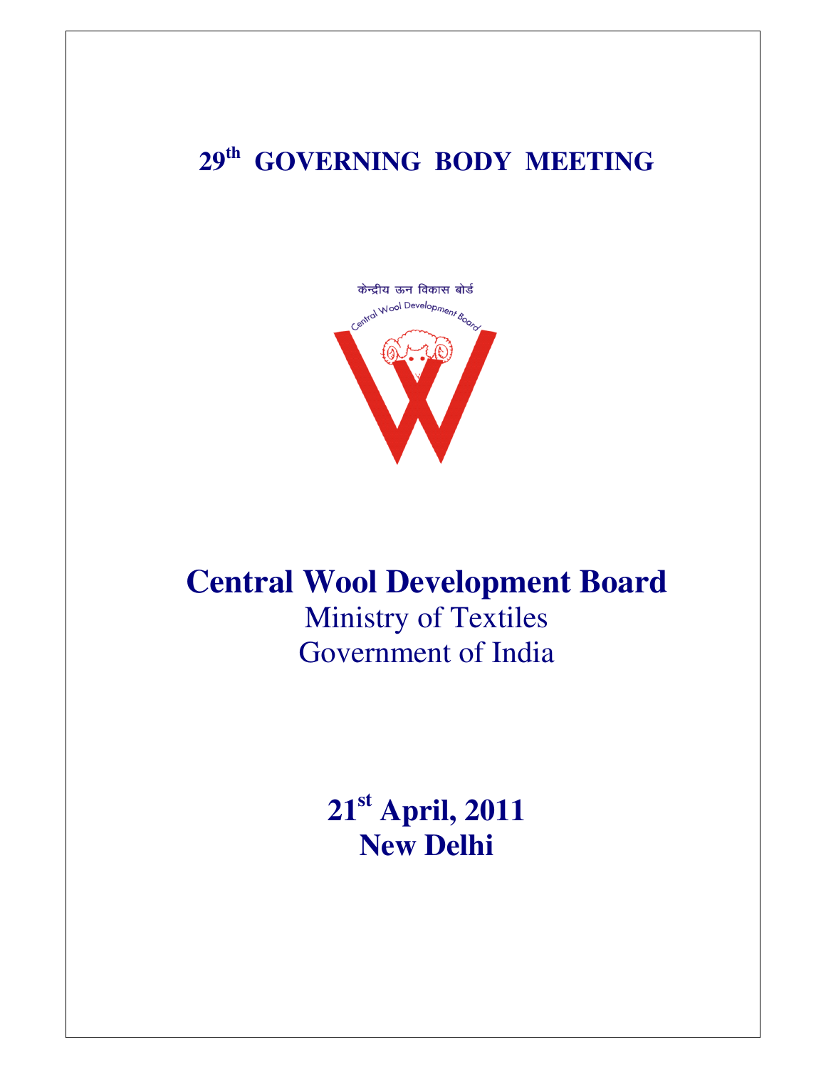# 29th GOVERNING BODY MEETING

केन्द्रीय ऊन विकास बोर्ड

Central Wool Development Board

# Central Wool Development Board

Ministry of Textiles

Government of India

**21st April, 2011**

**New Delhi**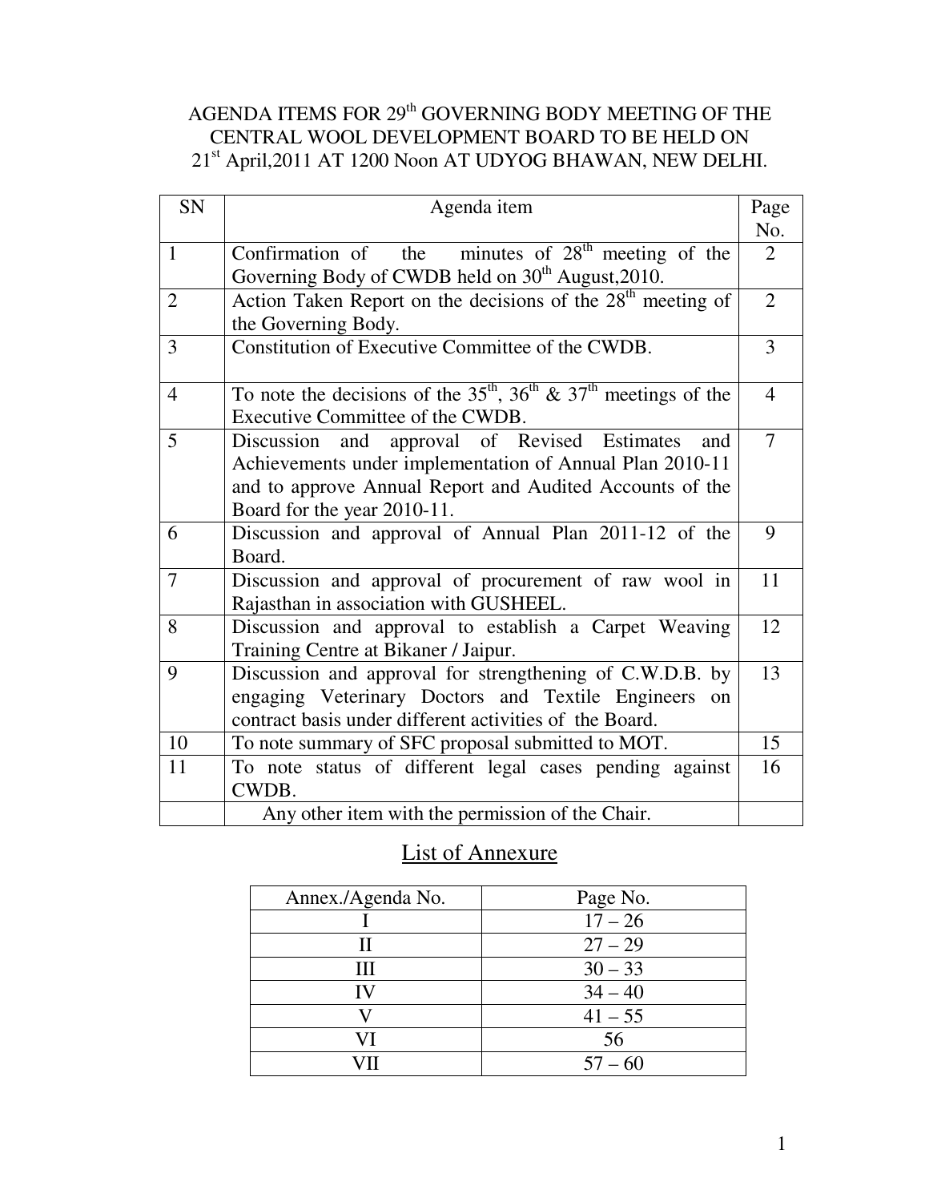# AGENDA ITEMS FOR 29th GOVERNING BODY MEETING OF THE CENTRAL WOOL DEVELOPMENT BOARD TO BE HELD ON 21st April,2011 AT 1200 Noon AT UDYOG BHAWAN, NEW DELHI.

| SN | Agenda item | Page No. |
|---|---|---|
| 1 | Confirmation of the minutes of 28th meeting of the Governing Body of CWDB held on 30th August,2010. | 2 |
| 2 | Action Taken Report on the decisions of the 28th meeting of the Governing Body. | 2 |
| 3 | Constitution of Executive Committee of the CWDB. | 3 |
| 4 | To note the decisions of the 35th, 36th & 37th meetings of the Executive Committee of the CWDB. | 4 |
| 5 | Discussion and approval of Revised Estimates and Achievements under implementation of Annual Plan 2010-11 and to approve Annual Report and Audited Accounts of the Board for the year 2010-11. | 7 |
| 6 | Discussion and approval of Annual Plan 2011-12 of the Board. | 9 |
| 7 | Discussion and approval of procurement of raw wool in Rajasthan in association with GUSHEEL. | 11 |
| 8 | Discussion and approval to establish a Carpet Weaving Training Centre at Bikaner / Jaipur. | 12 |
| 9 | Discussion and approval for strengthening of C.W.D.B. by engaging Veterinary Doctors and Textile Engineers on contract basis under different activities of the Board. | 13 |
| 10 | To note summary of SFC proposal submitted to MOT. | 15 |
| 11 | To note status of different legal cases pending against CWDB. | 16 |
| | Any other item with the permission of the Chair. | |

## List of Annexure

| Annex./Agenda No. | Page No. |
|---|---|
| I | 17 – 26 |
| II | 27 – 29 |
| III | 30 – 33 |
| IV | 34 – 40 |
| V | 41 – 55 |
| VI | 56 |
| VII | 57 – 60 |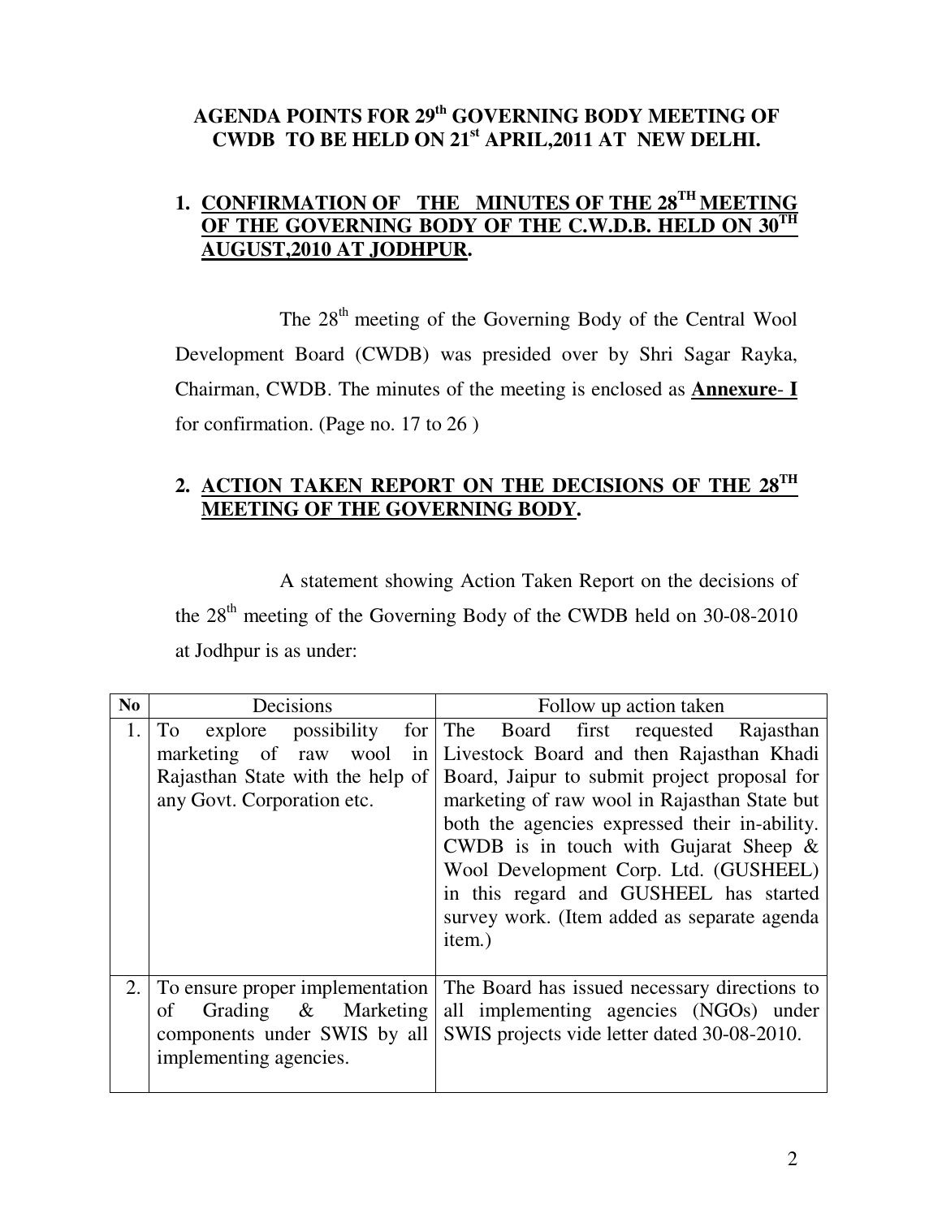# AGENDA POINTS FOR 29th GOVERNING BODY MEETING OF CWDB TO BE HELD ON 21st APRIL,2011 AT NEW DELHI.

## 1. CONFIRMATION OF THE MINUTES OF THE 28TH MEETING OF THE GOVERNING BODY OF THE C.W.D.B. HELD ON 30TH AUGUST,2010 AT JODHPUR.

The 28th meeting of the Governing Body of the Central Wool Development Board (CWDB) was presided over by Shri Sagar Rayka, Chairman, CWDB. The minutes of the meeting is enclosed as **Annexure- I** for confirmation. (Page no. 17 to 26 )

## 2. ACTION TAKEN REPORT ON THE DECISIONS OF THE 28TH MEETING OF THE GOVERNING BODY.

A statement showing Action Taken Report on the decisions of the 28th meeting of the Governing Body of the CWDB held on 30-08-2010 at Jodhpur is as under:

| No | Decisions | Follow up action taken |
|---|---|---|
| 1. | To explore possibility for marketing of raw wool in Rajasthan State with the help of any Govt. Corporation etc. | The Board first requested Rajasthan Livestock Board and then Rajasthan Khadi Board, Jaipur to submit project proposal for marketing of raw wool in Rajasthan State but both the agencies expressed their in-ability. CWDB is in touch with Gujarat Sheep & Wool Development Corp. Ltd. (GUSHEEL) in this regard and GUSHEEL has started survey work. (Item added as separate agenda item.) |
| 2. | To ensure proper implementation of Grading & Marketing components under SWIS by all implementing agencies. | The Board has issued necessary directions to all implementing agencies (NGOs) under SWIS projects vide letter dated 30-08-2010. |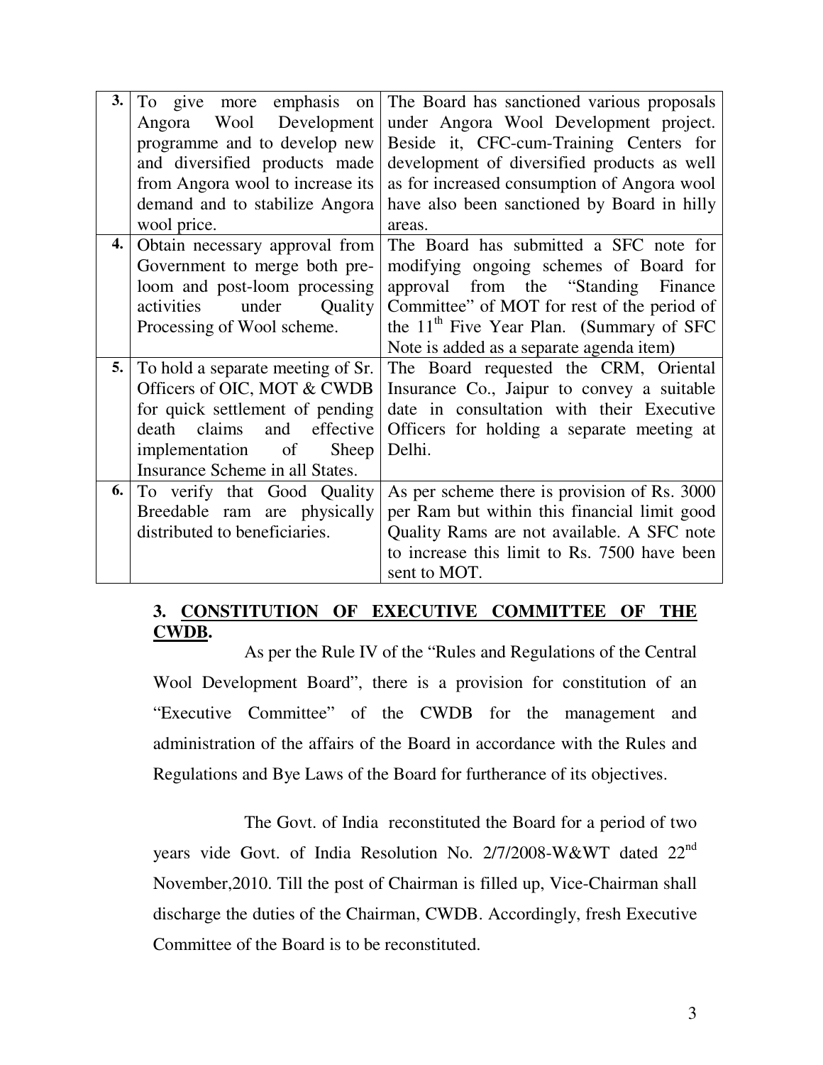| | | |
|---|---|---|
| **3.** | To give more emphasis on Angora Wool Development programme and to develop new and diversified products made from Angora wool to increase its demand and to stabilize Angora wool price. | The Board has sanctioned various proposals under Angora Wool Development project. Beside it, CFC-cum-Training Centers for development of diversified products as well as for increased consumption of Angora wool have also been sanctioned by Board in hilly areas. |
| **4.** | Obtain necessary approval from Government to merge both pre-loom and post-loom processing activities under Quality Processing of Wool scheme. | The Board has submitted a SFC note for modifying ongoing schemes of Board for approval from the "Standing Finance Committee" of MOT for rest of the period of the 11th Five Year Plan. (Summary of SFC Note is added as a separate agenda item) |
| **5.** | To hold a separate meeting of Sr. Officers of OIC, MOT & CWDB for quick settlement of pending death claims and effective implementation of Sheep Insurance Scheme in all States. | The Board requested the CRM, Oriental Insurance Co., Jaipur to convey a suitable date in consultation with their Executive Officers for holding a separate meeting at Delhi. |
| **6.** | To verify that Good Quality Breedable ram are physically distributed to beneficiaries. | As per scheme there is provision of Rs. 3000 per Ram but within this financial limit good Quality Rams are not available. A SFC note to increase this limit to Rs. 7500 have been sent to MOT. |

## 3. CONSTITUTION OF EXECUTIVE COMMITTEE OF THE CWDB.

As per the Rule IV of the "Rules and Regulations of the Central Wool Development Board", there is a provision for constitution of an "Executive Committee" of the CWDB for the management and administration of the affairs of the Board in accordance with the Rules and Regulations and Bye Laws of the Board for furtherance of its objectives.

The Govt. of India reconstituted the Board for a period of two years vide Govt. of India Resolution No. 2/7/2008-W&WT dated 22nd November,2010. Till the post of Chairman is filled up, Vice-Chairman shall discharge the duties of the Chairman, CWDB. Accordingly, fresh Executive Committee of the Board is to be reconstituted.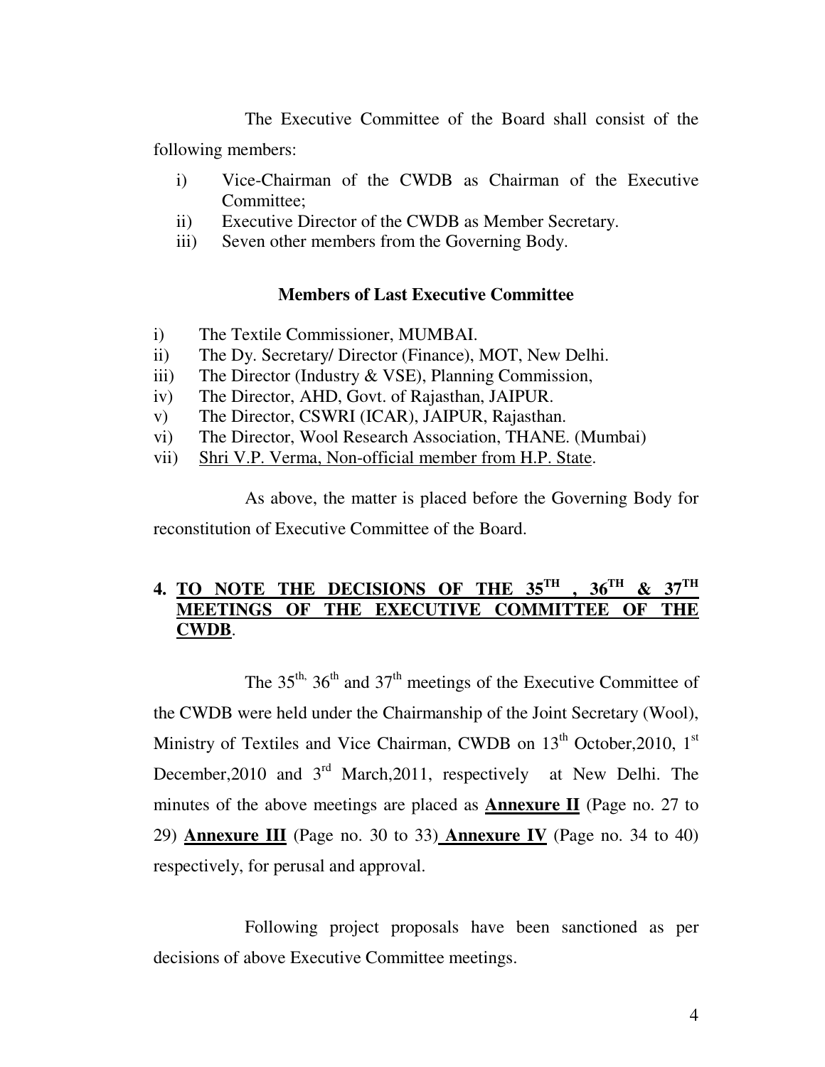The Executive Committee of the Board shall consist of the following members:

i) Vice-Chairman of the CWDB as Chairman of the Executive Committee;
ii) Executive Director of the CWDB as Member Secretary.
iii) Seven other members from the Governing Body.

**Members of Last Executive Committee**

i) The Textile Commissioner, MUMBAI.
ii) The Dy. Secretary/ Director (Finance), MOT, New Delhi.
iii) The Director (Industry & VSE), Planning Commission,
iv) The Director, AHD, Govt. of Rajasthan, JAIPUR.
v) The Director, CSWRI (ICAR), JAIPUR, Rajasthan.
vi) The Director, Wool Research Association, THANE. (Mumbai)
vii) Shri V.P. Verma, Non-official member from H.P. State.

As above, the matter is placed before the Governing Body for reconstitution of Executive Committee of the Board.

## 4. TO NOTE THE DECISIONS OF THE 35TH , 36TH & 37TH MEETINGS OF THE EXECUTIVE COMMITTEE OF THE CWDB.

The 35th, 36th and 37th meetings of the Executive Committee of the CWDB were held under the Chairmanship of the Joint Secretary (Wool), Ministry of Textiles and Vice Chairman, CWDB on 13th October,2010, 1st December,2010 and 3rd March,2011, respectively at New Delhi. The minutes of the above meetings are placed as **Annexure II** (Page no. 27 to 29) **Annexure III** (Page no. 30 to 33) **Annexure IV** (Page no. 34 to 40) respectively, for perusal and approval.

Following project proposals have been sanctioned as per decisions of above Executive Committee meetings.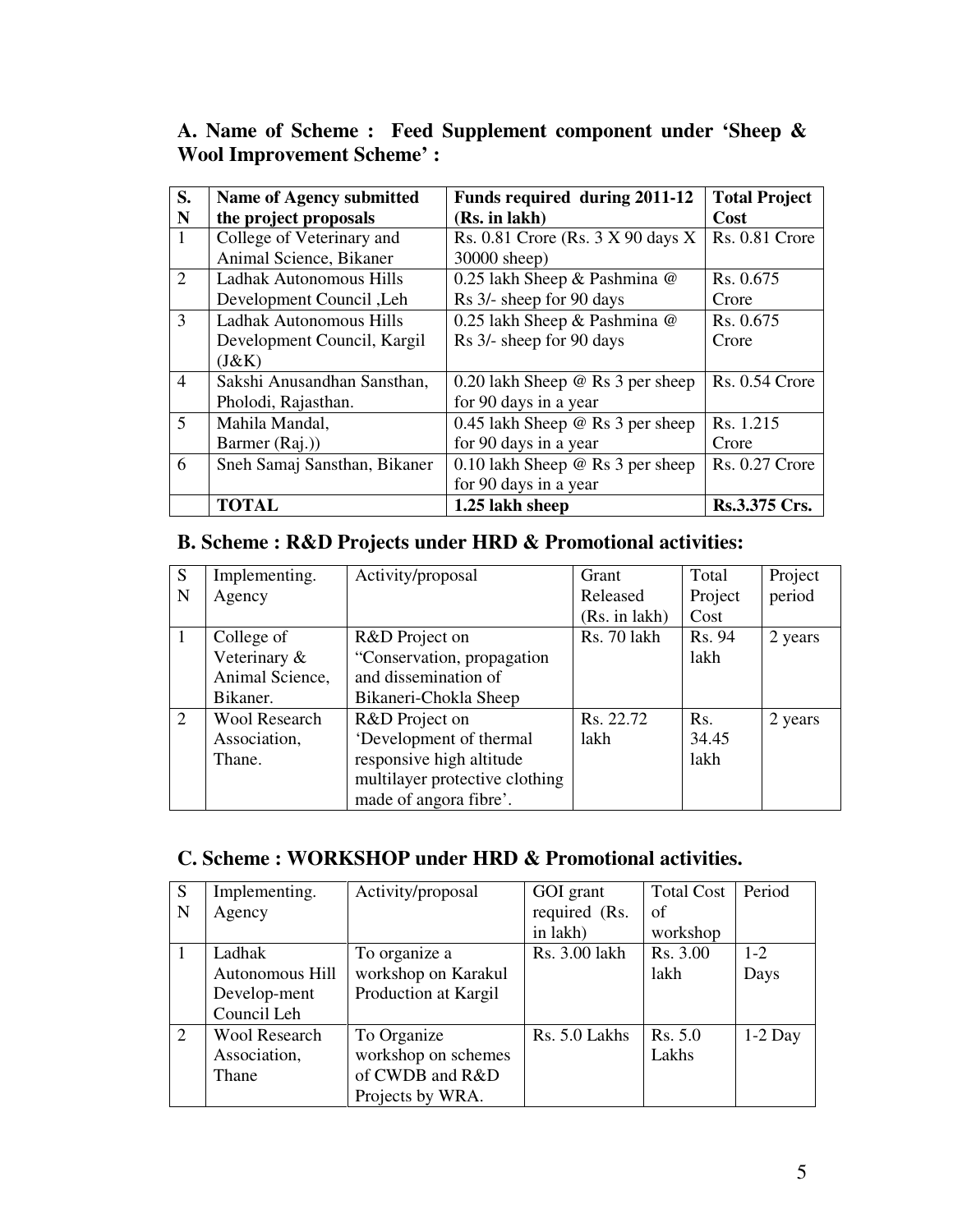**A. Name of Scheme : Feed Supplement component under 'Sheep & Wool Improvement Scheme' :**

| S. N | Name of Agency submitted the project proposals | Funds required during 2011-12 (Rs. in lakh) | Total Project Cost |
|---|---|---|---|
| 1 | College of Veterinary and Animal Science, Bikaner | Rs. 0.81 Crore (Rs. 3 X 90 days X 30000 sheep) | Rs. 0.81 Crore |
| 2 | Ladhak Autonomous Hills Development Council ,Leh | 0.25 lakh Sheep & Pashmina @ Rs 3/- sheep for 90 days | Rs. 0.675 Crore |
| 3 | Ladhak Autonomous Hills Development Council, Kargil (J&K) | 0.25 lakh Sheep & Pashmina @ Rs 3/- sheep for 90 days | Rs. 0.675 Crore |
| 4 | Sakshi Anusandhan Sansthan, Pholodi, Rajasthan. | 0.20 lakh Sheep @ Rs 3 per sheep for 90 days in a year | Rs. 0.54 Crore |
| 5 | Mahila Mandal, Barmer (Raj.)) | 0.45 lakh Sheep @ Rs 3 per sheep for 90 days in a year | Rs. 1.215 Crore |
| 6 | Sneh Samaj Sansthan, Bikaner | 0.10 lakh Sheep @ Rs 3 per sheep for 90 days in a year | Rs. 0.27 Crore |
| | **TOTAL** | **1.25 lakh sheep** | **Rs.3.375 Crs.** |

**B. Scheme : R&D Projects under HRD & Promotional activities:**

| S N | Implementing. Agency | Activity/proposal | Grant Released (Rs. in lakh) | Total Project Cost | Project period |
|---|---|---|---|---|---|
| 1 | College of Veterinary & Animal Science, Bikaner. | R&D Project on "Conservation, propagation and dissemination of Bikaneri-Chokla Sheep | Rs. 70 lakh | Rs. 94 lakh | 2 years |
| 2 | Wool Research Association, Thane. | R&D Project on 'Development of thermal responsive high altitude multilayer protective clothing made of angora fibre'. | Rs. 22.72 lakh | Rs. 34.45 lakh | 2 years |

**C. Scheme : WORKSHOP under HRD & Promotional activities.**

| S N | Implementing. Agency | Activity/proposal | GOI grant required (Rs. in lakh) | Total Cost of workshop | Period |
|---|---|---|---|---|---|
| 1 | Ladhak Autonomous Hill Develop-ment Council Leh | To organize a workshop on Karakul Production at Kargil | Rs. 3.00 lakh | Rs. 3.00 lakh | 1-2 Days |
| 2 | Wool Research Association, Thane | To Organize workshop on schemes of CWDB and R&D Projects by WRA. | Rs. 5.0 Lakhs | Rs. 5.0 Lakhs | 1-2 Day |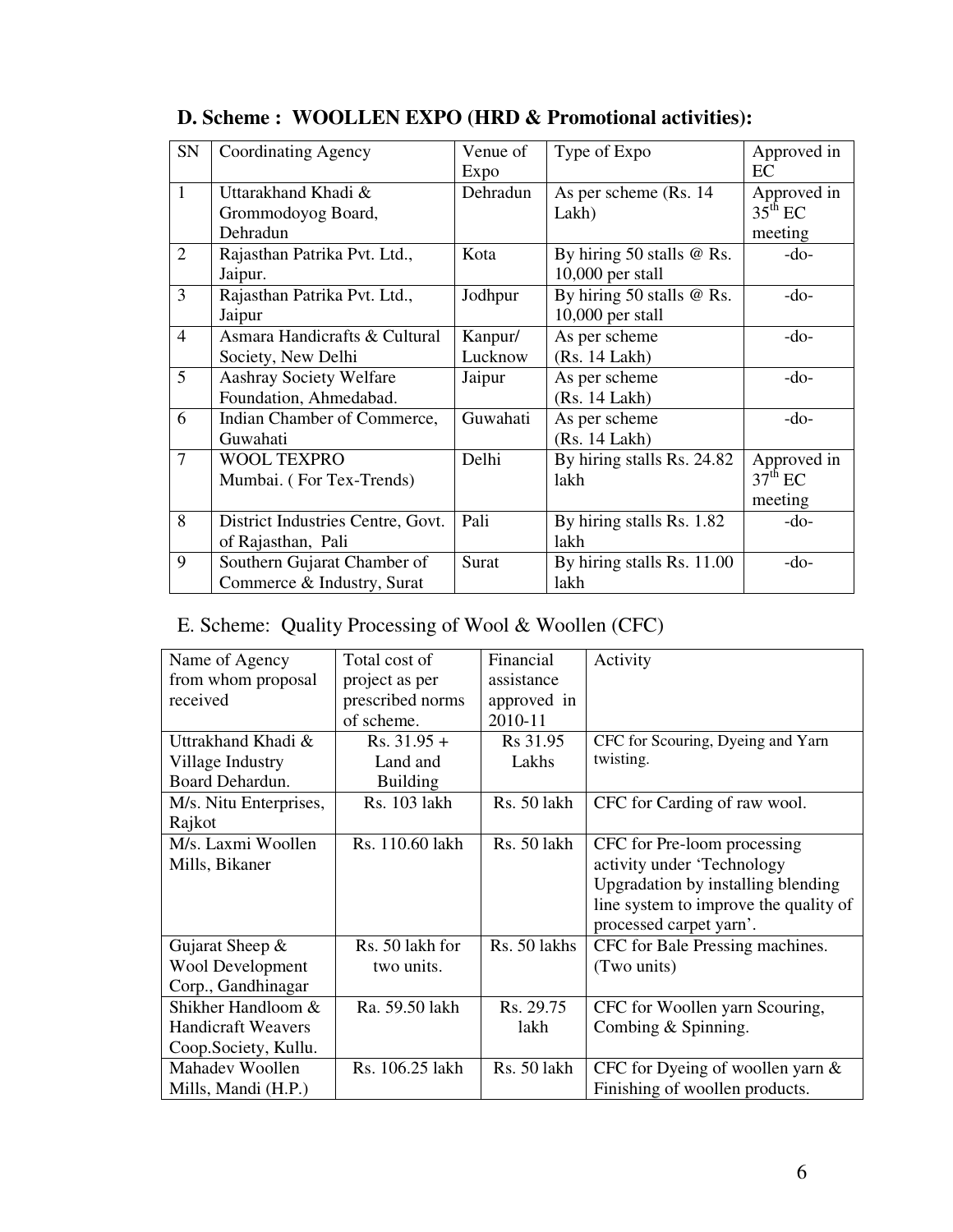## D. Scheme : WOOLLEN EXPO (HRD & Promotional activities):

| SN | Coordinating Agency | Venue of Expo | Type of Expo | Approved in EC |
|---|---|---|---|---|
| 1 | Uttarakhand Khadi & Grommodoyog Board, Dehradun | Dehradun | As per scheme (Rs. 14 Lakh) | Approved in 35th EC meeting |
| 2 | Rajasthan Patrika Pvt. Ltd., Jaipur. | Kota | By hiring 50 stalls @ Rs. 10,000 per stall | -do- |
| 3 | Rajasthan Patrika Pvt. Ltd., Jaipur | Jodhpur | By hiring 50 stalls @ Rs. 10,000 per stall | -do- |
| 4 | Asmara Handicrafts & Cultural Society, New Delhi | Kanpur/ Lucknow | As per scheme (Rs. 14 Lakh) | -do- |
| 5 | Aashray Society Welfare Foundation, Ahmedabad. | Jaipur | As per scheme (Rs. 14 Lakh) | -do- |
| 6 | Indian Chamber of Commerce, Guwahati | Guwahati | As per scheme (Rs. 14 Lakh) | -do- |
| 7 | WOOL TEXPRO Mumbai. ( For Tex-Trends) | Delhi | By hiring stalls Rs. 24.82 lakh | Approved in 37th EC meeting |
| 8 | District Industries Centre, Govt. of Rajasthan, Pali | Pali | By hiring stalls Rs. 1.82 lakh | -do- |
| 9 | Southern Gujarat Chamber of Commerce & Industry, Surat | Surat | By hiring stalls Rs. 11.00 lakh | -do- |

## E. Scheme: Quality Processing of Wool & Woollen (CFC)

| Name of Agency from whom proposal received | Total cost of project as per prescribed norms of scheme. | Financial assistance approved in 2010-11 | Activity |
|---|---|---|---|
| Uttrakhand Khadi & Village Industry Board Dehardun. | Rs. 31.95 + Land and Building | Rs 31.95 Lakhs | CFC for Scouring, Dyeing and Yarn twisting. |
| M/s. Nitu Enterprises, Rajkot | Rs. 103 lakh | Rs. 50 lakh | CFC for Carding of raw wool. |
| M/s. Laxmi Woollen Mills, Bikaner | Rs. 110.60 lakh | Rs. 50 lakh | CFC for Pre-loom processing activity under 'Technology Upgradation by installing blending line system to improve the quality of processed carpet yarn'. |
| Gujarat Sheep & Wool Development Corp., Gandhinagar | Rs. 50 lakh for two units. | Rs. 50 lakhs | CFC for Bale Pressing machines. (Two units) |
| Shikher Handloom & Handicraft Weavers Coop.Society, Kullu. | Ra. 59.50 lakh | Rs. 29.75 lakh | CFC for Woollen yarn Scouring, Combing & Spinning. |
| Mahadev Woollen Mills, Mandi (H.P.) | Rs. 106.25 lakh | Rs. 50 lakh | CFC for Dyeing of woollen yarn & Finishing of woollen products. |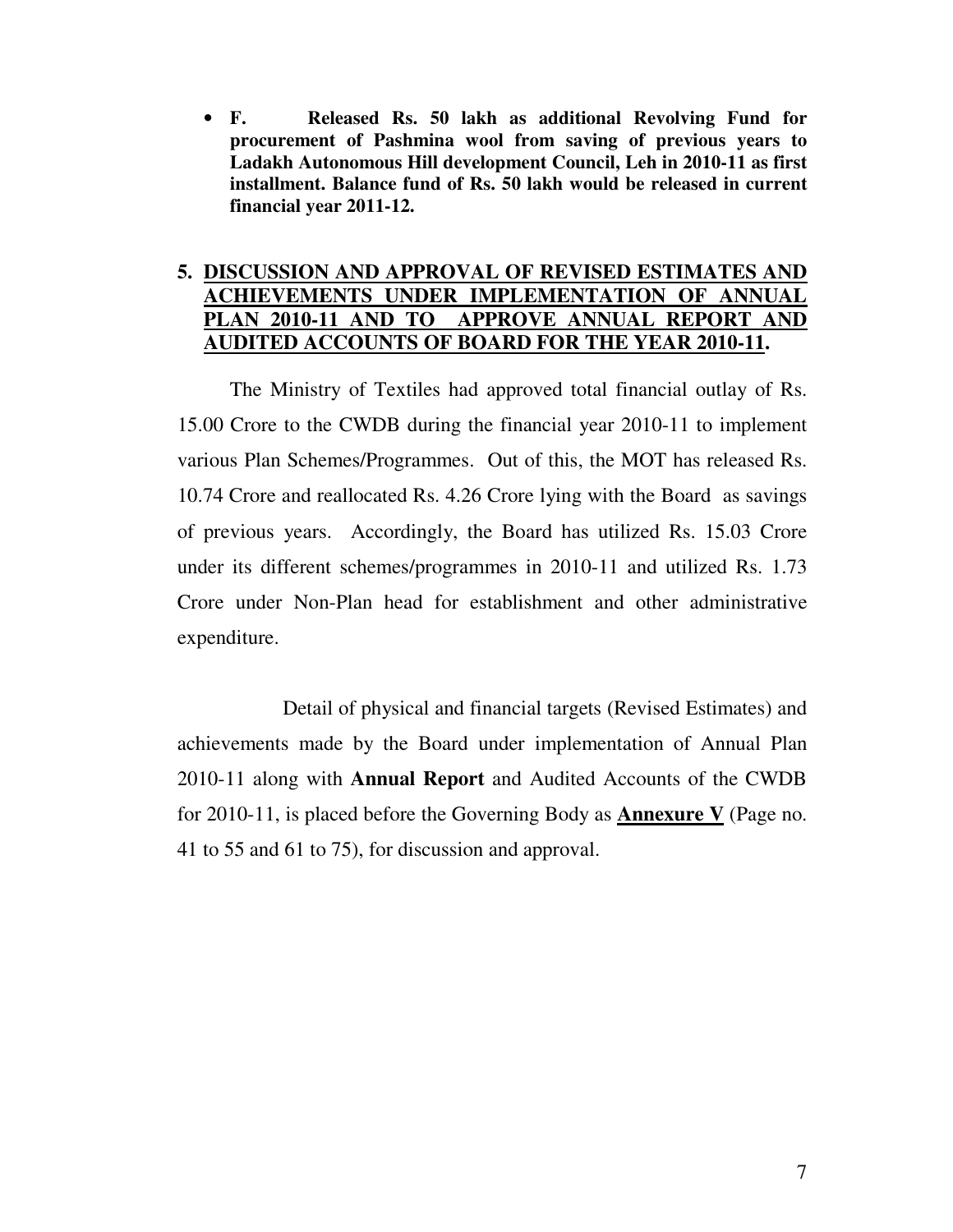- **F. Released Rs. 50 lakh as additional Revolving Fund for procurement of Pashmina wool from saving of previous years to Ladakh Autonomous Hill development Council, Leh in 2010-11 as first installment. Balance fund of Rs. 50 lakh would be released in current financial year 2011-12.**

## 5. DISCUSSION AND APPROVAL OF REVISED ESTIMATES AND ACHIEVEMENTS UNDER IMPLEMENTATION OF ANNUAL PLAN 2010-11 AND TO APPROVE ANNUAL REPORT AND AUDITED ACCOUNTS OF BOARD FOR THE YEAR 2010-11.

The Ministry of Textiles had approved total financial outlay of Rs. 15.00 Crore to the CWDB during the financial year 2010-11 to implement various Plan Schemes/Programmes. Out of this, the MOT has released Rs. 10.74 Crore and reallocated Rs. 4.26 Crore lying with the Board as savings of previous years. Accordingly, the Board has utilized Rs. 15.03 Crore under its different schemes/programmes in 2010-11 and utilized Rs. 1.73 Crore under Non-Plan head for establishment and other administrative expenditure.

Detail of physical and financial targets (Revised Estimates) and achievements made by the Board under implementation of Annual Plan 2010-11 along with **Annual Report** and Audited Accounts of the CWDB for 2010-11, is placed before the Governing Body as **Annexure V** (Page no. 41 to 55 and 61 to 75), for discussion and approval.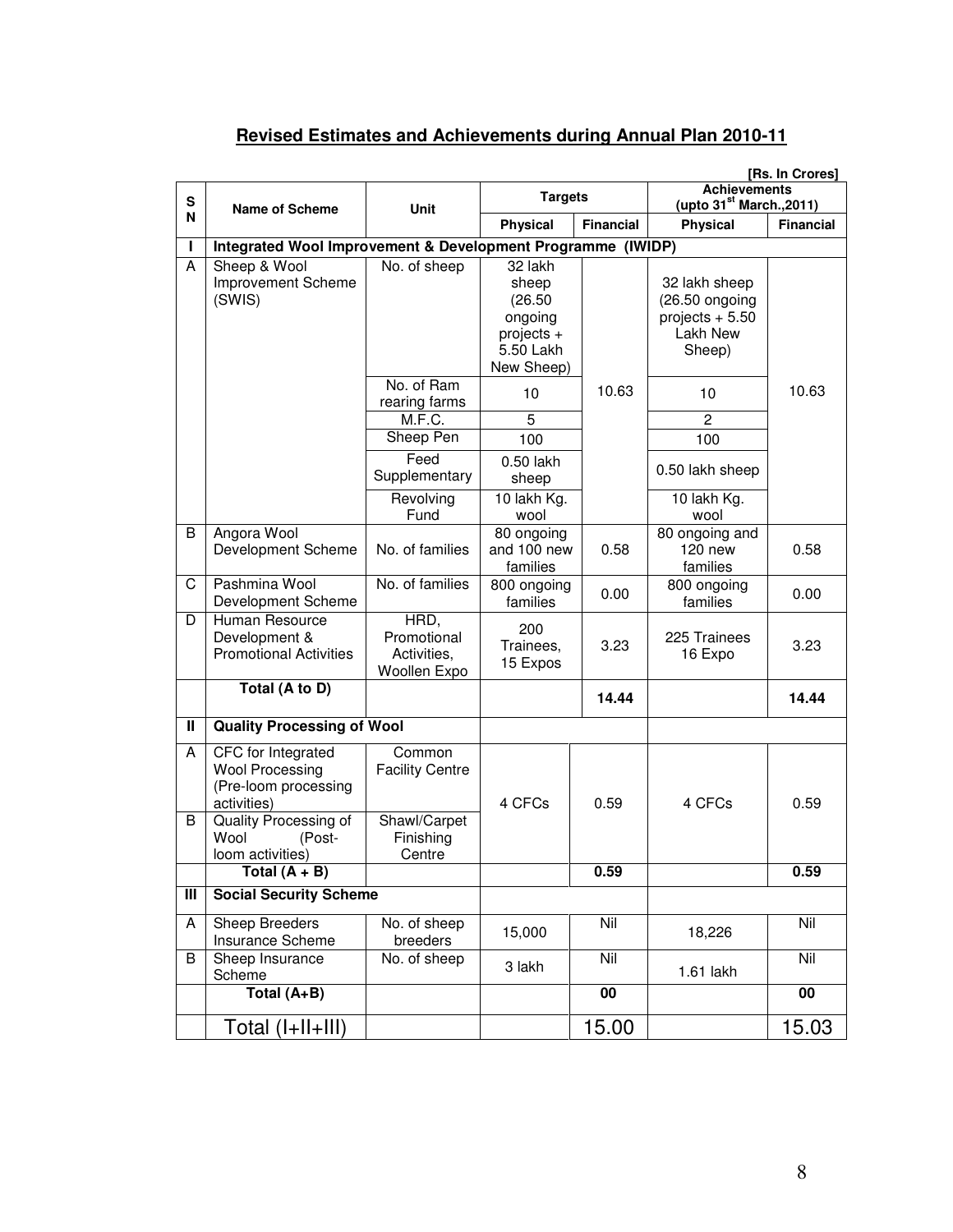## Revised Estimates and Achievements during Annual Plan 2010-11

[Rs. In Crores]

| SN | Name of Scheme | Unit | Targets | | Achievements (upto 31st March.,2011) | |
|---|---|---|---|---|---|---|
| | | | Physical | Financial | Physical | Financial |
| **I** | **Integrated Wool Improvement & Development Programme (IWIDP)** | | | | | |
| A | Sheep & Wool Improvement Scheme (SWIS) | No. of sheep | 32 lakh sheep (26.50 ongoing projects + 5.50 Lakh New Sheep) | 10.63 | 32 lakh sheep (26.50 ongoing projects + 5.50 Lakh New Sheep) | 10.63 |
| | | No. of Ram rearing farms | 10 | | 10 | |
| | | M.F.C. | 5 | | 2 | |
| | | Sheep Pen | 100 | | 100 | |
| | | Feed Supplementary | 0.50 lakh sheep | | 0.50 lakh sheep | |
| | | Revolving Fund | 10 lakh Kg. wool | | 10 lakh Kg. wool | |
| B | Angora Wool Development Scheme | No. of families | 80 ongoing and 100 new families | 0.58 | 80 ongoing and 120 new families | 0.58 |
| C | Pashmina Wool Development Scheme | No. of families | 800 ongoing families | 0.00 | 800 ongoing families | 0.00 |
| D | Human Resource Development & Promotional Activities | HRD, Promotional Activities, Woollen Expo | 200 Trainees, 15 Expos | 3.23 | 225 Trainees 16 Expo | 3.23 |
| | **Total (A to D)** | | | **14.44** | | **14.44** |
| **II** | **Quality Processing of Wool** | | | | | |
| A | CFC for Integrated Wool Processing (Pre-loom processing activities) | Common Facility Centre | 4 CFCs | 0.59 | 4 CFCs | 0.59 |
| B | Quality Processing of Wool (Post-loom activities) | Shawl/Carpet Finishing Centre | | | | |
| | **Total (A + B)** | | | **0.59** | | **0.59** |
| **III** | **Social Security Scheme** | | | | | |
| A | Sheep Breeders Insurance Scheme | No. of sheep breeders | 15,000 | Nil | 18,226 | Nil |
| B | Sheep Insurance Scheme | No. of sheep | 3 lakh | Nil | 1.61 lakh | Nil |
| | **Total (A+B)** | | | **00** | | **00** |
| | Total (I+II+III) | | | 15.00 | | 15.03 |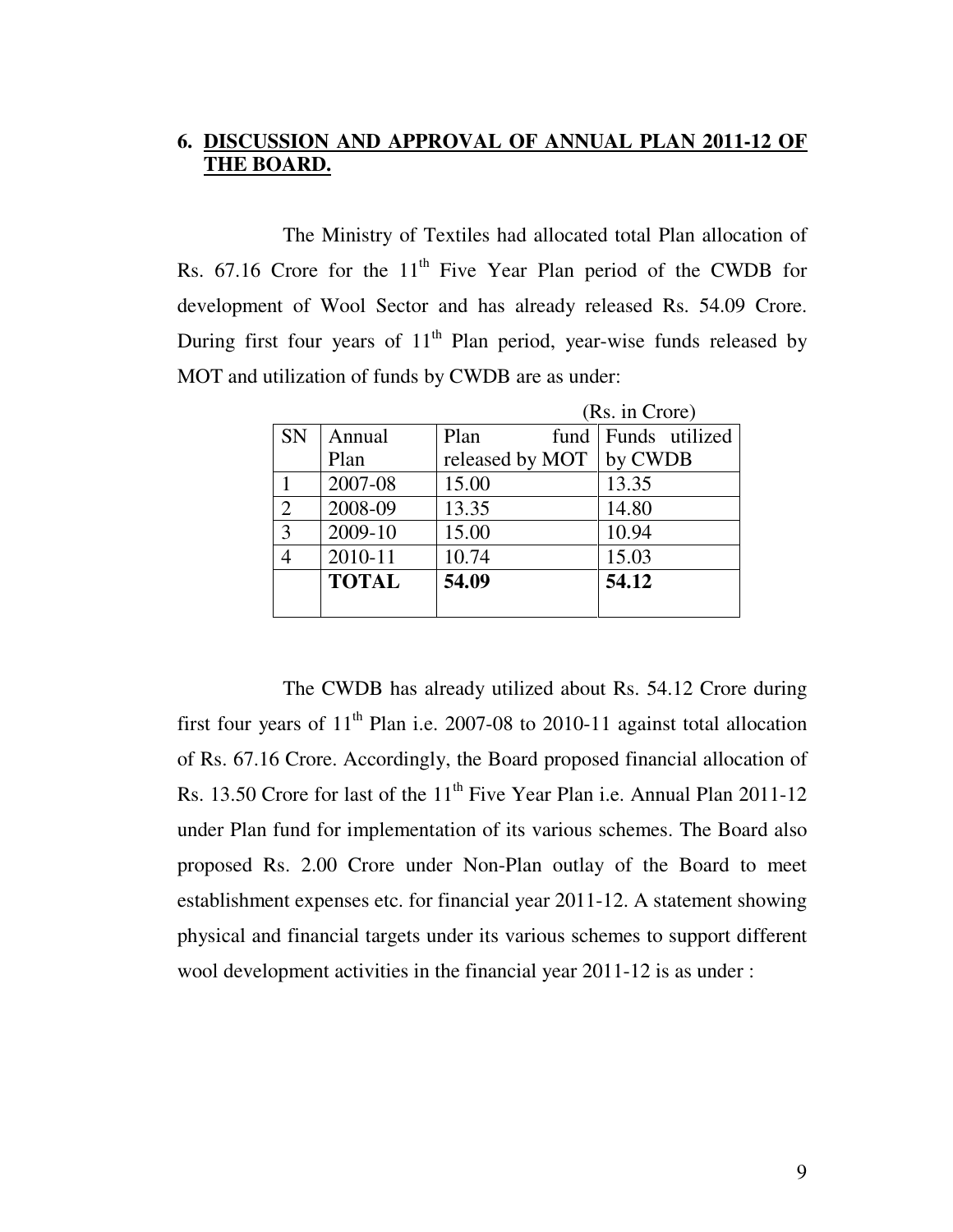## 6. DISCUSSION AND APPROVAL OF ANNUAL PLAN 2011-12 OF THE BOARD.

The Ministry of Textiles had allocated total Plan allocation of Rs. 67.16 Crore for the 11th Five Year Plan period of the CWDB for development of Wool Sector and has already released Rs. 54.09 Crore. During first four years of 11th Plan period, year-wise funds released by MOT and utilization of funds by CWDB are as under:

(Rs. in Crore)

| SN | Annual Plan | Plan fund released by MOT | Funds utilized by CWDB |
|---|---|---|---|
| 1 | 2007-08 | 15.00 | 13.35 |
| 2 | 2008-09 | 13.35 | 14.80 |
| 3 | 2009-10 | 15.00 | 10.94 |
| 4 | 2010-11 | 10.74 | 15.03 |
| | **TOTAL** | **54.09** | **54.12** |

The CWDB has already utilized about Rs. 54.12 Crore during first four years of 11th Plan i.e. 2007-08 to 2010-11 against total allocation of Rs. 67.16 Crore. Accordingly, the Board proposed financial allocation of Rs. 13.50 Crore for last of the 11th Five Year Plan i.e. Annual Plan 2011-12 under Plan fund for implementation of its various schemes. The Board also proposed Rs. 2.00 Crore under Non-Plan outlay of the Board to meet establishment expenses etc. for financial year 2011-12. A statement showing physical and financial targets under its various schemes to support different wool development activities in the financial year 2011-12 is as under :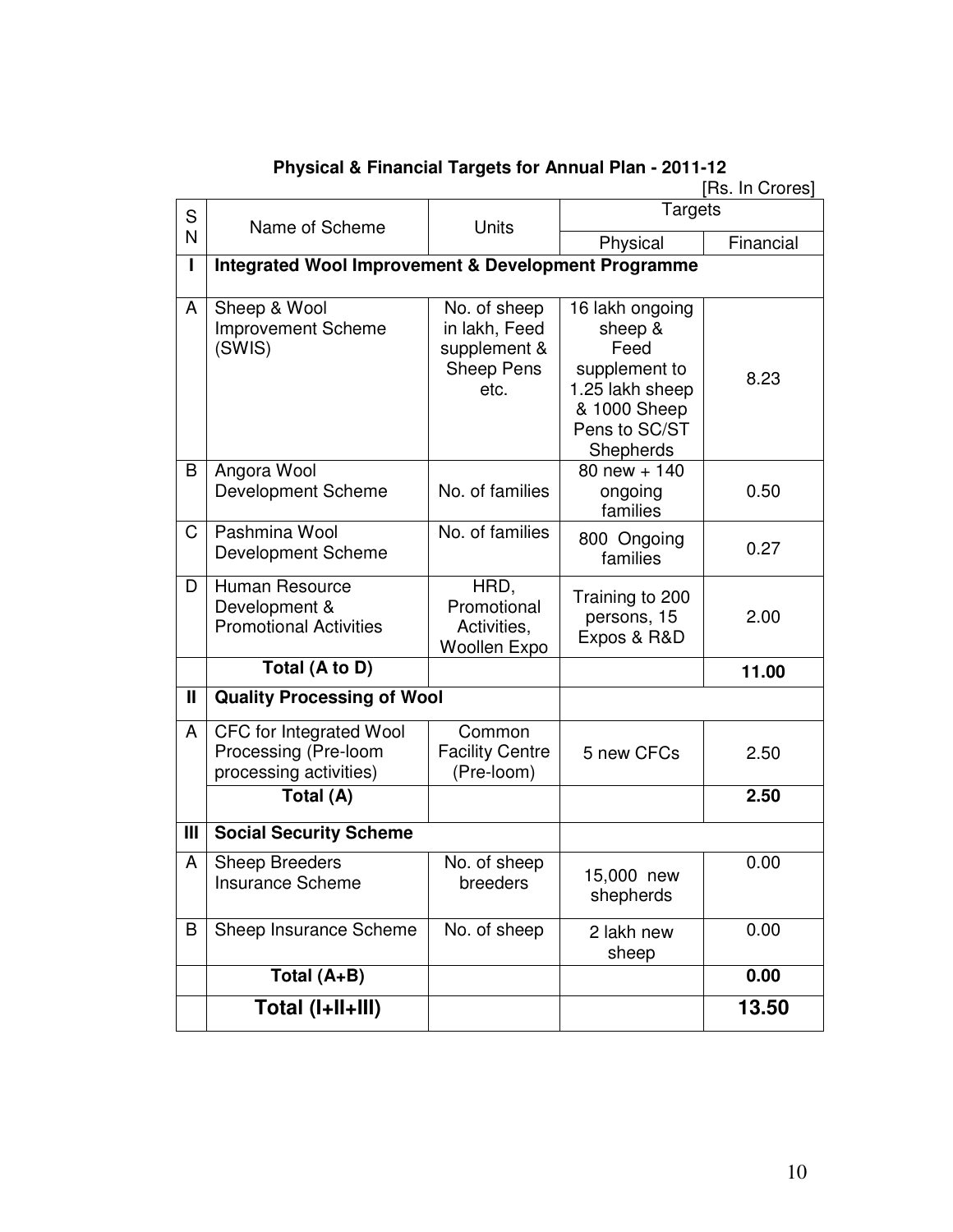**Physical & Financial Targets for Annual Plan - 2011-12**

[Rs. In Crores]

| SN | Name of Scheme | Units | Targets | |
|---|---|---|---|---|
| | | | Physical | Financial |
| **I** | **Integrated Wool Improvement & Development Programme** | | | |
| A | Sheep & Wool Improvement Scheme (SWIS) | No. of sheep in lakh, Feed supplement & Sheep Pens etc. | 16 lakh ongoing sheep & Feed supplement to 1.25 lakh sheep & 1000 Sheep Pens to SC/ST Shepherds | 8.23 |
| B | Angora Wool Development Scheme | No. of families | 80 new + 140 ongoing families | 0.50 |
| C | Pashmina Wool Development Scheme | No. of families | 800 Ongoing families | 0.27 |
| D | Human Resource Development & Promotional Activities | HRD, Promotional Activities, Woollen Expo | Training to 200 persons, 15 Expos & R&D | 2.00 |
| | **Total (A to D)** | | | **11.00** |
| **II** | **Quality Processing of Wool** | | | |
| A | CFC for Integrated Wool Processing (Pre-loom processing activities) | Common Facility Centre (Pre-loom) | 5 new CFCs | 2.50 |
| | **Total (A)** | | | **2.50** |
| **III** | **Social Security Scheme** | | | |
| A | Sheep Breeders Insurance Scheme | No. of sheep breeders | 15,000 new shepherds | 0.00 |
| B | Sheep Insurance Scheme | No. of sheep | 2 lakh new sheep | 0.00 |
| | **Total (A+B)** | | | **0.00** |
| | **Total (I+II+III)** | | | **13.50** |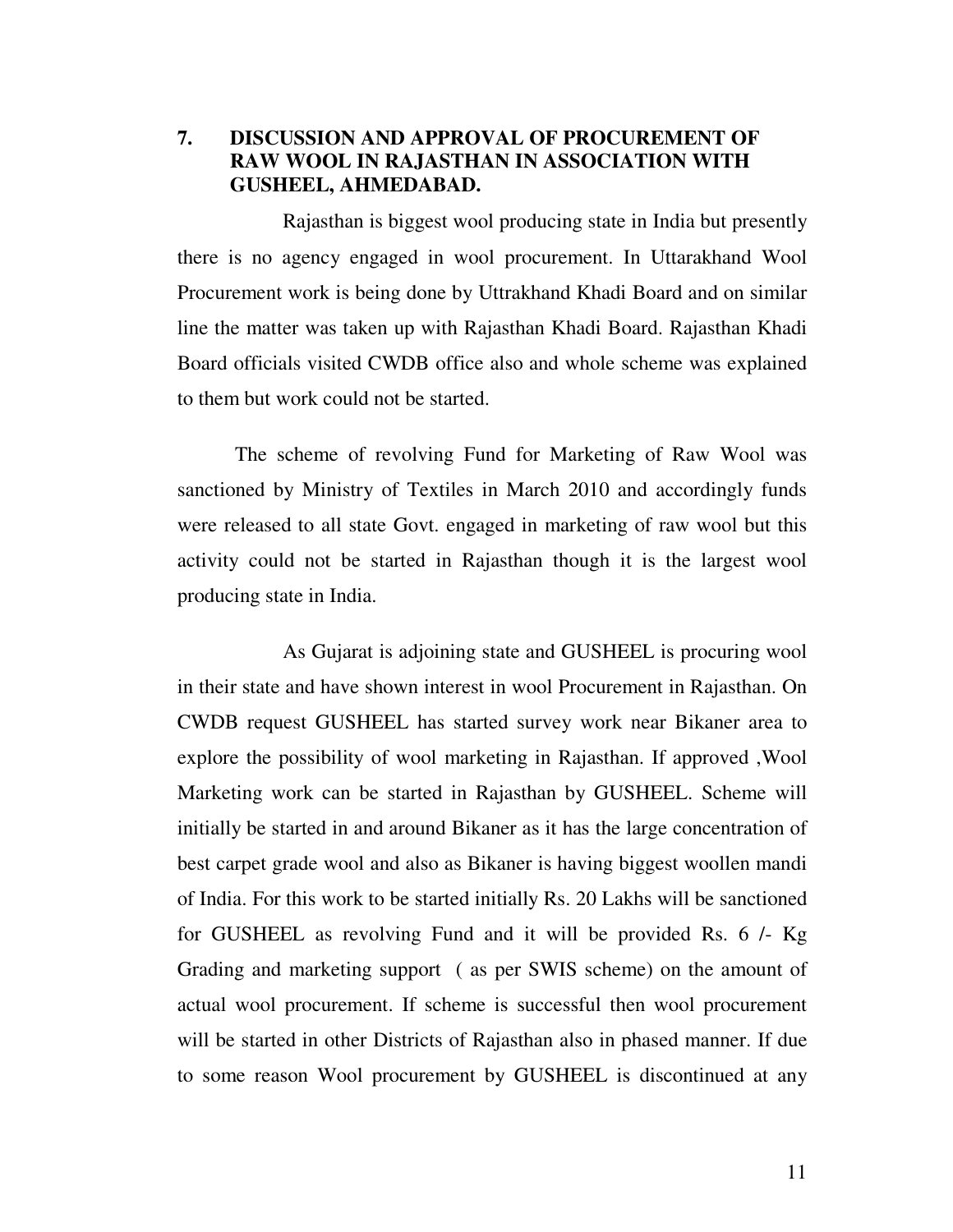## 7. DISCUSSION AND APPROVAL OF PROCUREMENT OF RAW WOOL IN RAJASTHAN IN ASSOCIATION WITH GUSHEEL, AHMEDABAD.

Rajasthan is biggest wool producing state in India but presently there is no agency engaged in wool procurement. In Uttarakhand Wool Procurement work is being done by Uttrakhand Khadi Board and on similar line the matter was taken up with Rajasthan Khadi Board. Rajasthan Khadi Board officials visited CWDB office also and whole scheme was explained to them but work could not be started.

The scheme of revolving Fund for Marketing of Raw Wool was sanctioned by Ministry of Textiles in March 2010 and accordingly funds were released to all state Govt. engaged in marketing of raw wool but this activity could not be started in Rajasthan though it is the largest wool producing state in India.

As Gujarat is adjoining state and GUSHEEL is procuring wool in their state and have shown interest in wool Procurement in Rajasthan. On CWDB request GUSHEEL has started survey work near Bikaner area to explore the possibility of wool marketing in Rajasthan. If approved ,Wool Marketing work can be started in Rajasthan by GUSHEEL. Scheme will initially be started in and around Bikaner as it has the large concentration of best carpet grade wool and also as Bikaner is having biggest woollen mandi of India. For this work to be started initially Rs. 20 Lakhs will be sanctioned for GUSHEEL as revolving Fund and it will be provided Rs. 6 /- Kg Grading and marketing support ( as per SWIS scheme) on the amount of actual wool procurement. If scheme is successful then wool procurement will be started in other Districts of Rajasthan also in phased manner. If due to some reason Wool procurement by GUSHEEL is discontinued at any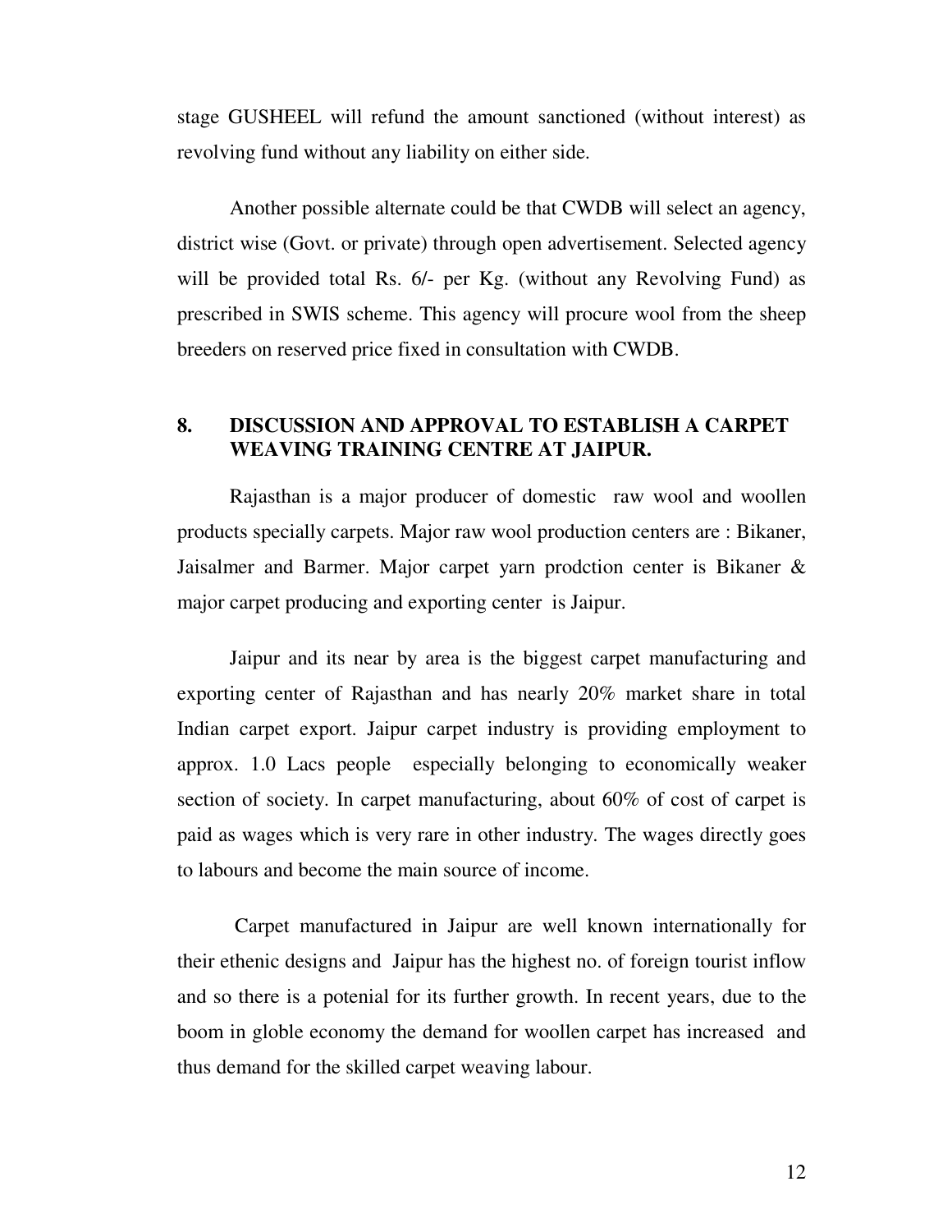stage GUSHEEL will refund the amount sanctioned (without interest) as revolving fund without any liability on either side.

Another possible alternate could be that CWDB will select an agency, district wise (Govt. or private) through open advertisement. Selected agency will be provided total Rs. 6/- per Kg. (without any Revolving Fund) as prescribed in SWIS scheme. This agency will procure wool from the sheep breeders on reserved price fixed in consultation with CWDB.

## 8. DISCUSSION AND APPROVAL TO ESTABLISH A CARPET WEAVING TRAINING CENTRE AT JAIPUR.

Rajasthan is a major producer of domestic raw wool and woollen products specially carpets. Major raw wool production centers are : Bikaner, Jaisalmer and Barmer. Major carpet yarn prodction center is Bikaner & major carpet producing and exporting center is Jaipur.

Jaipur and its near by area is the biggest carpet manufacturing and exporting center of Rajasthan and has nearly 20% market share in total Indian carpet export. Jaipur carpet industry is providing employment to approx. 1.0 Lacs people especially belonging to economically weaker section of society. In carpet manufacturing, about 60% of cost of carpet is paid as wages which is very rare in other industry. The wages directly goes to labours and become the main source of income.

Carpet manufactured in Jaipur are well known internationally for their ethenic designs and Jaipur has the highest no. of foreign tourist inflow and so there is a potenial for its further growth. In recent years, due to the boom in globle economy the demand for woollen carpet has increased and thus demand for the skilled carpet weaving labour.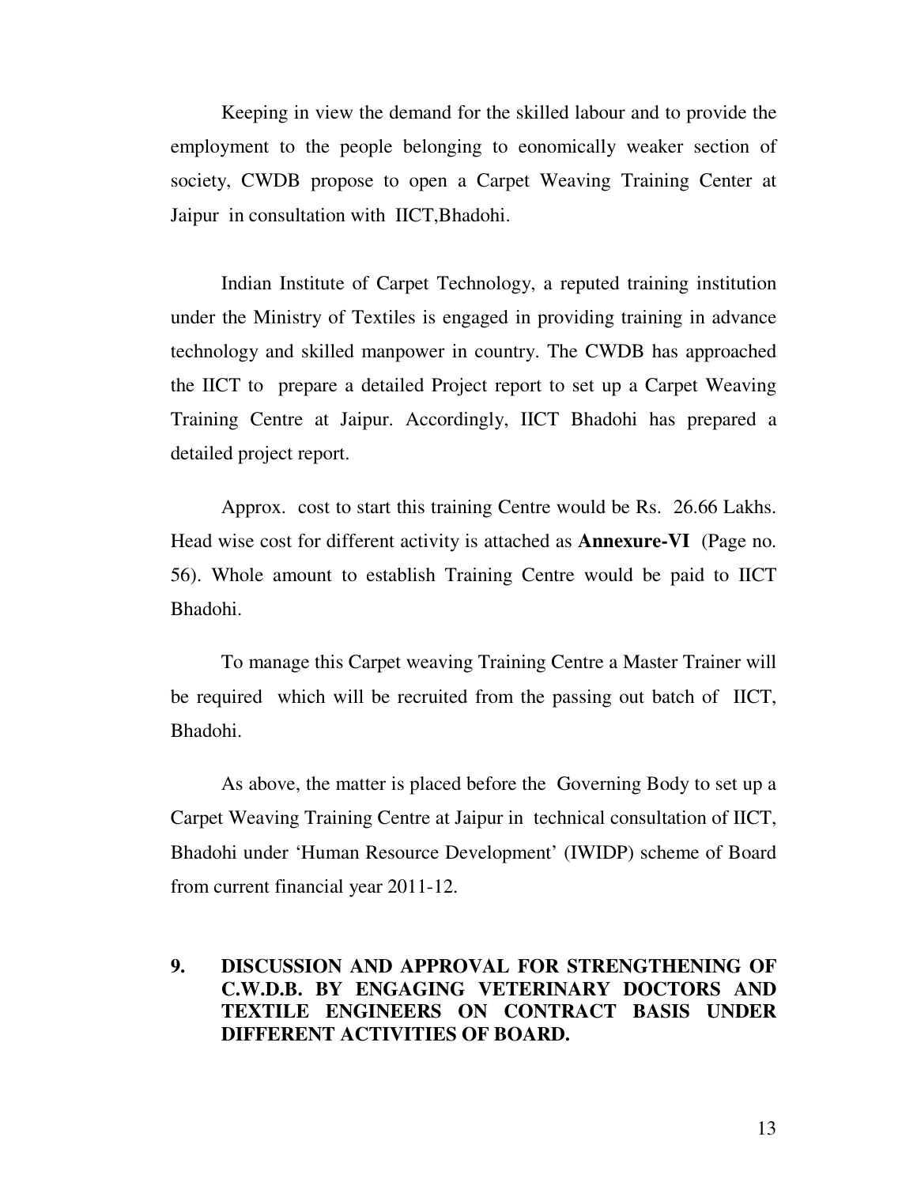Keeping in view the demand for the skilled labour and to provide the employment to the people belonging to eonomically weaker section of society, CWDB propose to open a Carpet Weaving Training Center at Jaipur in consultation with IICT,Bhadohi.

Indian Institute of Carpet Technology, a reputed training institution under the Ministry of Textiles is engaged in providing training in advance technology and skilled manpower in country. The CWDB has approached the IICT to prepare a detailed Project report to set up a Carpet Weaving Training Centre at Jaipur. Accordingly, IICT Bhadohi has prepared a detailed project report.

Approx. cost to start this training Centre would be Rs. 26.66 Lakhs. Head wise cost for different activity is attached as **Annexure-VI** (Page no. 56). Whole amount to establish Training Centre would be paid to IICT Bhadohi.

To manage this Carpet weaving Training Centre a Master Trainer will be required which will be recruited from the passing out batch of IICT, Bhadohi.

As above, the matter is placed before the Governing Body to set up a Carpet Weaving Training Centre at Jaipur in technical consultation of IICT, Bhadohi under 'Human Resource Development' (IWIDP) scheme of Board from current financial year 2011-12.

## 9. DISCUSSION AND APPROVAL FOR STRENGTHENING OF C.W.D.B. BY ENGAGING VETERINARY DOCTORS AND TEXTILE ENGINEERS ON CONTRACT BASIS UNDER DIFFERENT ACTIVITIES OF BOARD.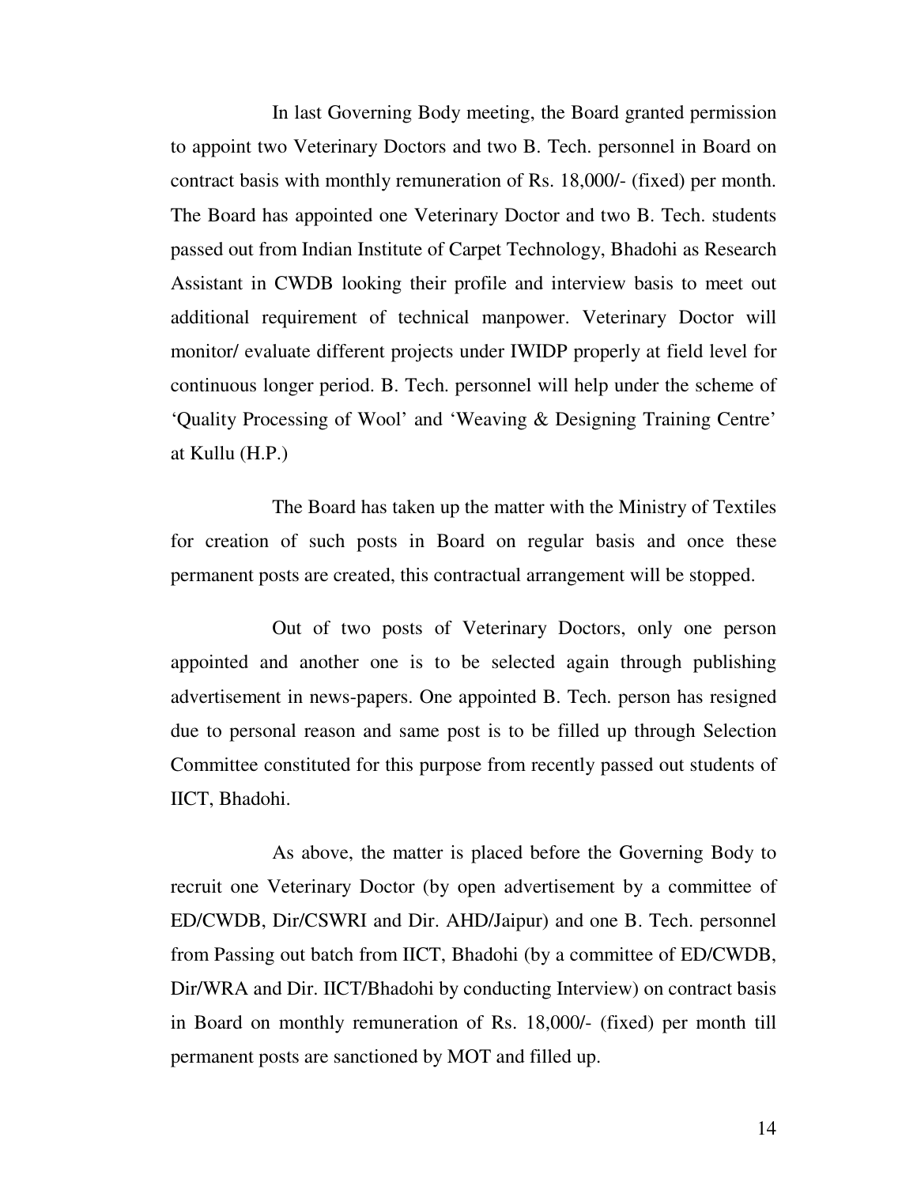In last Governing Body meeting, the Board granted permission to appoint two Veterinary Doctors and two B. Tech. personnel in Board on contract basis with monthly remuneration of Rs. 18,000/- (fixed) per month. The Board has appointed one Veterinary Doctor and two B. Tech. students passed out from Indian Institute of Carpet Technology, Bhadohi as Research Assistant in CWDB looking their profile and interview basis to meet out additional requirement of technical manpower. Veterinary Doctor will monitor/ evaluate different projects under IWIDP properly at field level for continuous longer period. B. Tech. personnel will help under the scheme of 'Quality Processing of Wool' and 'Weaving & Designing Training Centre' at Kullu (H.P.)

The Board has taken up the matter with the Ministry of Textiles for creation of such posts in Board on regular basis and once these permanent posts are created, this contractual arrangement will be stopped.

Out of two posts of Veterinary Doctors, only one person appointed and another one is to be selected again through publishing advertisement in news-papers. One appointed B. Tech. person has resigned due to personal reason and same post is to be filled up through Selection Committee constituted for this purpose from recently passed out students of IICT, Bhadohi.

As above, the matter is placed before the Governing Body to recruit one Veterinary Doctor (by open advertisement by a committee of ED/CWDB, Dir/CSWRI and Dir. AHD/Jaipur) and one B. Tech. personnel from Passing out batch from IICT, Bhadohi (by a committee of ED/CWDB, Dir/WRA and Dir. IICT/Bhadohi by conducting Interview) on contract basis in Board on monthly remuneration of Rs. 18,000/- (fixed) per month till permanent posts are sanctioned by MOT and filled up.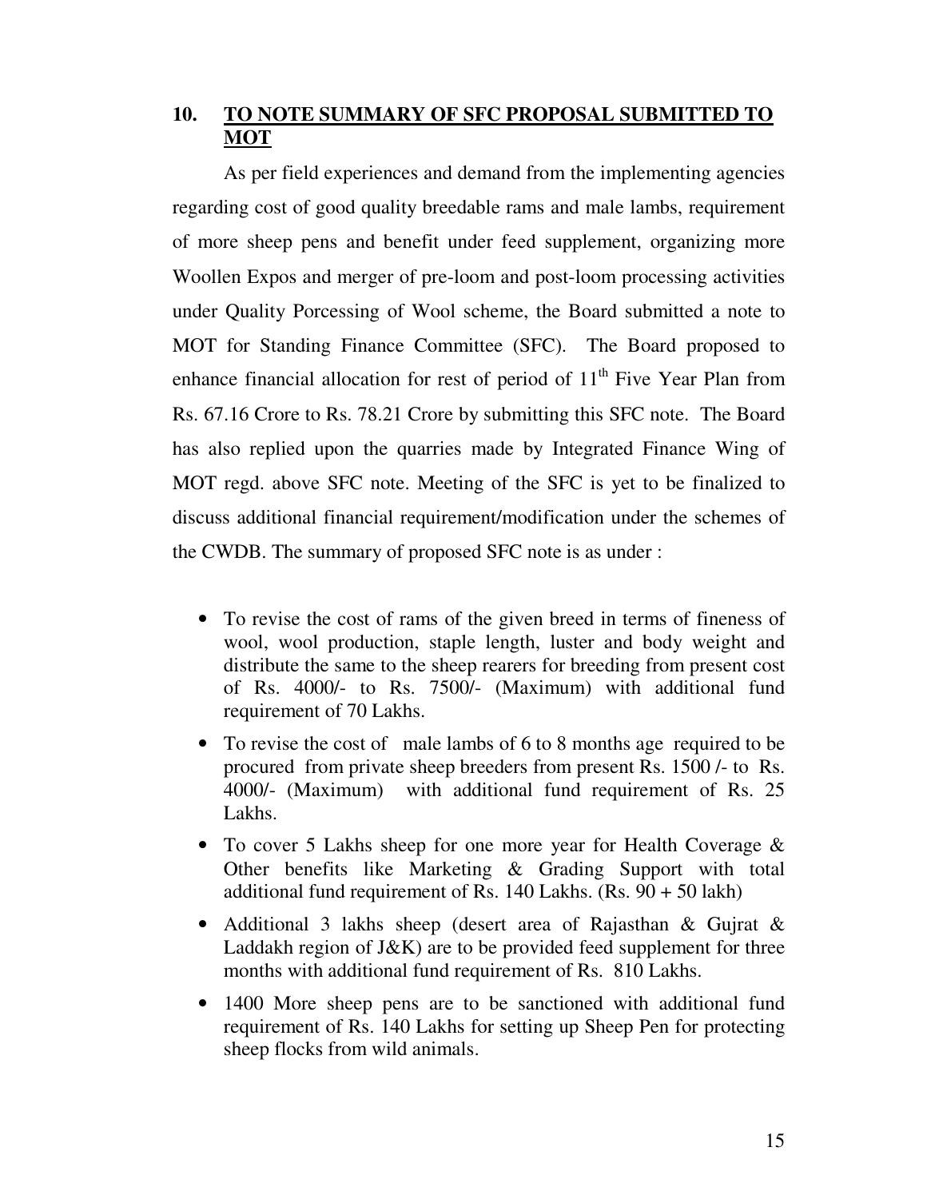## 10. TO NOTE SUMMARY OF SFC PROPOSAL SUBMITTED TO MOT

As per field experiences and demand from the implementing agencies regarding cost of good quality breedable rams and male lambs, requirement of more sheep pens and benefit under feed supplement, organizing more Woollen Expos and merger of pre-loom and post-loom processing activities under Quality Porcessing of Wool scheme, the Board submitted a note to MOT for Standing Finance Committee (SFC). The Board proposed to enhance financial allocation for rest of period of 11th Five Year Plan from Rs. 67.16 Crore to Rs. 78.21 Crore by submitting this SFC note. The Board has also replied upon the quarries made by Integrated Finance Wing of MOT regd. above SFC note. Meeting of the SFC is yet to be finalized to discuss additional financial requirement/modification under the schemes of the CWDB. The summary of proposed SFC note is as under :

- To revise the cost of rams of the given breed in terms of fineness of wool, wool production, staple length, luster and body weight and distribute the same to the sheep rearers for breeding from present cost of Rs. 4000/- to Rs. 7500/- (Maximum) with additional fund requirement of 70 Lakhs.
- To revise the cost of male lambs of 6 to 8 months age required to be procured from private sheep breeders from present Rs. 1500 /- to Rs. 4000/- (Maximum) with additional fund requirement of Rs. 25 Lakhs.
- To cover 5 Lakhs sheep for one more year for Health Coverage & Other benefits like Marketing & Grading Support with total additional fund requirement of Rs. 140 Lakhs. (Rs. 90 + 50 lakh)
- Additional 3 lakhs sheep (desert area of Rajasthan & Gujrat & Laddakh region of J&K) are to be provided feed supplement for three months with additional fund requirement of Rs. 810 Lakhs.
- 1400 More sheep pens are to be sanctioned with additional fund requirement of Rs. 140 Lakhs for setting up Sheep Pen for protecting sheep flocks from wild animals.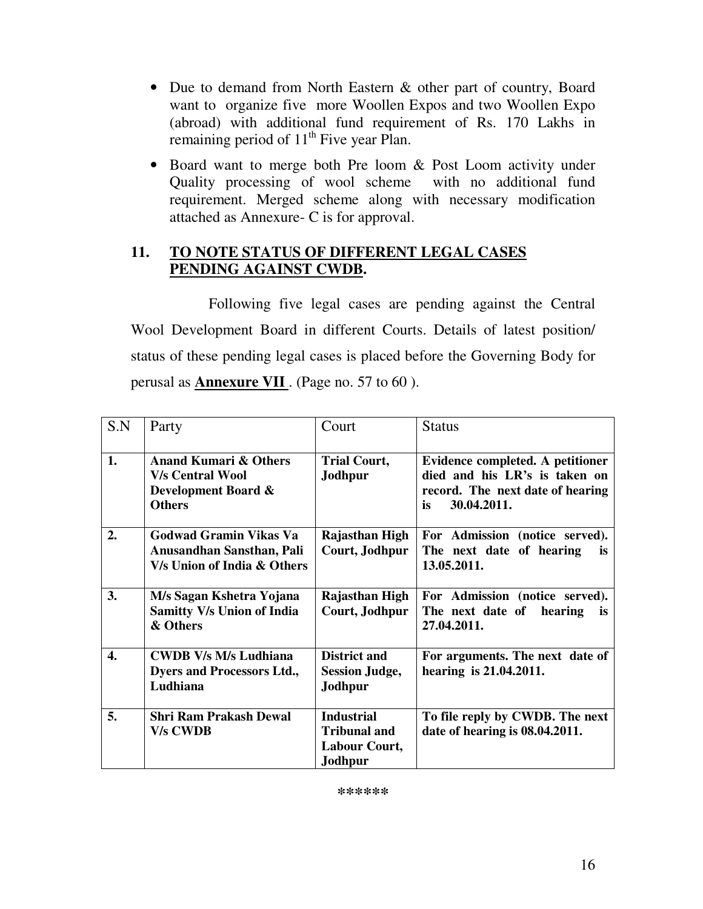- Due to demand from North Eastern & other part of country, Board want to organize five more Woollen Expos and two Woollen Expo (abroad) with additional fund requirement of Rs. 170 Lakhs in remaining period of 11th Five year Plan.
- Board want to merge both Pre loom & Post Loom activity under Quality processing of wool scheme with no additional fund requirement. Merged scheme along with necessary modification attached as Annexure- C is for approval.

## 11. TO NOTE STATUS OF DIFFERENT LEGAL CASES PENDING AGAINST CWDB.

Following five legal cases are pending against the Central Wool Development Board in different Courts. Details of latest position/ status of these pending legal cases is placed before the Governing Body for perusal as **Annexure VII** . (Page no. 57 to 60 ).

| S.N | Party | Court | Status |
|---|---|---|---|
| **1.** | **Anand Kumari & Others V/s Central Wool Development Board & Others** | **Trial Court, Jodhpur** | **Evidence completed. A petitioner died and his LR's is taken on record. The next date of hearing is 30.04.2011.** |
| **2.** | **Godwad Gramin Vikas Va Anusandhan Sansthan, Pali V/s Union of India & Others** | **Rajasthan High Court, Jodhpur** | **For Admission (notice served). The next date of hearing is 13.05.2011.** |
| **3.** | **M/s Sagan Kshetra Yojana Samitty V/s Union of India & Others** | **Rajasthan High Court, Jodhpur** | **For Admission (notice served). The next date of hearing is 27.04.2011.** |
| **4.** | **CWDB V/s M/s Ludhiana Dyers and Processors Ltd., Ludhiana** | **District and Session Judge, Jodhpur** | **For arguments. The next date of hearing is 21.04.2011.** |
| **5.** | **Shri Ram Prakash Dewal V/s CWDB** | **Industrial Tribunal and Labour Court, Jodhpur** | **To file reply by CWDB. The next date of hearing is 08.04.2011.** |

******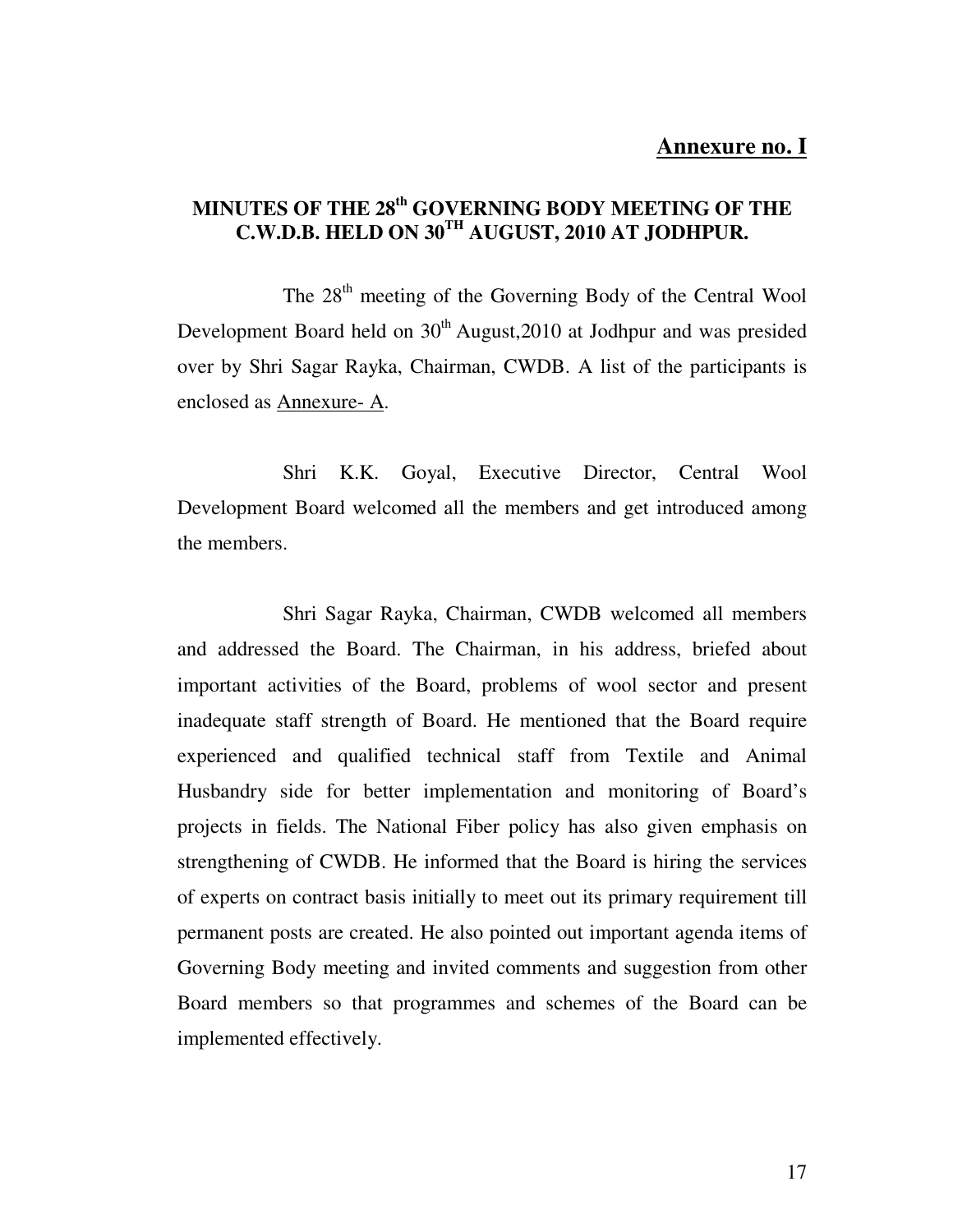**Annexure no. I**

## MINUTES OF THE 28th GOVERNING BODY MEETING OF THE C.W.D.B. HELD ON 30TH AUGUST, 2010 AT JODHPUR.

The 28th meeting of the Governing Body of the Central Wool Development Board held on 30th August,2010 at Jodhpur and was presided over by Shri Sagar Rayka, Chairman, CWDB. A list of the participants is enclosed as Annexure- A.

Shri K.K. Goyal, Executive Director, Central Wool Development Board welcomed all the members and get introduced among the members.

Shri Sagar Rayka, Chairman, CWDB welcomed all members and addressed the Board. The Chairman, in his address, briefed about important activities of the Board, problems of wool sector and present inadequate staff strength of Board. He mentioned that the Board require experienced and qualified technical staff from Textile and Animal Husbandry side for better implementation and monitoring of Board's projects in fields. The National Fiber policy has also given emphasis on strengthening of CWDB. He informed that the Board is hiring the services of experts on contract basis initially to meet out its primary requirement till permanent posts are created. He also pointed out important agenda items of Governing Body meeting and invited comments and suggestion from other Board members so that programmes and schemes of the Board can be implemented effectively.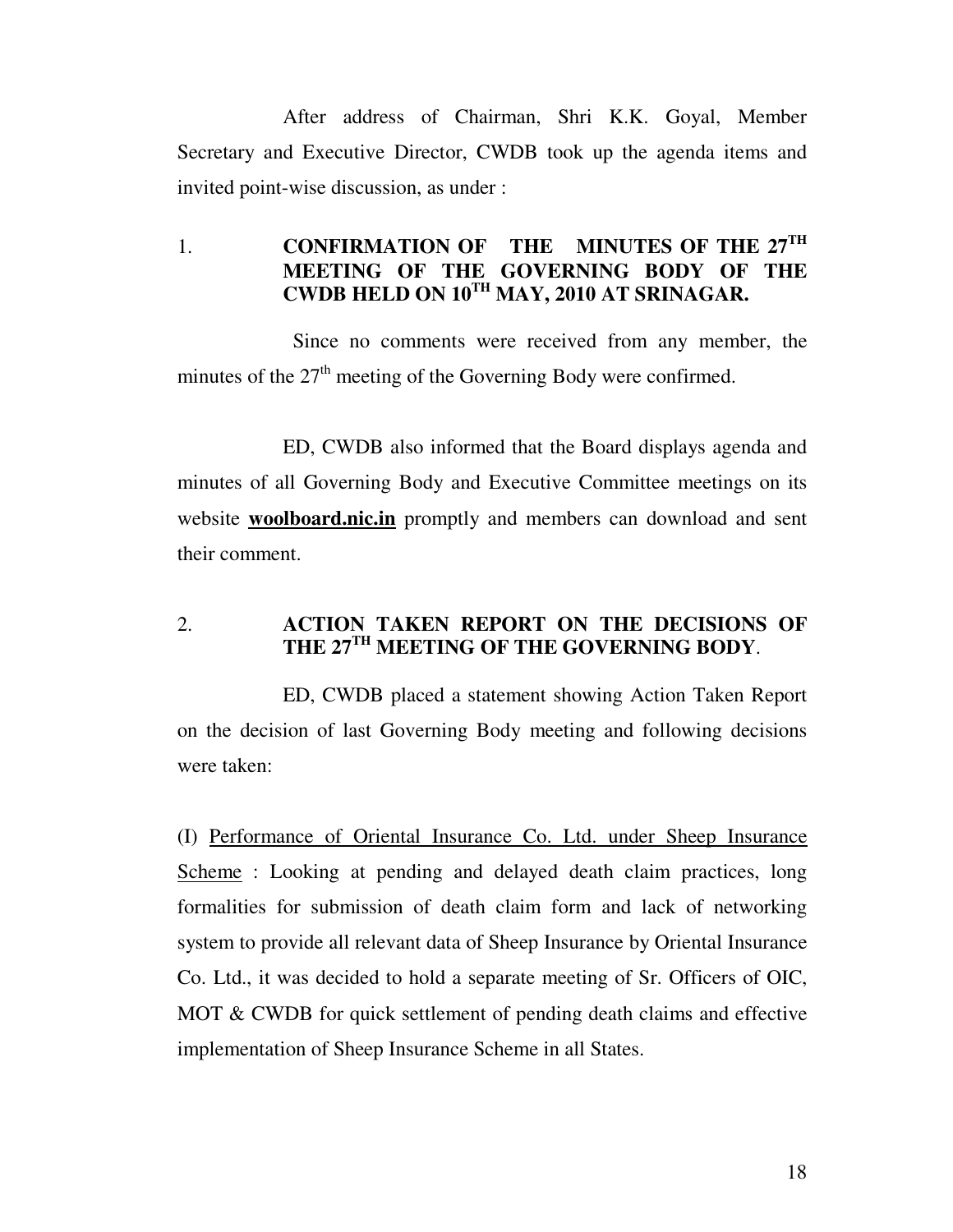After address of Chairman, Shri K.K. Goyal, Member Secretary and Executive Director, CWDB took up the agenda items and invited point-wise discussion, as under :

1. **CONFIRMATION OF THE MINUTES OF THE 27[TH] MEETING OF THE GOVERNING BODY OF THE CWDB HELD ON 10[TH] MAY, 2010 AT SRINAGAR.**

Since no comments were received from any member, the minutes of the 27[th] meeting of the Governing Body were confirmed.

ED, CWDB also informed that the Board displays agenda and minutes of all Governing Body and Executive Committee meetings on its website **woolboard.nic.in** promptly and members can download and sent their comment.

2. **ACTION TAKEN REPORT ON THE DECISIONS OF THE 27[TH] MEETING OF THE GOVERNING BODY**.

ED, CWDB placed a statement showing Action Taken Report on the decision of last Governing Body meeting and following decisions were taken:

(I) Performance of Oriental Insurance Co. Ltd. under Sheep Insurance Scheme : Looking at pending and delayed death claim practices, long formalities for submission of death claim form and lack of networking system to provide all relevant data of Sheep Insurance by Oriental Insurance Co. Ltd., it was decided to hold a separate meeting of Sr. Officers of OIC, MOT & CWDB for quick settlement of pending death claims and effective implementation of Sheep Insurance Scheme in all States.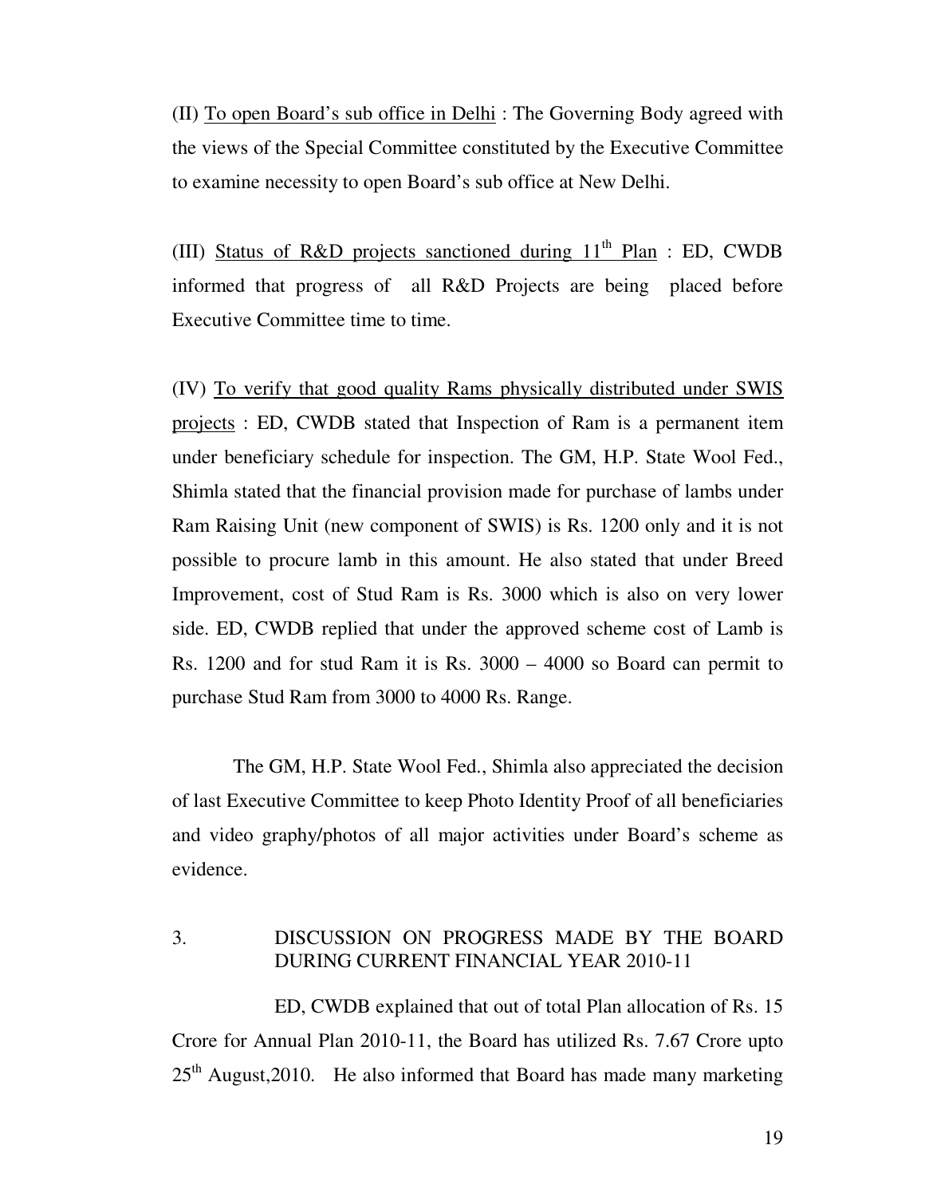(II) To open Board's sub office in Delhi : The Governing Body agreed with the views of the Special Committee constituted by the Executive Committee to examine necessity to open Board's sub office at New Delhi.

(III) Status of R&D projects sanctioned during 11th Plan : ED, CWDB informed that progress of all R&D Projects are being placed before Executive Committee time to time.

(IV) To verify that good quality Rams physically distributed under SWIS projects : ED, CWDB stated that Inspection of Ram is a permanent item under beneficiary schedule for inspection. The GM, H.P. State Wool Fed., Shimla stated that the financial provision made for purchase of lambs under Ram Raising Unit (new component of SWIS) is Rs. 1200 only and it is not possible to procure lamb in this amount. He also stated that under Breed Improvement, cost of Stud Ram is Rs. 3000 which is also on very lower side. ED, CWDB replied that under the approved scheme cost of Lamb is Rs. 1200 and for stud Ram it is Rs. 3000 – 4000 so Board can permit to purchase Stud Ram from 3000 to 4000 Rs. Range.

The GM, H.P. State Wool Fed., Shimla also appreciated the decision of last Executive Committee to keep Photo Identity Proof of all beneficiaries and video graphy/photos of all major activities under Board's scheme as evidence.

## 3. DISCUSSION ON PROGRESS MADE BY THE BOARD DURING CURRENT FINANCIAL YEAR 2010-11

ED, CWDB explained that out of total Plan allocation of Rs. 15 Crore for Annual Plan 2010-11, the Board has utilized Rs. 7.67 Crore upto 25th August,2010. He also informed that Board has made many marketing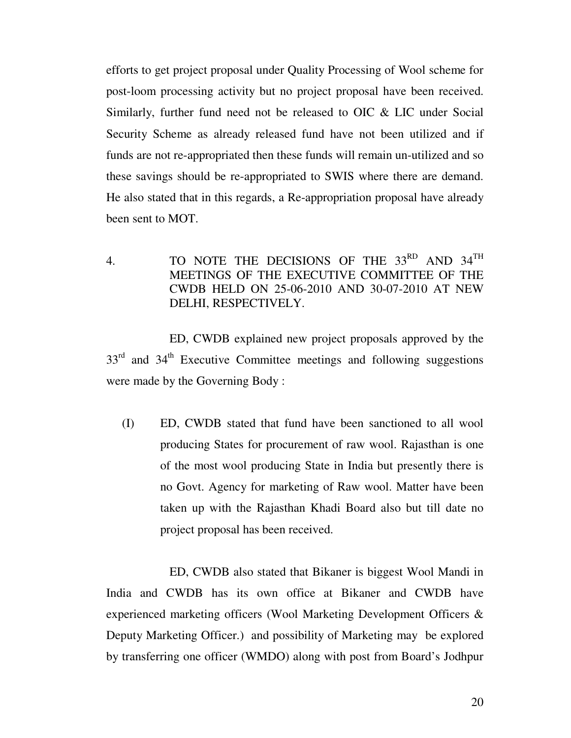efforts to get project proposal under Quality Processing of Wool scheme for post-loom processing activity but no project proposal have been received. Similarly, further fund need not be released to OIC & LIC under Social Security Scheme as already released fund have not been utilized and if funds are not re-appropriated then these funds will remain un-utilized and so these savings should be re-appropriated to SWIS where there are demand. He also stated that in this regards, a Re-appropriation proposal have already been sent to MOT.

4. TO NOTE THE DECISIONS OF THE 33RD AND 34TH MEETINGS OF THE EXECUTIVE COMMITTEE OF THE CWDB HELD ON 25-06-2010 AND 30-07-2010 AT NEW DELHI, RESPECTIVELY.

ED, CWDB explained new project proposals approved by the 33rd and 34th Executive Committee meetings and following suggestions were made by the Governing Body :

(I) ED, CWDB stated that fund have been sanctioned to all wool producing States for procurement of raw wool. Rajasthan is one of the most wool producing State in India but presently there is no Govt. Agency for marketing of Raw wool. Matter have been taken up with the Rajasthan Khadi Board also but till date no project proposal has been received.

ED, CWDB also stated that Bikaner is biggest Wool Mandi in India and CWDB has its own office at Bikaner and CWDB have experienced marketing officers (Wool Marketing Development Officers & Deputy Marketing Officer.) and possibility of Marketing may be explored by transferring one officer (WMDO) along with post from Board's Jodhpur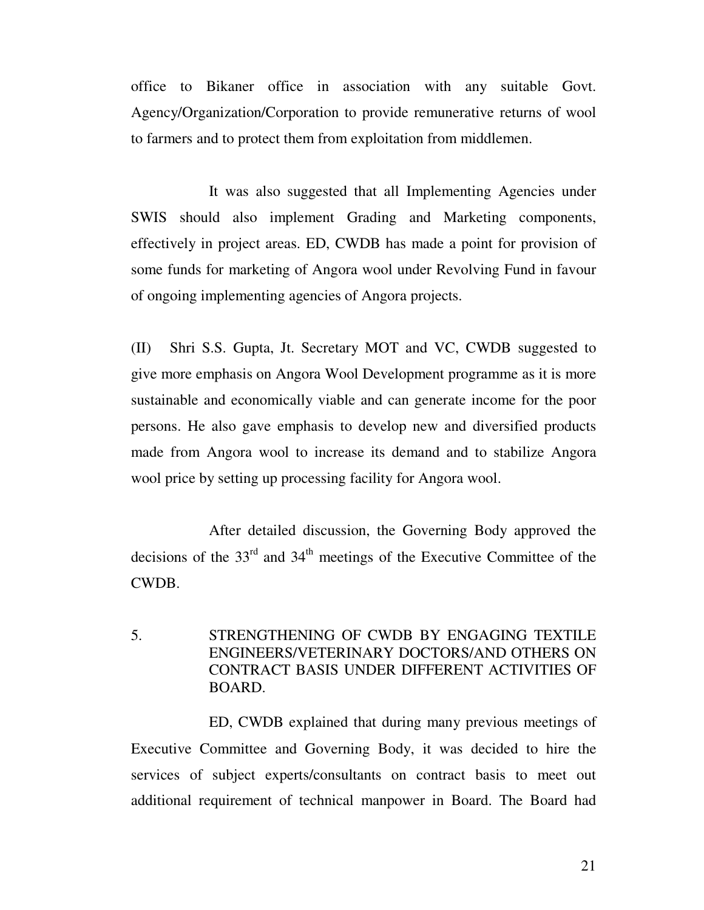office to Bikaner office in association with any suitable Govt. Agency/Organization/Corporation to provide remunerative returns of wool to farmers and to protect them from exploitation from middlemen.

It was also suggested that all Implementing Agencies under SWIS should also implement Grading and Marketing components, effectively in project areas. ED, CWDB has made a point for provision of some funds for marketing of Angora wool under Revolving Fund in favour of ongoing implementing agencies of Angora projects.

(II) Shri S.S. Gupta, Jt. Secretary MOT and VC, CWDB suggested to give more emphasis on Angora Wool Development programme as it is more sustainable and economically viable and can generate income for the poor persons. He also gave emphasis to develop new and diversified products made from Angora wool to increase its demand and to stabilize Angora wool price by setting up processing facility for Angora wool.

After detailed discussion, the Governing Body approved the decisions of the 33rd and 34th meetings of the Executive Committee of the CWDB.

## 5. STRENGTHENING OF CWDB BY ENGAGING TEXTILE ENGINEERS/VETERINARY DOCTORS/AND OTHERS ON CONTRACT BASIS UNDER DIFFERENT ACTIVITIES OF BOARD.

ED, CWDB explained that during many previous meetings of Executive Committee and Governing Body, it was decided to hire the services of subject experts/consultants on contract basis to meet out additional requirement of technical manpower in Board. The Board had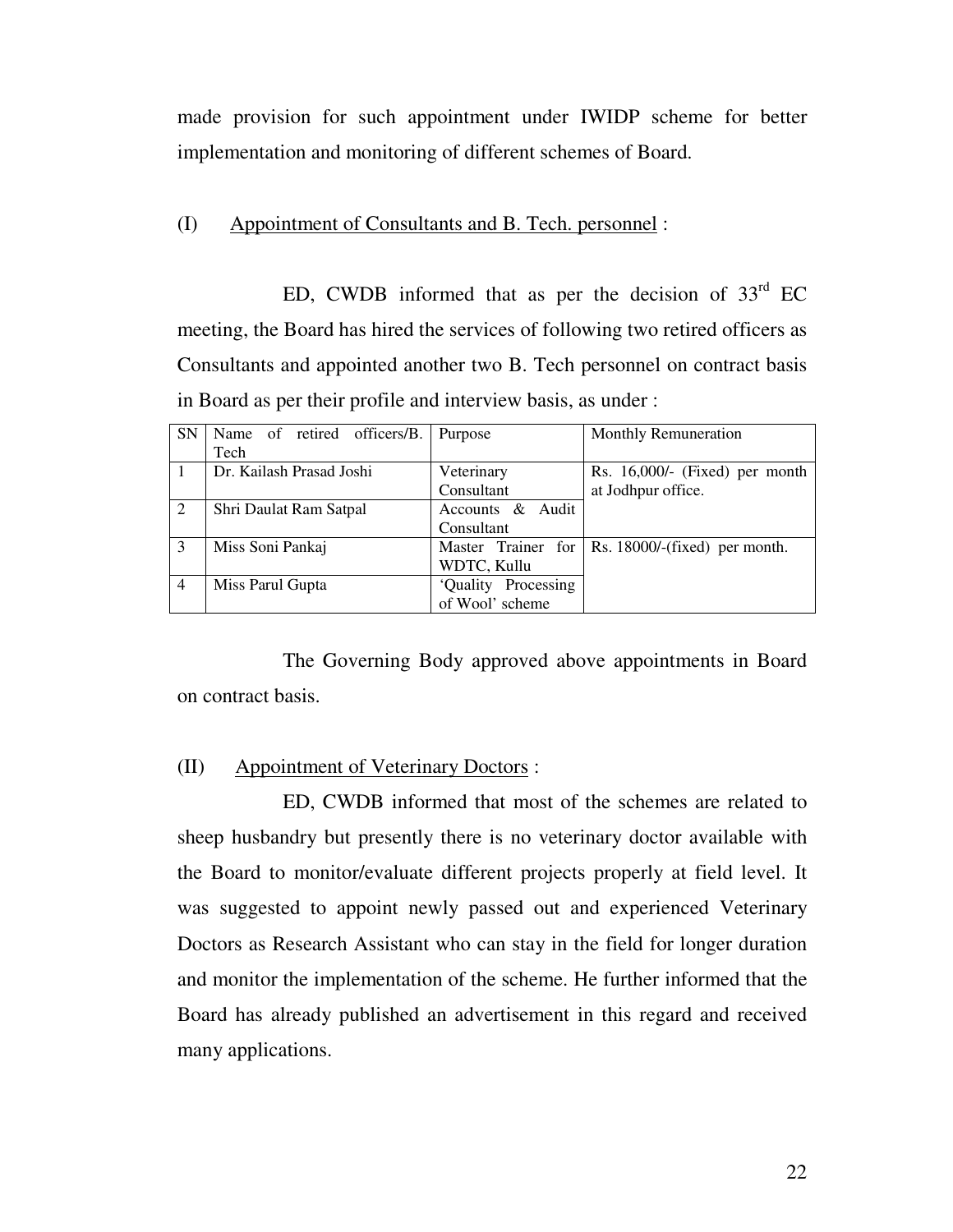made provision for such appointment under IWIDP scheme for better implementation and monitoring of different schemes of Board.

(I) Appointment of Consultants and B. Tech. personnel :

ED, CWDB informed that as per the decision of 33rd EC meeting, the Board has hired the services of following two retired officers as Consultants and appointed another two B. Tech personnel on contract basis in Board as per their profile and interview basis, as under :

| SN | Name of retired officers/B. Tech | Purpose | Monthly Remuneration |
|---|---|---|---|
| 1 | Dr. Kailash Prasad Joshi | Veterinary Consultant | Rs. 16,000/- (Fixed) per month at Jodhpur office. |
| 2 | Shri Daulat Ram Satpal | Accounts & Audit Consultant | |
| 3 | Miss Soni Pankaj | Master Trainer for WDTC, Kullu | Rs. 18000/-(fixed) per month. |
| 4 | Miss Parul Gupta | 'Quality Processing of Wool' scheme | |

The Governing Body approved above appointments in Board on contract basis.

(II) Appointment of Veterinary Doctors :

ED, CWDB informed that most of the schemes are related to sheep husbandry but presently there is no veterinary doctor available with the Board to monitor/evaluate different projects properly at field level. It was suggested to appoint newly passed out and experienced Veterinary Doctors as Research Assistant who can stay in the field for longer duration and monitor the implementation of the scheme. He further informed that the Board has already published an advertisement in this regard and received many applications.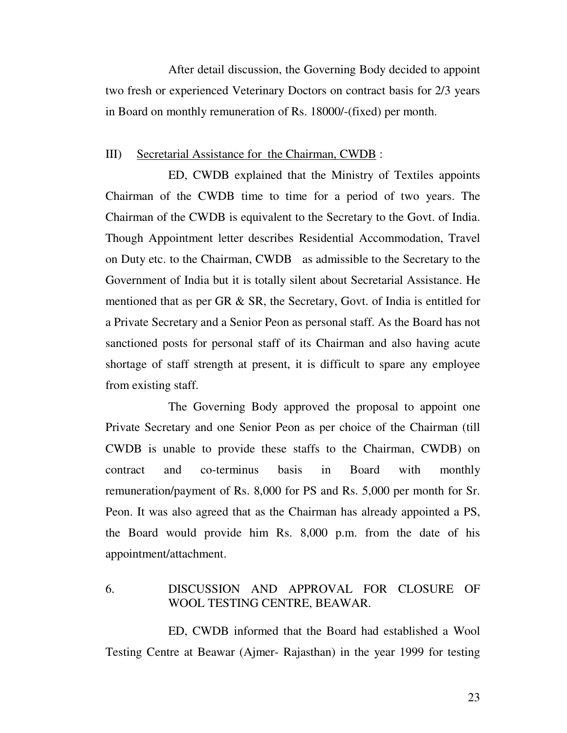After detail discussion, the Governing Body decided to appoint two fresh or experienced Veterinary Doctors on contract basis for 2/3 years in Board on monthly remuneration of Rs. 18000/-(fixed) per month.

III) Secretarial Assistance for the Chairman, CWDB :

ED, CWDB explained that the Ministry of Textiles appoints Chairman of the CWDB time to time for a period of two years. The Chairman of the CWDB is equivalent to the Secretary to the Govt. of India. Though Appointment letter describes Residential Accommodation, Travel on Duty etc. to the Chairman, CWDB as admissible to the Secretary to the Government of India but it is totally silent about Secretarial Assistance. He mentioned that as per GR & SR, the Secretary, Govt. of India is entitled for a Private Secretary and a Senior Peon as personal staff. As the Board has not sanctioned posts for personal staff of its Chairman and also having acute shortage of staff strength at present, it is difficult to spare any employee from existing staff.

The Governing Body approved the proposal to appoint one Private Secretary and one Senior Peon as per choice of the Chairman (till CWDB is unable to provide these staffs to the Chairman, CWDB) on contract and co-terminus basis in Board with monthly remuneration/payment of Rs. 8,000 for PS and Rs. 5,000 per month for Sr. Peon. It was also agreed that as the Chairman has already appointed a PS, the Board would provide him Rs. 8,000 p.m. from the date of his appointment/attachment.

6. DISCUSSION AND APPROVAL FOR CLOSURE OF WOOL TESTING CENTRE, BEAWAR.

ED, CWDB informed that the Board had established a Wool Testing Centre at Beawar (Ajmer- Rajasthan) in the year 1999 for testing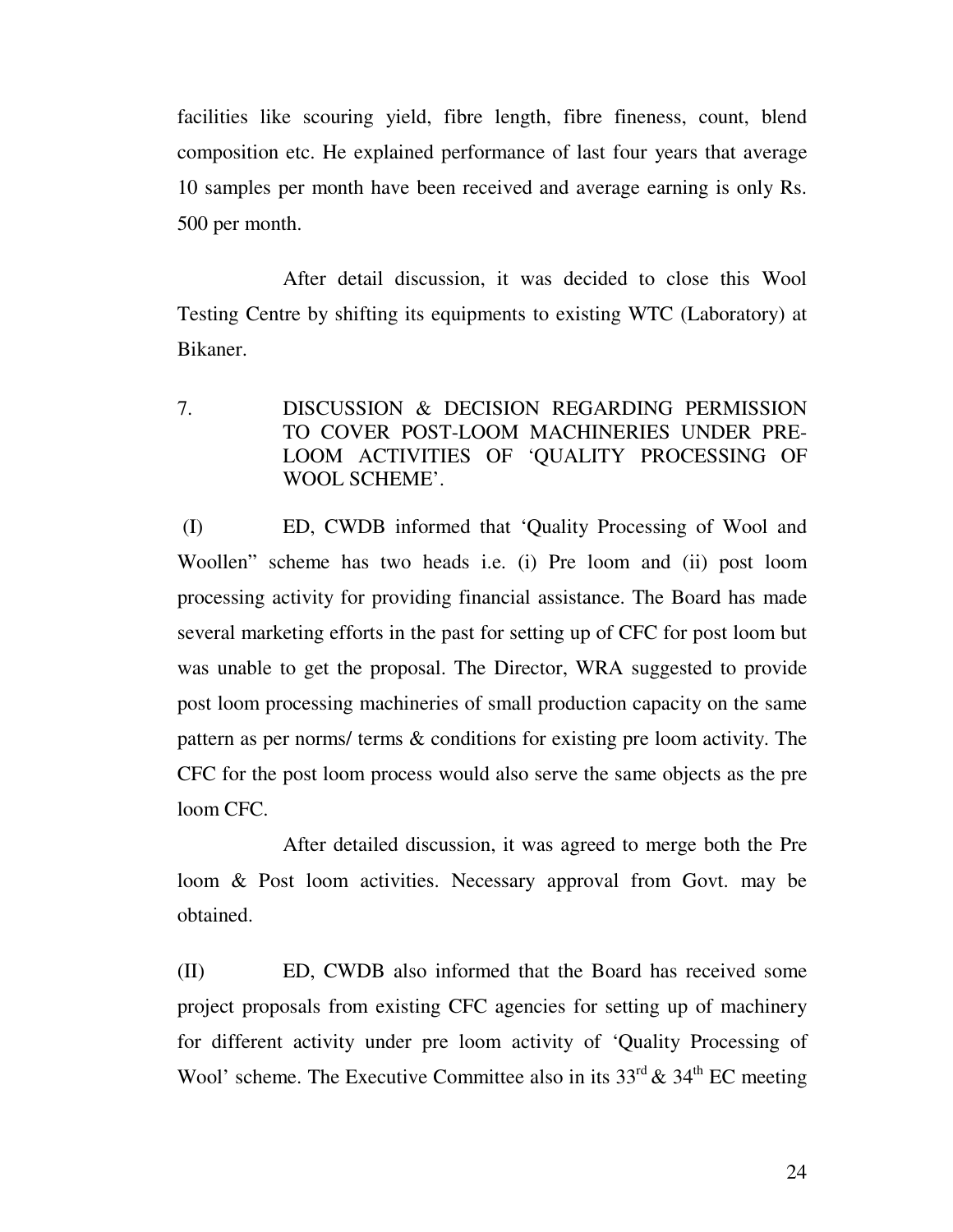facilities like scouring yield, fibre length, fibre fineness, count, blend composition etc. He explained performance of last four years that average 10 samples per month have been received and average earning is only Rs. 500 per month.

After detail discussion, it was decided to close this Wool Testing Centre by shifting its equipments to existing WTC (Laboratory) at Bikaner.

7. DISCUSSION & DECISION REGARDING PERMISSION TO COVER POST-LOOM MACHINERIES UNDER PRE-LOOM ACTIVITIES OF 'QUALITY PROCESSING OF WOOL SCHEME'.

(I) ED, CWDB informed that 'Quality Processing of Wool and Woollen" scheme has two heads i.e. (i) Pre loom and (ii) post loom processing activity for providing financial assistance. The Board has made several marketing efforts in the past for setting up of CFC for post loom but was unable to get the proposal. The Director, WRA suggested to provide post loom processing machineries of small production capacity on the same pattern as per norms/ terms & conditions for existing pre loom activity. The CFC for the post loom process would also serve the same objects as the pre loom CFC.

After detailed discussion, it was agreed to merge both the Pre loom & Post loom activities. Necessary approval from Govt. may be obtained.

(II) ED, CWDB also informed that the Board has received some project proposals from existing CFC agencies for setting up of machinery for different activity under pre loom activity of 'Quality Processing of Wool' scheme. The Executive Committee also in its 33rd & 34th EC meeting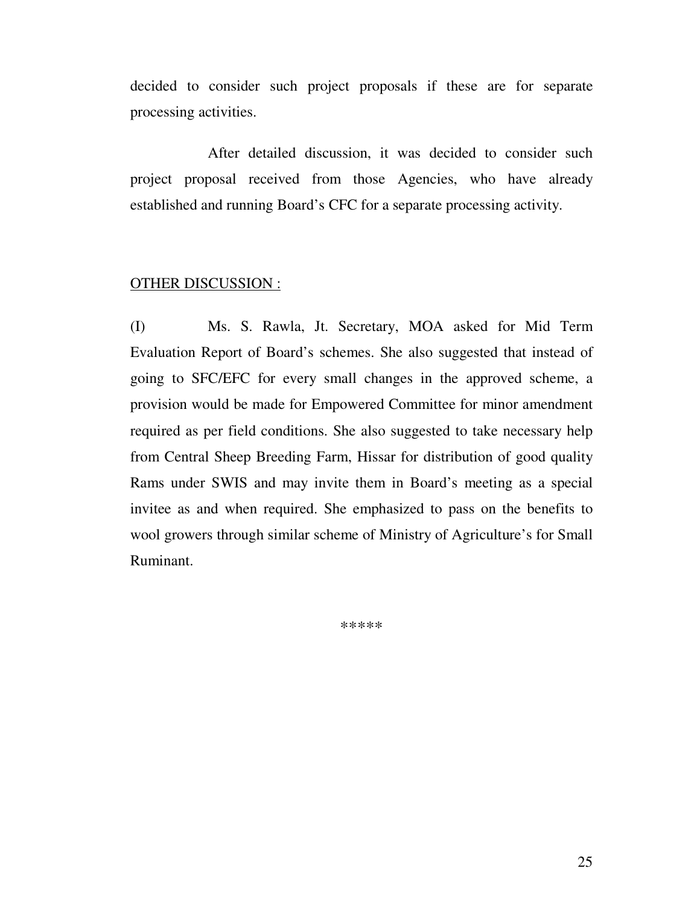decided to consider such project proposals if these are for separate processing activities.

After detailed discussion, it was decided to consider such project proposal received from those Agencies, who have already established and running Board's CFC for a separate processing activity.

<u>OTHER DISCUSSION :</u>

(I) Ms. S. Rawla, Jt. Secretary, MOA asked for Mid Term Evaluation Report of Board's schemes. She also suggested that instead of going to SFC/EFC for every small changes in the approved scheme, a provision would be made for Empowered Committee for minor amendment required as per field conditions. She also suggested to take necessary help from Central Sheep Breeding Farm, Hissar for distribution of good quality Rams under SWIS and may invite them in Board's meeting as a special invitee as and when required. She emphasized to pass on the benefits to wool growers through similar scheme of Ministry of Agriculture's for Small Ruminant.

*****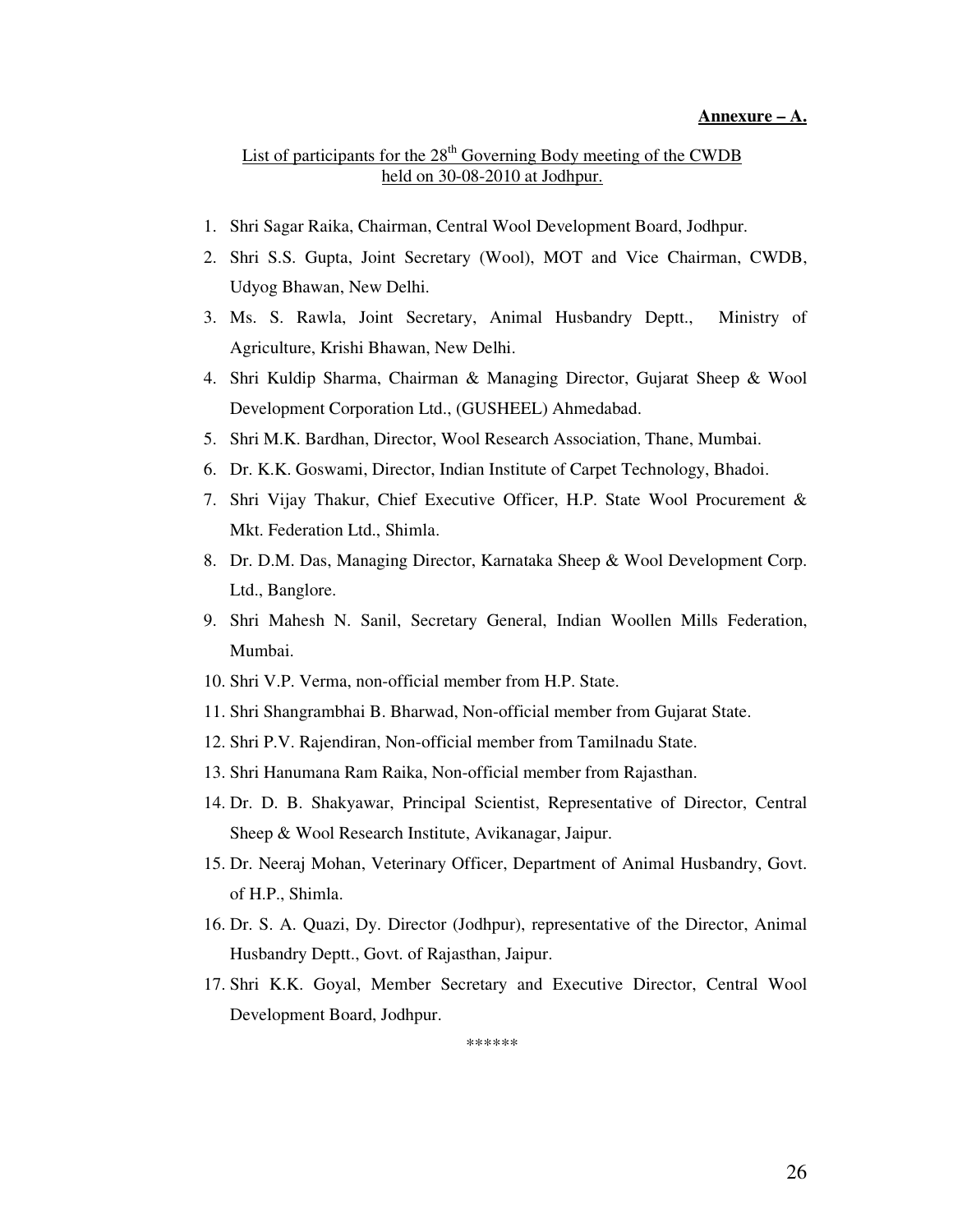**Annexure – A.**

List of participants for the 28th Governing Body meeting of the CWDB held on 30-08-2010 at Jodhpur.

1. Shri Sagar Raika, Chairman, Central Wool Development Board, Jodhpur.
2. Shri S.S. Gupta, Joint Secretary (Wool), MOT and Vice Chairman, CWDB, Udyog Bhawan, New Delhi.
3. Ms. S. Rawla, Joint Secretary, Animal Husbandry Deptt., Ministry of Agriculture, Krishi Bhawan, New Delhi.
4. Shri Kuldip Sharma, Chairman & Managing Director, Gujarat Sheep & Wool Development Corporation Ltd., (GUSHEEL) Ahmedabad.
5. Shri M.K. Bardhan, Director, Wool Research Association, Thane, Mumbai.
6. Dr. K.K. Goswami, Director, Indian Institute of Carpet Technology, Bhadoi.
7. Shri Vijay Thakur, Chief Executive Officer, H.P. State Wool Procurement & Mkt. Federation Ltd., Shimla.
8. Dr. D.M. Das, Managing Director, Karnataka Sheep & Wool Development Corp. Ltd., Banglore.
9. Shri Mahesh N. Sanil, Secretary General, Indian Woollen Mills Federation, Mumbai.
10. Shri V.P. Verma, non-official member from H.P. State.
11. Shri Shangrambhai B. Bharwad, Non-official member from Gujarat State.
12. Shri P.V. Rajendiran, Non-official member from Tamilnadu State.
13. Shri Hanumana Ram Raika, Non-official member from Rajasthan.
14. Dr. D. B. Shakyawar, Principal Scientist, Representative of Director, Central Sheep & Wool Research Institute, Avikanagar, Jaipur.
15. Dr. Neeraj Mohan, Veterinary Officer, Department of Animal Husbandry, Govt. of H.P., Shimla.
16. Dr. S. A. Quazi, Dy. Director (Jodhpur), representative of the Director, Animal Husbandry Deptt., Govt. of Rajasthan, Jaipur.
17. Shri K.K. Goyal, Member Secretary and Executive Director, Central Wool Development Board, Jodhpur.

******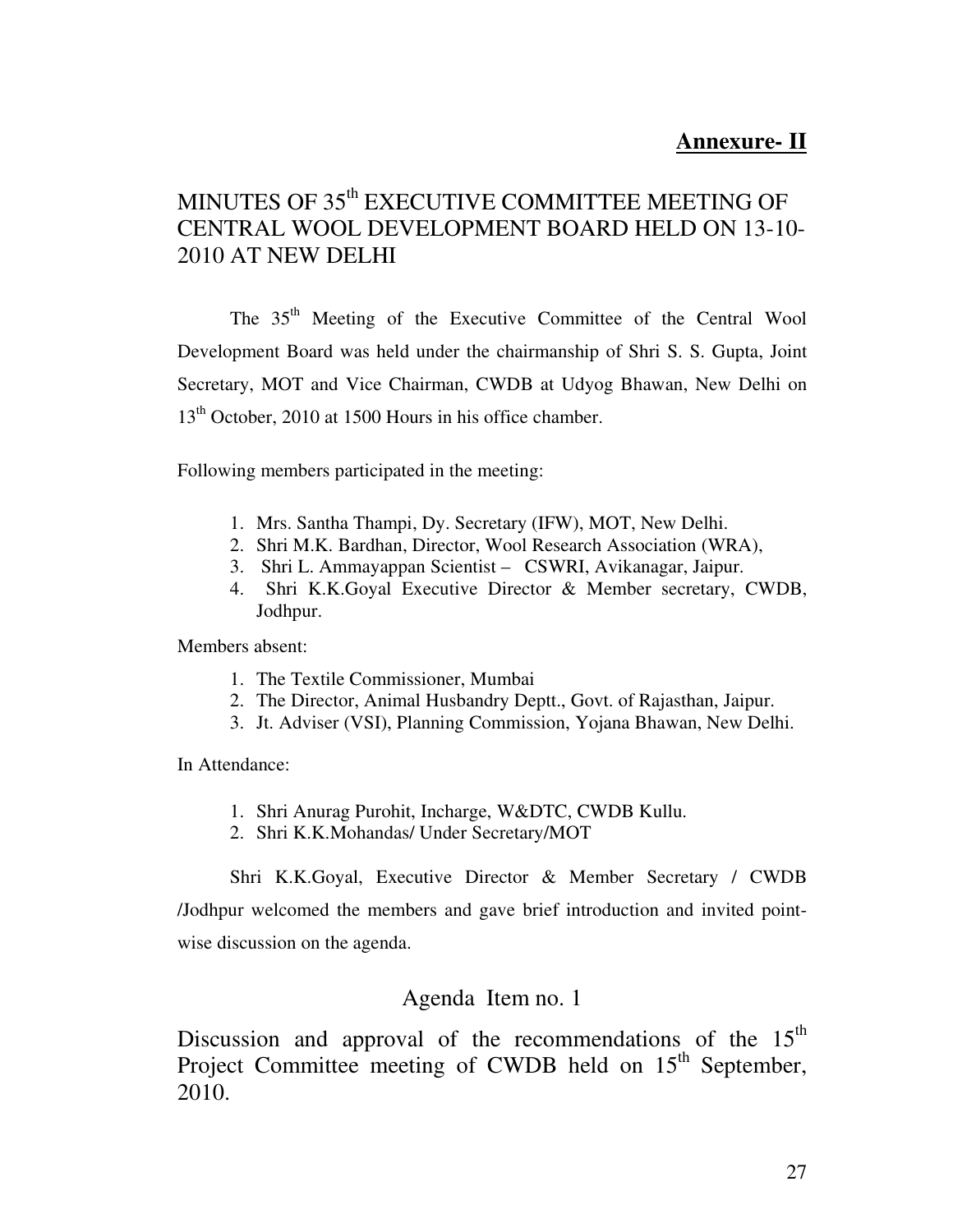**Annexure- II**

# MINUTES OF 35th EXECUTIVE COMMITTEE MEETING OF CENTRAL WOOL DEVELOPMENT BOARD HELD ON 13-10-2010 AT NEW DELHI

The 35th Meeting of the Executive Committee of the Central Wool Development Board was held under the chairmanship of Shri S. S. Gupta, Joint Secretary, MOT and Vice Chairman, CWDB at Udyog Bhawan, New Delhi on 13th October, 2010 at 1500 Hours in his office chamber.

Following members participated in the meeting:

1. Mrs. Santha Thampi, Dy. Secretary (IFW), MOT, New Delhi.
2. Shri M.K. Bardhan, Director, Wool Research Association (WRA),
3. Shri L. Ammayappan Scientist – CSWRI, Avikanagar, Jaipur.
4. Shri K.K.Goyal Executive Director & Member secretary, CWDB, Jodhpur.

Members absent:

1. The Textile Commissioner, Mumbai
2. The Director, Animal Husbandry Deptt., Govt. of Rajasthan, Jaipur.
3. Jt. Adviser (VSI), Planning Commission, Yojana Bhawan, New Delhi.

In Attendance:

1. Shri Anurag Purohit, Incharge, W&DTC, CWDB Kullu.
2. Shri K.K.Mohandas/ Under Secretary/MOT

Shri K.K.Goyal, Executive Director & Member Secretary / CWDB /Jodhpur welcomed the members and gave brief introduction and invited point-wise discussion on the agenda.

## Agenda Item no. 1

### Discussion and approval of the recommendations of the 15th Project Committee meeting of CWDB held on 15th September, 2010.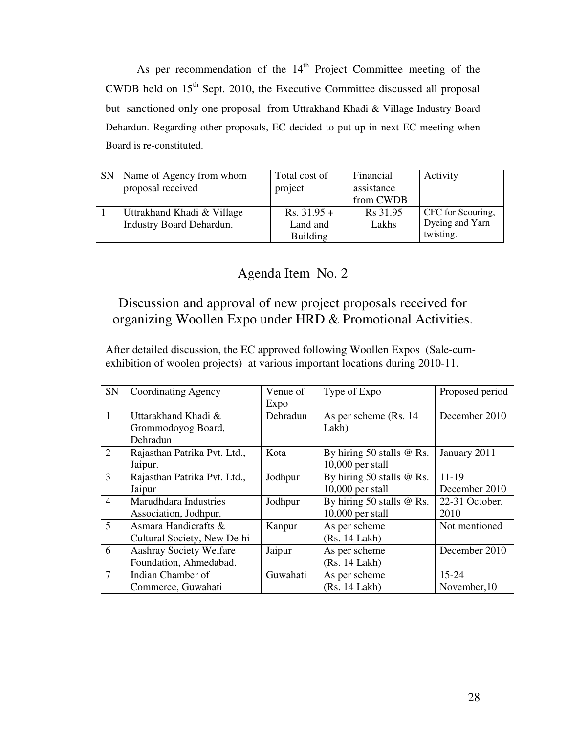As per recommendation of the 14th Project Committee meeting of the CWDB held on 15th Sept. 2010, the Executive Committee discussed all proposal but sanctioned only one proposal from Uttrakhand Khadi & Village Industry Board Dehardun. Regarding other proposals, EC decided to put up in next EC meeting when Board is re-constituted.

| SN | Name of Agency from whom proposal received | Total cost of project | Financial assistance from CWDB | Activity |
|---|---|---|---|---|
| 1 | Uttrakhand Khadi & Village Industry Board Dehardun. | Rs. 31.95 + Land and Building | Rs 31.95 Lakhs | CFC for Scouring, Dyeing and Yarn twisting. |

## Agenda Item No. 2

## Discussion and approval of new project proposals received for organizing Woollen Expo under HRD & Promotional Activities.

After detailed discussion, the EC approved following Woollen Expos (Sale-cum-exhibition of woolen projects) at various important locations during 2010-11.

| SN | Coordinating Agency | Venue of Expo | Type of Expo | Proposed period |
|---|---|---|---|---|
| 1 | Uttarakhand Khadi & Grommodoyog Board, Dehradun | Dehradun | As per scheme (Rs. 14 Lakh) | December 2010 |
| 2 | Rajasthan Patrika Pvt. Ltd., Jaipur. | Kota | By hiring 50 stalls @ Rs. 10,000 per stall | January 2011 |
| 3 | Rajasthan Patrika Pvt. Ltd., Jaipur | Jodhpur | By hiring 50 stalls @ Rs. 10,000 per stall | 11-19 December 2010 |
| 4 | Marudhdara Industries Association, Jodhpur. | Jodhpur | By hiring 50 stalls @ Rs. 10,000 per stall | 22-31 October, 2010 |
| 5 | Asmara Handicrafts & Cultural Society, New Delhi | Kanpur | As per scheme (Rs. 14 Lakh) | Not mentioned |
| 6 | Aashray Society Welfare Foundation, Ahmedabad. | Jaipur | As per scheme (Rs. 14 Lakh) | December 2010 |
| 7 | Indian Chamber of Commerce, Guwahati | Guwahati | As per scheme (Rs. 14 Lakh) | 15-24 November,10 |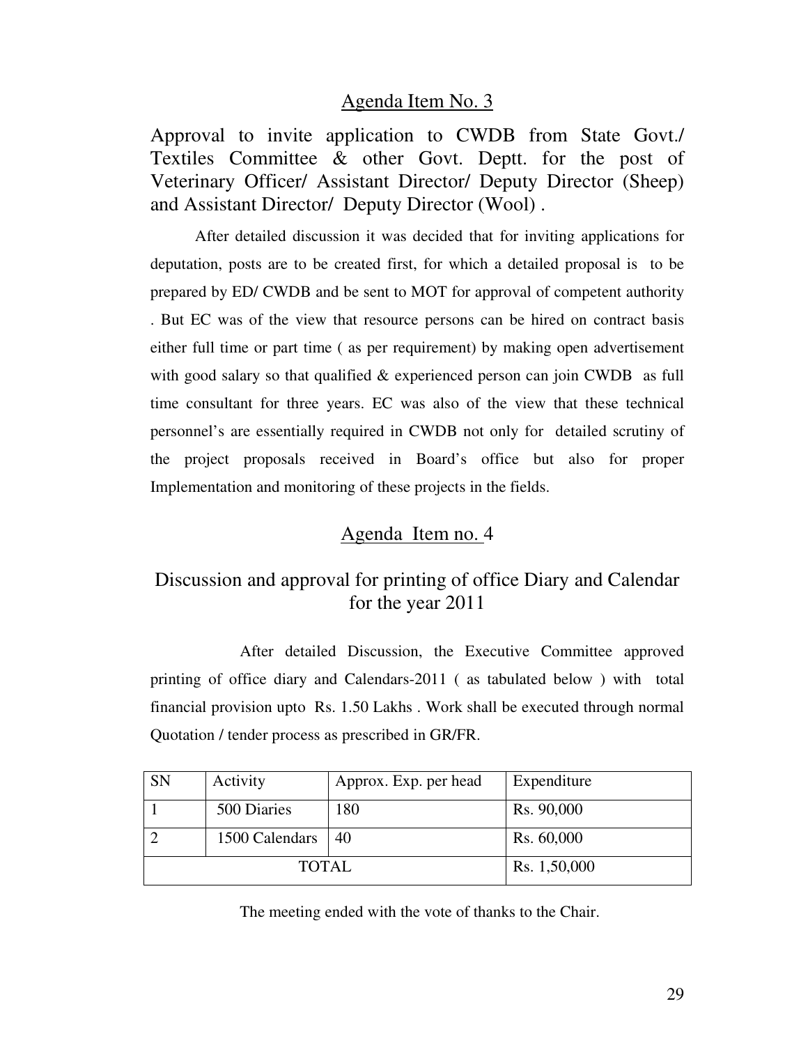## Agenda Item No. 3

Approval to invite application to CWDB from State Govt./ Textiles Committee & other Govt. Deptt. for the post of Veterinary Officer/ Assistant Director/ Deputy Director (Sheep) and Assistant Director/ Deputy Director (Wool) .

After detailed discussion it was decided that for inviting applications for deputation, posts are to be created first, for which a detailed proposal is to be prepared by ED/ CWDB and be sent to MOT for approval of competent authority . But EC was of the view that resource persons can be hired on contract basis either full time or part time ( as per requirement) by making open advertisement with good salary so that qualified & experienced person can join CWDB as full time consultant for three years. EC was also of the view that these technical personnel's are essentially required in CWDB not only for detailed scrutiny of the project proposals received in Board's office but also for proper Implementation and monitoring of these projects in the fields.

## Agenda Item no. 4

Discussion and approval for printing of office Diary and Calendar for the year 2011

After detailed Discussion, the Executive Committee approved printing of office diary and Calendars-2011 ( as tabulated below ) with total financial provision upto Rs. 1.50 Lakhs . Work shall be executed through normal Quotation / tender process as prescribed in GR/FR.

| SN | Activity | Approx. Exp. per head | Expenditure |
|---|---|---|---|
| 1 | 500 Diaries | 180 | Rs. 90,000 |
| 2 | 1500 Calendars | 40 | Rs. 60,000 |
| TOTAL | | | Rs. 1,50,000 |

The meeting ended with the vote of thanks to the Chair.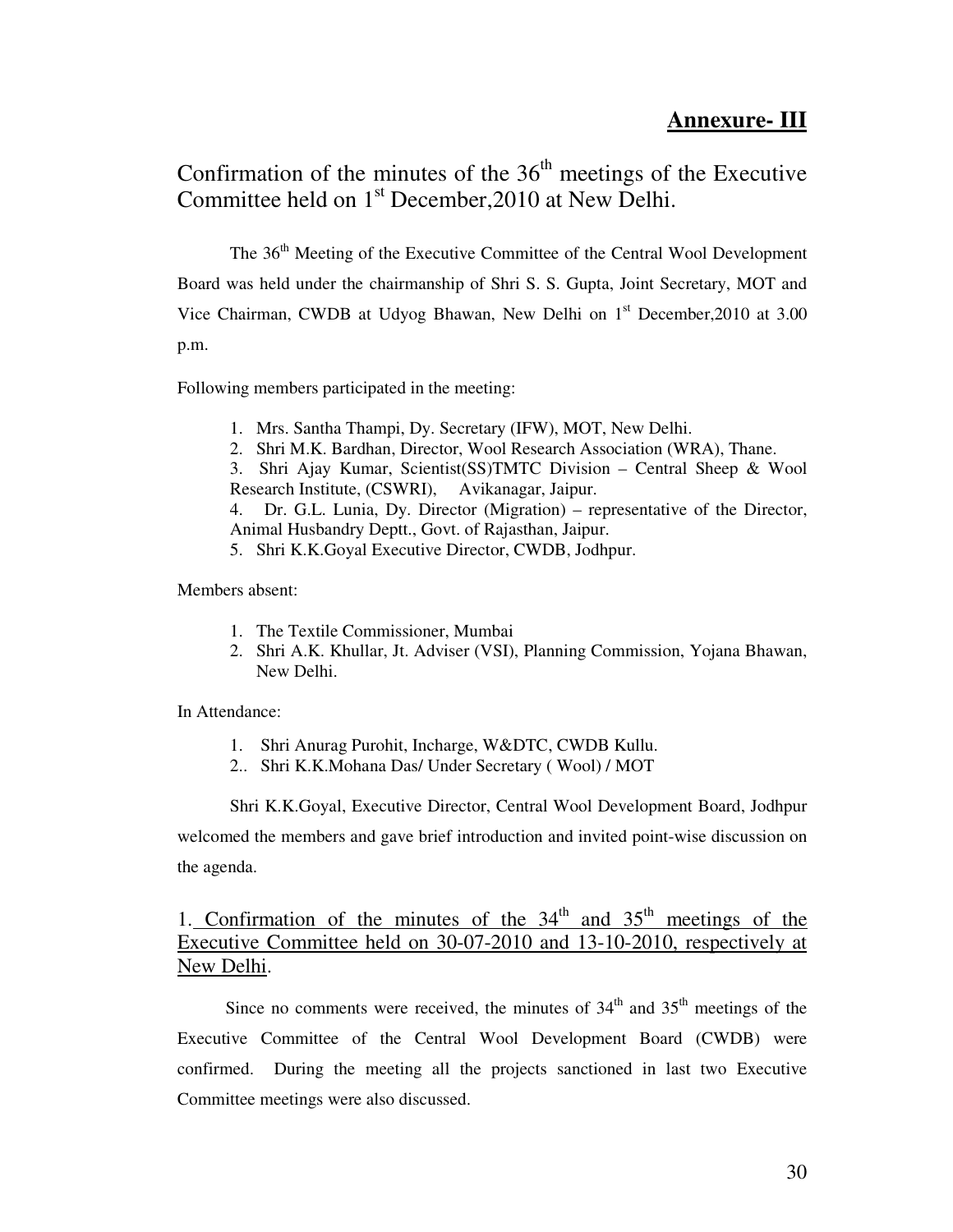## Annexure- III

# Confirmation of the minutes of the 36th meetings of the Executive Committee held on 1st December,2010 at New Delhi.

The 36th Meeting of the Executive Committee of the Central Wool Development Board was held under the chairmanship of Shri S. S. Gupta, Joint Secretary, MOT and Vice Chairman, CWDB at Udyog Bhawan, New Delhi on 1st December,2010 at 3.00 p.m.

Following members participated in the meeting:

1. Mrs. Santha Thampi, Dy. Secretary (IFW), MOT, New Delhi.
2. Shri M.K. Bardhan, Director, Wool Research Association (WRA), Thane.
3. Shri Ajay Kumar, Scientist(SS)TMTC Division – Central Sheep & Wool Research Institute, (CSWRI), Avikanagar, Jaipur.
4. Dr. G.L. Lunia, Dy. Director (Migration) – representative of the Director, Animal Husbandry Deptt., Govt. of Rajasthan, Jaipur.
5. Shri K.K.Goyal Executive Director, CWDB, Jodhpur.

Members absent:

1. The Textile Commissioner, Mumbai
2. Shri A.K. Khullar, Jt. Adviser (VSI), Planning Commission, Yojana Bhawan, New Delhi.

In Attendance:

1. Shri Anurag Purohit, Incharge, W&DTC, CWDB Kullu.
2. Shri K.K.Mohana Das/ Under Secretary ( Wool) / MOT

Shri K.K.Goyal, Executive Director, Central Wool Development Board, Jodhpur welcomed the members and gave brief introduction and invited point-wise discussion on the agenda.

## 1. Confirmation of the minutes of the 34th and 35th meetings of the Executive Committee held on 30-07-2010 and 13-10-2010, respectively at New Delhi.

Since no comments were received, the minutes of 34th and 35th meetings of the Executive Committee of the Central Wool Development Board (CWDB) were confirmed. During the meeting all the projects sanctioned in last two Executive Committee meetings were also discussed.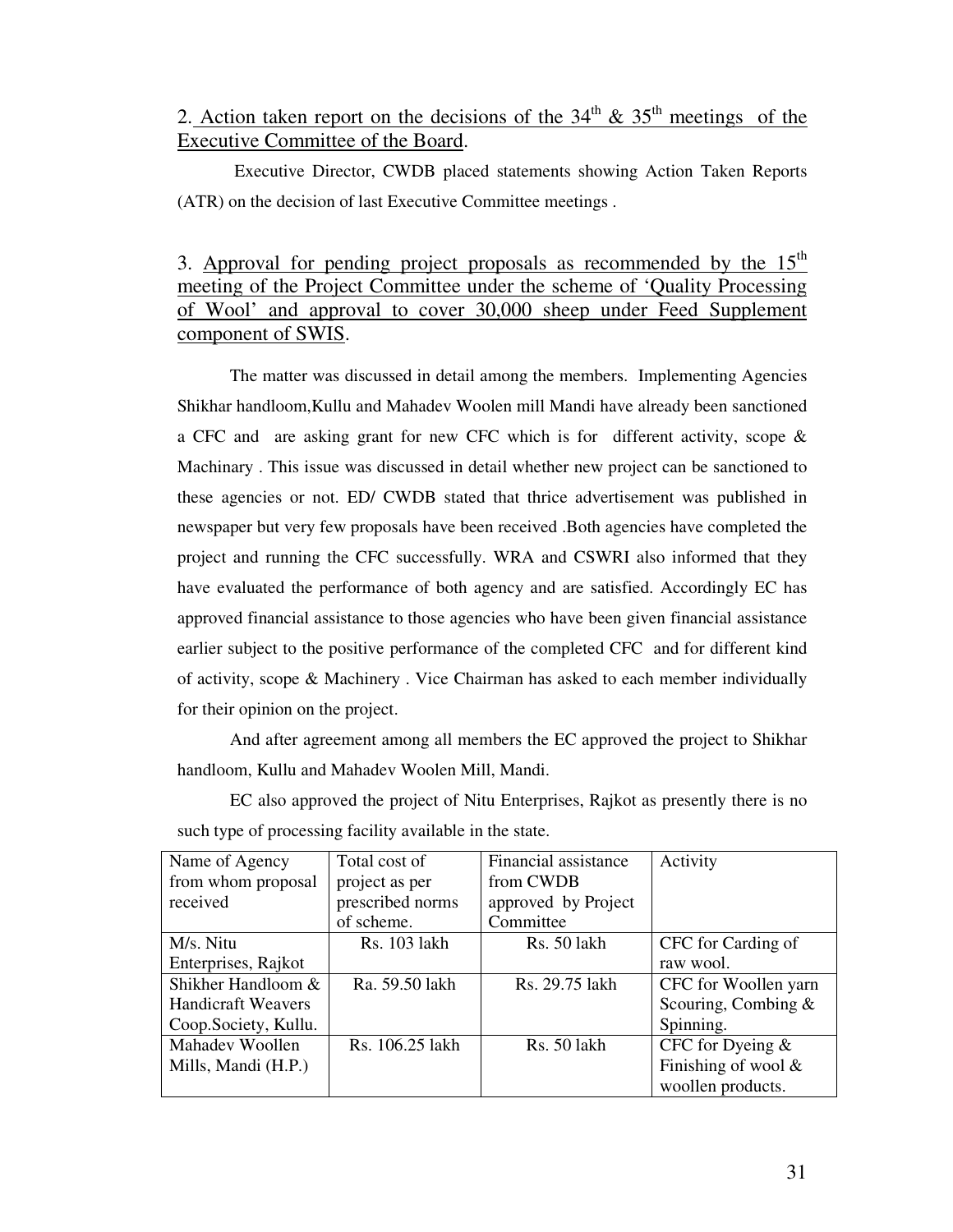2. <u>Action taken report on the decisions of the 34th & 35th meetings of the Executive Committee of the Board</u>.

Executive Director, CWDB placed statements showing Action Taken Reports (ATR) on the decision of last Executive Committee meetings .

3. <u>Approval for pending project proposals as recommended by the 15th meeting of the Project Committee under the scheme of 'Quality Processing of Wool' and approval to cover 30,000 sheep under Feed Supplement component of SWIS</u>.

The matter was discussed in detail among the members. Implementing Agencies Shikhar handloom,Kullu and Mahadev Woolen mill Mandi have already been sanctioned a CFC and are asking grant for new CFC which is for different activity, scope & Machinary . This issue was discussed in detail whether new project can be sanctioned to these agencies or not. ED/ CWDB stated that thrice advertisement was published in newspaper but very few proposals have been received .Both agencies have completed the project and running the CFC successfully. WRA and CSWRI also informed that they have evaluated the performance of both agency and are satisfied. Accordingly EC has approved financial assistance to those agencies who have been given financial assistance earlier subject to the positive performance of the completed CFC and for different kind of activity, scope & Machinery . Vice Chairman has asked to each member individually for their opinion on the project.

And after agreement among all members the EC approved the project to Shikhar handloom, Kullu and Mahadev Woolen Mill, Mandi.

EC also approved the project of Nitu Enterprises, Rajkot as presently there is no such type of processing facility available in the state.

| Name of Agency from whom proposal received | Total cost of project as per prescribed norms of scheme. | Financial assistance from CWDB approved by Project Committee | Activity |
|---|---|---|---|
| M/s. Nitu Enterprises, Rajkot | Rs. 103 lakh | Rs. 50 lakh | CFC for Carding of raw wool. |
| Shikher Handloom & Handicraft Weavers Coop.Society, Kullu. | Ra. 59.50 lakh | Rs. 29.75 lakh | CFC for Woollen yarn Scouring, Combing & Spinning. |
| Mahadev Woollen Mills, Mandi (H.P.) | Rs. 106.25 lakh | Rs. 50 lakh | CFC for Dyeing & Finishing of wool & woollen products. |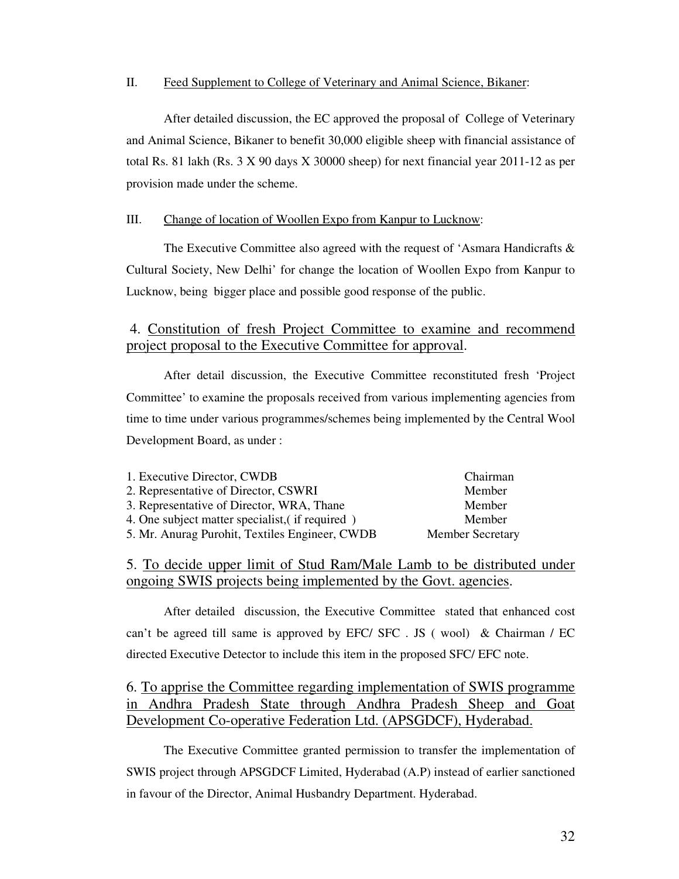II. <u>Feed Supplement to College of Veterinary and Animal Science, Bikaner</u>:

After detailed discussion, the EC approved the proposal of College of Veterinary and Animal Science, Bikaner to benefit 30,000 eligible sheep with financial assistance of total Rs. 81 lakh (Rs. 3 X 90 days X 30000 sheep) for next financial year 2011-12 as per provision made under the scheme.

III. <u>Change of location of Woollen Expo from Kanpur to Lucknow</u>:

The Executive Committee also agreed with the request of 'Asmara Handicrafts & Cultural Society, New Delhi' for change the location of Woollen Expo from Kanpur to Lucknow, being bigger place and possible good response of the public.

## 4. <u>Constitution of fresh Project Committee to examine and recommend project proposal to the Executive Committee for approval</u>.

After detail discussion, the Executive Committee reconstituted fresh 'Project Committee' to examine the proposals received from various implementing agencies from time to time under various programmes/schemes being implemented by the Central Wool Development Board, as under :

| | |
|---|---|
| 1. Executive Director, CWDB | Chairman |
| 2. Representative of Director, CSWRI | Member |
| 3. Representative of Director, WRA, Thane | Member |
| 4. One subject matter specialist,( if required ) | Member |
| 5. Mr. Anurag Purohit, Textiles Engineer, CWDB | Member Secretary |

## 5. <u>To decide upper limit of Stud Ram/Male Lamb to be distributed under ongoing SWIS projects being implemented by the Govt. agencies</u>.

After detailed discussion, the Executive Committee stated that enhanced cost can't be agreed till same is approved by EFC/ SFC . JS ( wool) & Chairman / EC directed Executive Detector to include this item in the proposed SFC/ EFC note.

## 6. <u>To apprise the Committee regarding implementation of SWIS programme in Andhra Pradesh State through Andhra Pradesh Sheep and Goat Development Co-operative Federation Ltd. (APSGDCF), Hyderabad.</u>

The Executive Committee granted permission to transfer the implementation of SWIS project through APSGDCF Limited, Hyderabad (A.P) instead of earlier sanctioned in favour of the Director, Animal Husbandry Department. Hyderabad.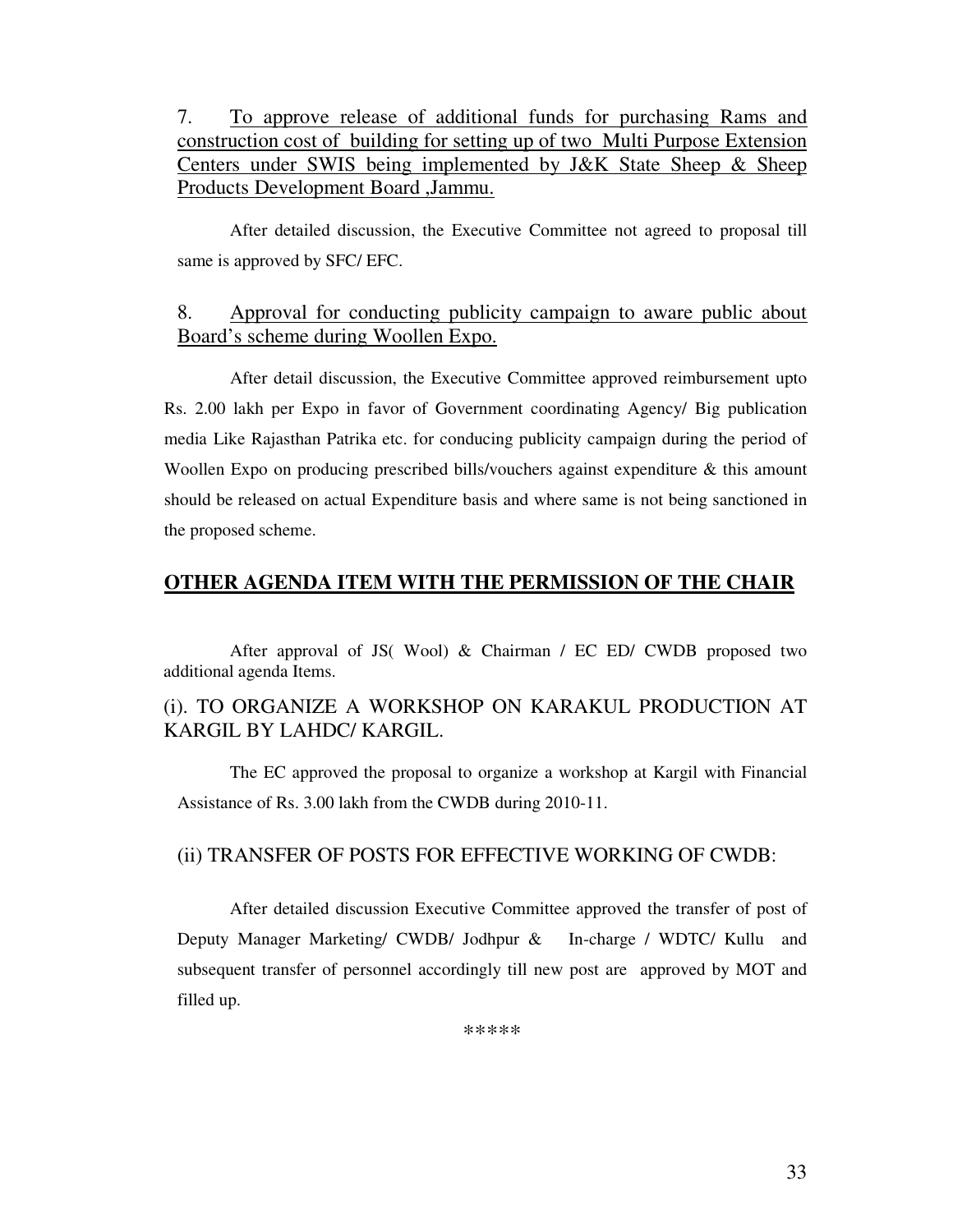7. To approve release of additional funds for purchasing Rams and construction cost of building for setting up of two Multi Purpose Extension Centers under SWIS being implemented by J&K State Sheep & Sheep Products Development Board ,Jammu.

After detailed discussion, the Executive Committee not agreed to proposal till same is approved by SFC/ EFC.

8. Approval for conducting publicity campaign to aware public about Board's scheme during Woollen Expo.

After detail discussion, the Executive Committee approved reimbursement upto Rs. 2.00 lakh per Expo in favor of Government coordinating Agency/ Big publication media Like Rajasthan Patrika etc. for conducing publicity campaign during the period of Woollen Expo on producing prescribed bills/vouchers against expenditure & this amount should be released on actual Expenditure basis and where same is not being sanctioned in the proposed scheme.

## OTHER AGENDA ITEM WITH THE PERMISSION OF THE CHAIR

After approval of JS( Wool) & Chairman / EC ED/ CWDB proposed two additional agenda Items.

(i). TO ORGANIZE A WORKSHOP ON KARAKUL PRODUCTION AT KARGIL BY LAHDC/ KARGIL.

The EC approved the proposal to organize a workshop at Kargil with Financial Assistance of Rs. 3.00 lakh from the CWDB during 2010-11.

(ii) TRANSFER OF POSTS FOR EFFECTIVE WORKING OF CWDB:

After detailed discussion Executive Committee approved the transfer of post of Deputy Manager Marketing/ CWDB/ Jodhpur & In-charge / WDTC/ Kullu and subsequent transfer of personnel accordingly till new post are approved by MOT and filled up.

*****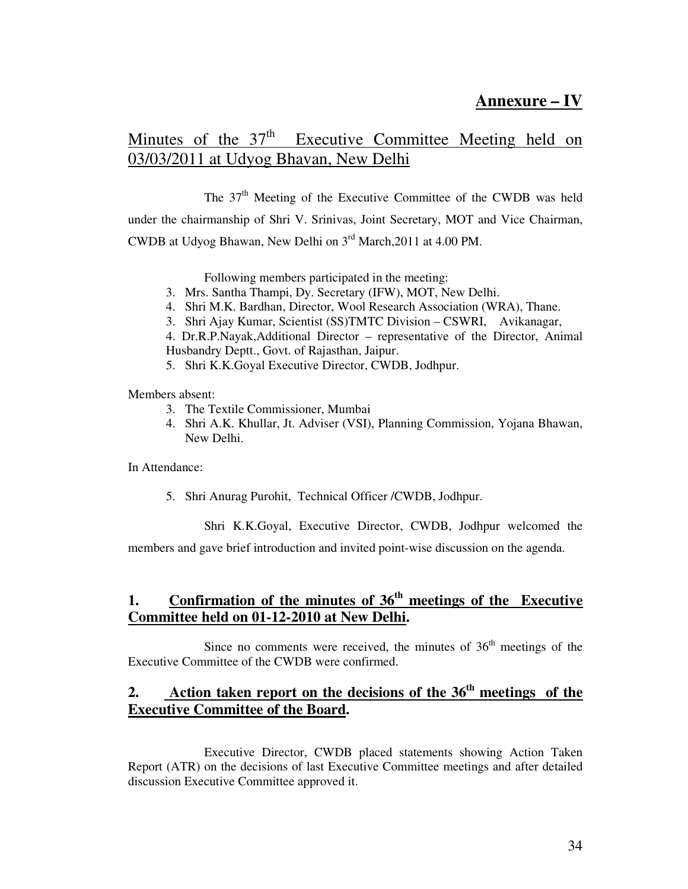**Annexure – IV**

## Minutes of the 37th Executive Committee Meeting held on 03/03/2011 at Udyog Bhavan, New Delhi

The 37th Meeting of the Executive Committee of the CWDB was held under the chairmanship of Shri V. Srinivas, Joint Secretary, MOT and Vice Chairman, CWDB at Udyog Bhawan, New Delhi on 3rd March,2011 at 4.00 PM.

Following members participated in the meeting:

3. Mrs. Santha Thampi, Dy. Secretary (IFW), MOT, New Delhi.
4. Shri M.K. Bardhan, Director, Wool Research Association (WRA), Thane.
3. Shri Ajay Kumar, Scientist (SS)TMTC Division – CSWRI, Avikanagar,
4. Dr.R.P.Nayak,Additional Director – representative of the Director, Animal Husbandry Deptt., Govt. of Rajasthan, Jaipur.
5. Shri K.K.Goyal Executive Director, CWDB, Jodhpur.

Members absent:

3. The Textile Commissioner, Mumbai
4. Shri A.K. Khullar, Jt. Adviser (VSI), Planning Commission, Yojana Bhawan, New Delhi.

In Attendance:

5. Shri Anurag Purohit, Technical Officer /CWDB, Jodhpur.

Shri K.K.Goyal, Executive Director, CWDB, Jodhpur welcomed the members and gave brief introduction and invited point-wise discussion on the agenda.

### 1. Confirmation of the minutes of 36th meetings of the Executive Committee held on 01-12-2010 at New Delhi.

Since no comments were received, the minutes of 36th meetings of the Executive Committee of the CWDB were confirmed.

### 2. Action taken report on the decisions of the 36th meetings of the Executive Committee of the Board.

Executive Director, CWDB placed statements showing Action Taken Report (ATR) on the decisions of last Executive Committee meetings and after detailed discussion Executive Committee approved it.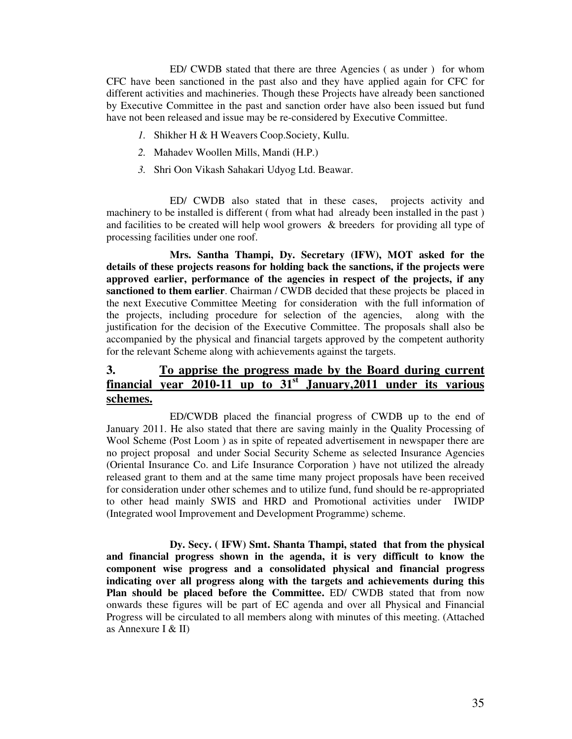ED/ CWDB stated that there are three Agencies ( as under ) for whom CFC have been sanctioned in the past also and they have applied again for CFC for different activities and machineries. Though these Projects have already been sanctioned by Executive Committee in the past and sanction order have also been issued but fund have not been released and issue may be re-considered by Executive Committee.

1. Shikher H & H Weavers Coop.Society, Kullu.
2. Mahadev Woollen Mills, Mandi (H.P.)
3. Shri Oon Vikash Sahakari Udyog Ltd. Beawar.

ED/ CWDB also stated that in these cases, projects activity and machinery to be installed is different ( from what had already been installed in the past ) and facilities to be created will help wool growers & breeders for providing all type of processing facilities under one roof.

**Mrs. Santha Thampi, Dy. Secretary (IFW), MOT asked for the details of these projects reasons for holding back the sanctions, if the projects were approved earlier, performance of the agencies in respect of the projects, if any sanctioned to them earlier**. Chairman / CWDB decided that these projects be placed in the next Executive Committee Meeting for consideration with the full information of the projects, including procedure for selection of the agencies, along with the justification for the decision of the Executive Committee. The proposals shall also be accompanied by the physical and financial targets approved by the competent authority for the relevant Scheme along with achievements against the targets.

## 3. To apprise the progress made by the Board during current financial year 2010-11 up to 31st January,2011 under its various schemes.

ED/CWDB placed the financial progress of CWDB up to the end of January 2011. He also stated that there are saving mainly in the Quality Processing of Wool Scheme (Post Loom ) as in spite of repeated advertisement in newspaper there are no project proposal and under Social Security Scheme as selected Insurance Agencies (Oriental Insurance Co. and Life Insurance Corporation ) have not utilized the already released grant to them and at the same time many project proposals have been received for consideration under other schemes and to utilize fund, fund should be re-appropriated to other head mainly SWIS and HRD and Promotional activities under IWIDP (Integrated wool Improvement and Development Programme) scheme.

**Dy. Secy. ( IFW) Smt. Shanta Thampi, stated that from the physical and financial progress shown in the agenda, it is very difficult to know the component wise progress and a consolidated physical and financial progress indicating over all progress along with the targets and achievements during this Plan should be placed before the Committee.** ED/ CWDB stated that from now onwards these figures will be part of EC agenda and over all Physical and Financial Progress will be circulated to all members along with minutes of this meeting. (Attached as Annexure I & II)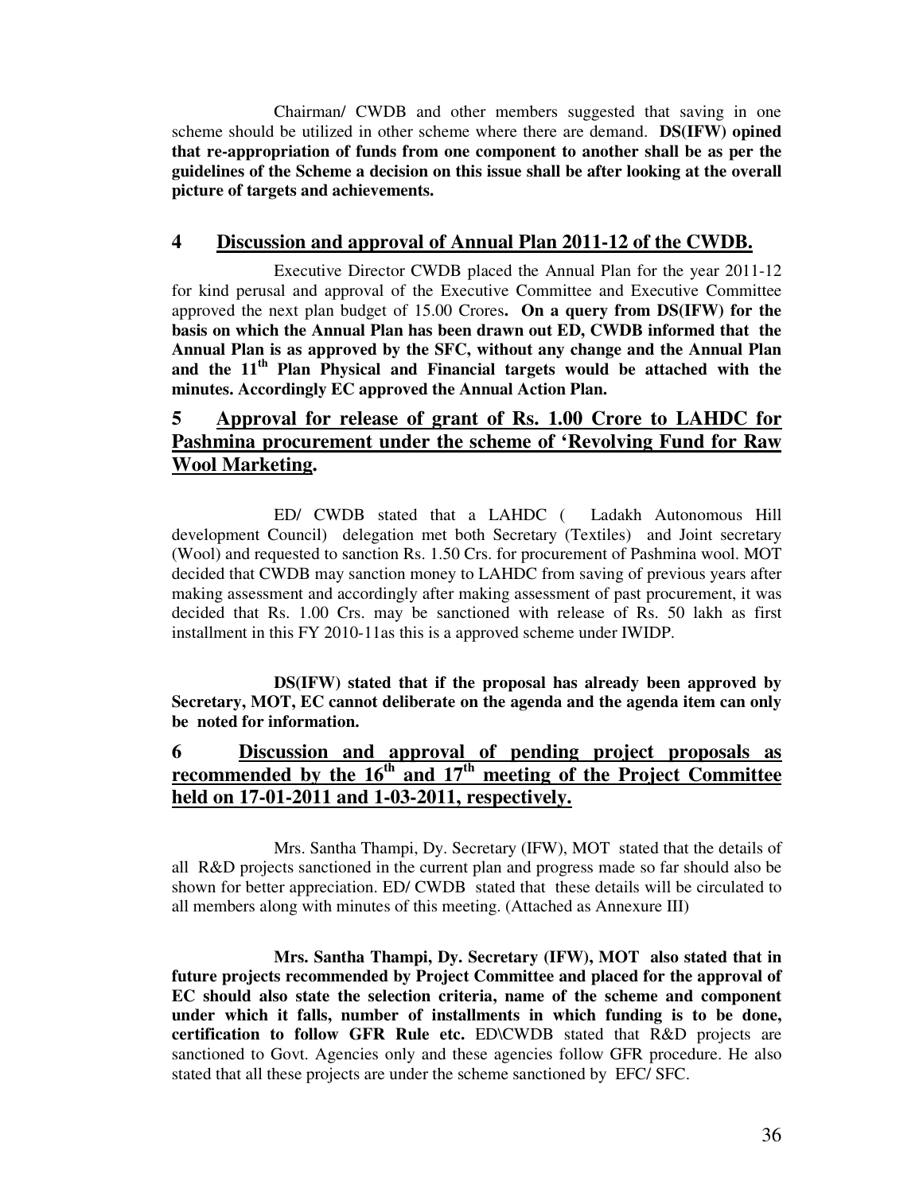Chairman/ CWDB and other members suggested that saving in one scheme should be utilized in other scheme where there are demand. **DS(IFW) opined that re-appropriation of funds from one component to another shall be as per the guidelines of the Scheme a decision on this issue shall be after looking at the overall picture of targets and achievements.**

## 4 Discussion and approval of Annual Plan 2011-12 of the CWDB.

Executive Director CWDB placed the Annual Plan for the year 2011-12 for kind perusal and approval of the Executive Committee and Executive Committee approved the next plan budget of 15.00 Crores**. On a query from DS(IFW) for the basis on which the Annual Plan has been drawn out ED, CWDB informed that the Annual Plan is as approved by the SFC, without any change and the Annual Plan and the 11th Plan Physical and Financial targets would be attached with the minutes. Accordingly EC approved the Annual Action Plan.**

## 5 Approval for release of grant of Rs. 1.00 Crore to LAHDC for Pashmina procurement under the scheme of 'Revolving Fund for Raw Wool Marketing.

ED/ CWDB stated that a LAHDC ( Ladakh Autonomous Hill development Council) delegation met both Secretary (Textiles) and Joint secretary (Wool) and requested to sanction Rs. 1.50 Crs. for procurement of Pashmina wool. MOT decided that CWDB may sanction money to LAHDC from saving of previous years after making assessment and accordingly after making assessment of past procurement, it was decided that Rs. 1.00 Crs. may be sanctioned with release of Rs. 50 lakh as first installment in this FY 2010-11as this is a approved scheme under IWIDP.

**DS(IFW) stated that if the proposal has already been approved by Secretary, MOT, EC cannot deliberate on the agenda and the agenda item can only be noted for information.**

## 6 Discussion and approval of pending project proposals as recommended by the 16th and 17th meeting of the Project Committee held on 17-01-2011 and 1-03-2011, respectively.

Mrs. Santha Thampi, Dy. Secretary (IFW), MOT stated that the details of all R&D projects sanctioned in the current plan and progress made so far should also be shown for better appreciation. ED/ CWDB stated that these details will be circulated to all members along with minutes of this meeting. (Attached as Annexure III)

**Mrs. Santha Thampi, Dy. Secretary (IFW), MOT also stated that in future projects recommended by Project Committee and placed for the approval of EC should also state the selection criteria, name of the scheme and component under which it falls, number of installments in which funding is to be done, certification to follow GFR Rule etc.** ED\CWDB stated that R&D projects are sanctioned to Govt. Agencies only and these agencies follow GFR procedure. He also stated that all these projects are under the scheme sanctioned by EFC/ SFC.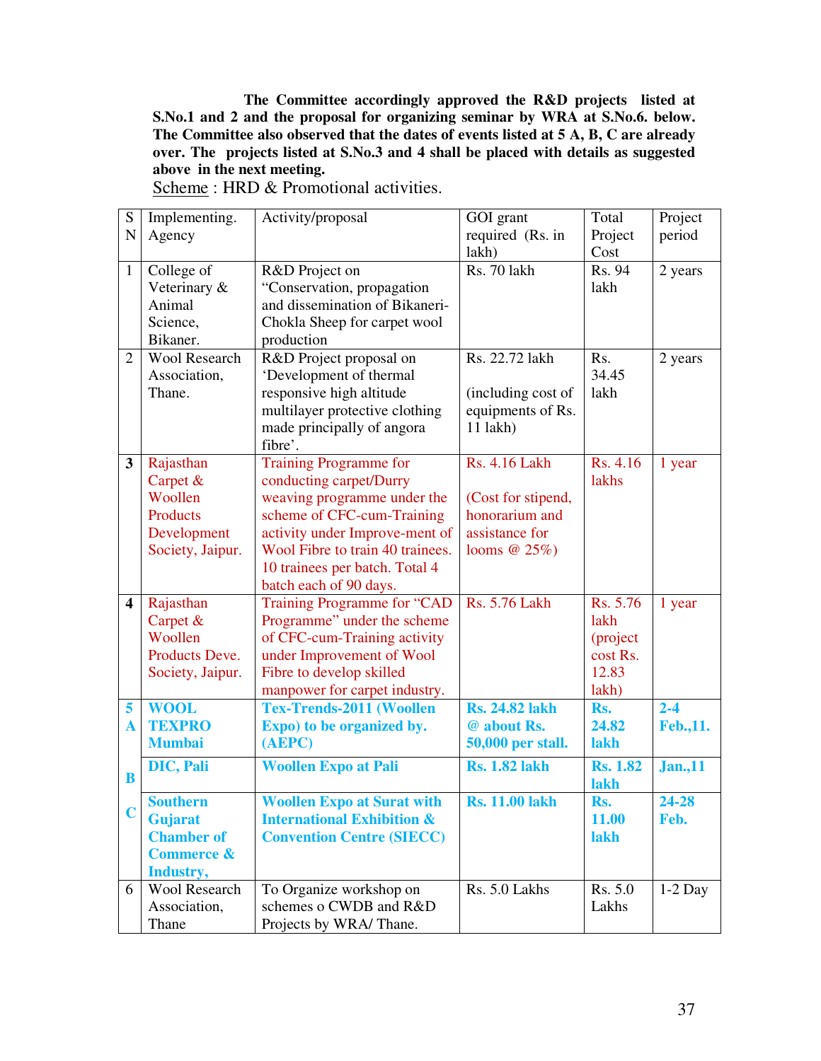**The Committee accordingly approved the R&D projects listed at S.No.1 and 2 and the proposal for organizing seminar by WRA at S.No.6. below. The Committee also observed that the dates of events listed at 5 A, B, C are already over. The projects listed at S.No.3 and 4 shall be placed with details as suggested above in the next meeting.**

Scheme : HRD & Promotional activities.

| SN | Implementing. Agency | Activity/proposal | GOI grant required (Rs. in lakh) | Total Project Cost | Project period |
|---|---|---|---|---|---|
| 1 | College of Veterinary & Animal Science, Bikaner. | R&D Project on "Conservation, propagation and dissemination of Bikaneri-Chokla Sheep for carpet wool production | Rs. 70 lakh | Rs. 94 lakh | 2 years |
| 2 | Wool Research Association, Thane. | R&D Project proposal on 'Development of thermal responsive high altitude multilayer protective clothing made principally of angora fibre'. | Rs. 22.72 lakh (including cost of equipments of Rs. 11 lakh) | Rs. 34.45 lakh | 2 years |
| **3** | Rajasthan Carpet & Woollen Products Development Society, Jaipur. | Training Programme for conducting carpet/Durry weaving programme under the scheme of CFC-cum-Training activity under Improve-ment of Wool Fibre to train 40 trainees. 10 trainees per batch. Total 4 batch each of 90 days. | Rs. 4.16 Lakh (Cost for stipend, honorarium and assistance for looms @ 25%) | Rs. 4.16 lakhs | 1 year |
| **4** | Rajasthan Carpet & Woollen Products Deve. Society, Jaipur. | Training Programme for "CAD Programme" under the scheme of CFC-cum-Training activity under Improvement of Wool Fibre to develop skilled manpower for carpet industry. | Rs. 5.76 Lakh | Rs. 5.76 lakh (project cost Rs. 12.83 lakh) | 1 year |
| **5 A** | **WOOL TEXPRO Mumbai** | **Tex-Trends-2011 (Woollen Expo) to be organized by. (AEPC)** | **Rs. 24.82 lakh @ about Rs. 50,000 per stall.** | **Rs. 24.82 lakh** | **2-4 Feb.,11.** |
| **B** | **DIC, Pali** | **Woollen Expo at Pali** | **Rs. 1.82 lakh** | **Rs. 1.82 lakh** | **Jan.,11** |
| **C** | **Southern Gujarat Chamber of Commerce & Industry,** | **Woollen Expo at Surat with International Exhibition & Convention Centre (SIECC)** | **Rs. 11.00 lakh** | **Rs. 11.00 lakh** | **24-28 Feb.** |
| 6 | Wool Research Association, Thane | To Organize workshop on schemes o CWDB and R&D Projects by WRA/ Thane. | Rs. 5.0 Lakhs | Rs. 5.0 Lakhs | 1-2 Day |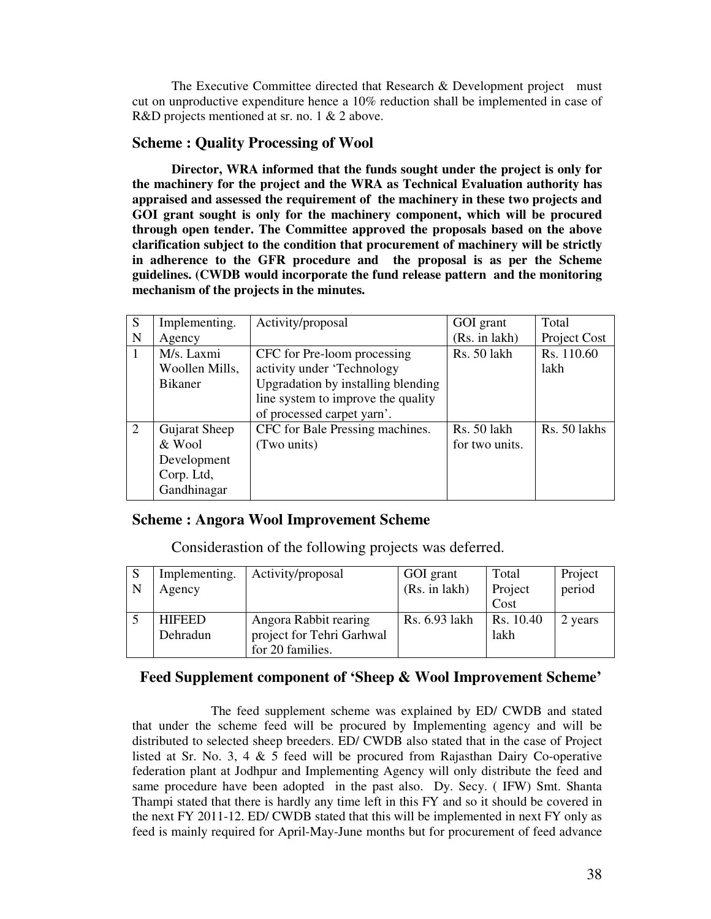The Executive Committee directed that Research & Development project must cut on unproductive expenditure hence a 10% reduction shall be implemented in case of R&D projects mentioned at sr. no. 1 & 2 above.

## Scheme : Quality Processing of Wool

**Director, WRA informed that the funds sought under the project is only for the machinery for the project and the WRA as Technical Evaluation authority has appraised and assessed the requirement of the machinery in these two projects and GOI grant sought is only for the machinery component, which will be procured through open tender. The Committee approved the proposals based on the above clarification subject to the condition that procurement of machinery will be strictly in adherence to the GFR procedure and the proposal is as per the Scheme guidelines. (CWDB would incorporate the fund release pattern and the monitoring mechanism of the projects in the minutes.**

| SN | Implementing. Agency | Activity/proposal | GOI grant (Rs. in lakh) | Total Project Cost |
|---|---|---|---|---|
| 1 | M/s. Laxmi Woollen Mills, Bikaner | CFC for Pre-loom processing activity under 'Technology Upgradation by installing blending line system to improve the quality of processed carpet yarn'. | Rs. 50 lakh | Rs. 110.60 lakh |
| 2 | Gujarat Sheep & Wool Development Corp. Ltd, Gandhinagar | CFC for Bale Pressing machines. (Two units) | Rs. 50 lakh for two units. | Rs. 50 lakhs |

## Scheme : Angora Wool Improvement Scheme

Considerastion of the following projects was deferred.

| SN | Implementing. Agency | Activity/proposal | GOI grant (Rs. in lakh) | Total Project Cost | Project period |
|---|---|---|---|---|---|
| 5 | HIFEED Dehradun | Angora Rabbit rearing project for Tehri Garhwal for 20 families. | Rs. 6.93 lakh | Rs. 10.40 lakh | 2 years |

## Feed Supplement component of 'Sheep & Wool Improvement Scheme'

The feed supplement scheme was explained by ED/ CWDB and stated that under the scheme feed will be procured by Implementing agency and will be distributed to selected sheep breeders. ED/ CWDB also stated that in the case of Project listed at Sr. No. 3, 4 & 5 feed will be procured from Rajasthan Dairy Co-operative federation plant at Jodhpur and Implementing Agency will only distribute the feed and same procedure have been adopted in the past also. Dy. Secy. ( IFW) Smt. Shanta Thampi stated that there is hardly any time left in this FY and so it should be covered in the next FY 2011-12. ED/ CWDB stated that this will be implemented in next FY only as feed is mainly required for April-May-June months but for procurement of feed advance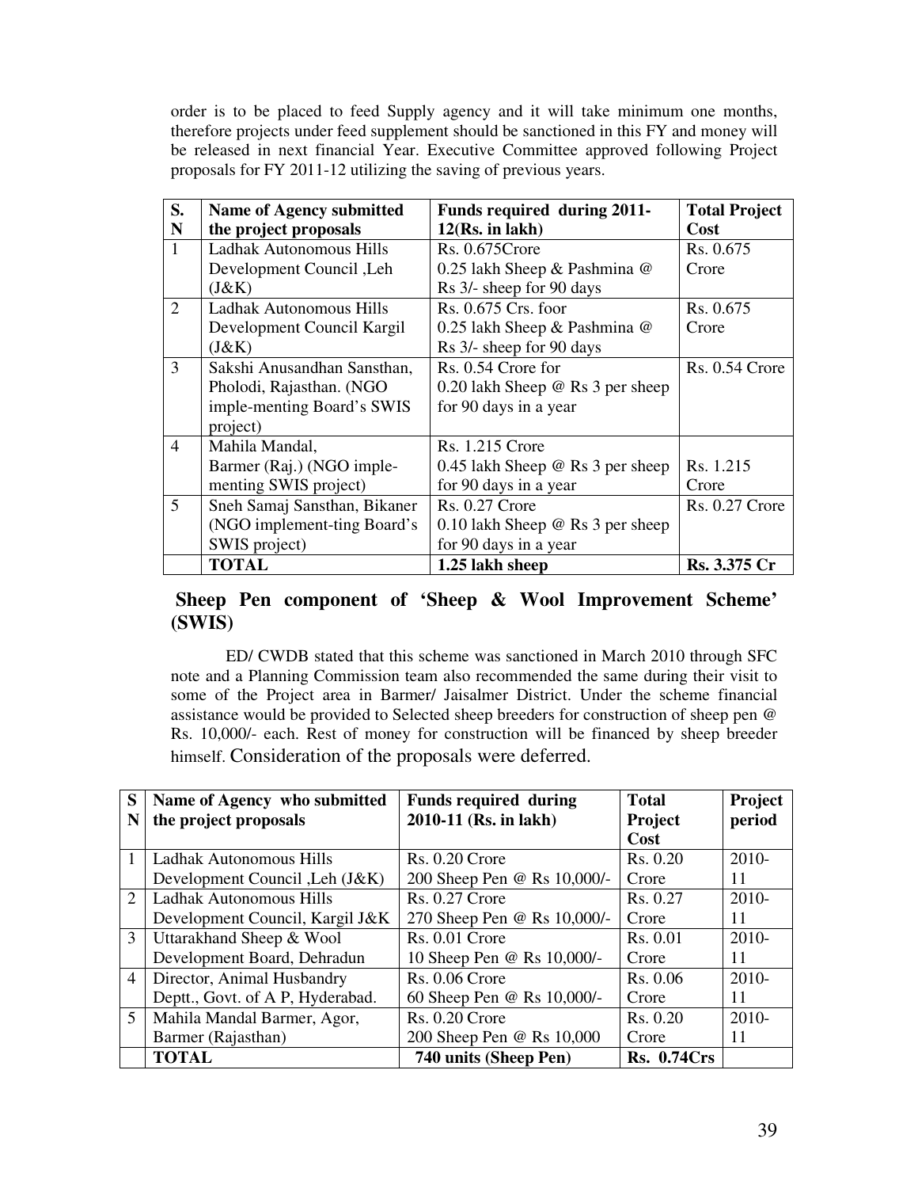order is to be placed to feed Supply agency and it will take minimum one months, therefore projects under feed supplement should be sanctioned in this FY and money will be released in next financial Year. Executive Committee approved following Project proposals for FY 2011-12 utilizing the saving of previous years.

| S. N | Name of Agency submitted the project proposals | Funds required during 2011-12(Rs. in lakh) | Total Project Cost |
|---|---|---|---|
| 1 | Ladhak Autonomous Hills Development Council ,Leh (J&K) | Rs. 0.675Crore 0.25 lakh Sheep & Pashmina @ Rs 3/- sheep for 90 days | Rs. 0.675 Crore |
| 2 | Ladhak Autonomous Hills Development Council Kargil (J&K) | Rs. 0.675 Crs. foor 0.25 lakh Sheep & Pashmina @ Rs 3/- sheep for 90 days | Rs. 0.675 Crore |
| 3 | Sakshi Anusandhan Sansthan, Pholodi, Rajasthan. (NGO imple-menting Board's SWIS project) | Rs. 0.54 Crore for 0.20 lakh Sheep @ Rs 3 per sheep for 90 days in a year | Rs. 0.54 Crore |
| 4 | Mahila Mandal, Barmer (Raj.) (NGO imple-menting SWIS project) | Rs. 1.215 Crore 0.45 lakh Sheep @ Rs 3 per sheep for 90 days in a year | Rs. 1.215 Crore |
| 5 | Sneh Samaj Sansthan, Bikaner (NGO implement-ting Board's SWIS project) | Rs. 0.27 Crore 0.10 lakh Sheep @ Rs 3 per sheep for 90 days in a year | Rs. 0.27 Crore |
| | **TOTAL** | **1.25 lakh sheep** | **Rs. 3.375 Cr** |

## Sheep Pen component of 'Sheep & Wool Improvement Scheme' (SWIS)

ED/ CWDB stated that this scheme was sanctioned in March 2010 through SFC note and a Planning Commission team also recommended the same during their visit to some of the Project area in Barmer/ Jaisalmer District. Under the scheme financial assistance would be provided to Selected sheep breeders for construction of sheep pen @ Rs. 10,000/- each. Rest of money for construction will be financed by sheep breeder himself. Consideration of the proposals were deferred.

| S N | Name of Agency who submitted the project proposals | Funds required during 2010-11 (Rs. in lakh) | Total Project Cost | Project period |
|---|---|---|---|---|
| 1 | Ladhak Autonomous Hills Development Council ,Leh (J&K) | Rs. 0.20 Crore 200 Sheep Pen @ Rs 10,000/- | Rs. 0.20 Crore | 2010-11 |
| 2 | Ladhak Autonomous Hills Development Council, Kargil J&K | Rs. 0.27 Crore 270 Sheep Pen @ Rs 10,000/- | Rs. 0.27 Crore | 2010-11 |
| 3 | Uttarakhand Sheep & Wool Development Board, Dehradun | Rs. 0.01 Crore 10 Sheep Pen @ Rs 10,000/- | Rs. 0.01 Crore | 2010-11 |
| 4 | Director, Animal Husbandry Deptt., Govt. of A P, Hyderabad. | Rs. 0.06 Crore 60 Sheep Pen @ Rs 10,000/- | Rs. 0.06 Crore | 2010-11 |
| 5 | Mahila Mandal Barmer, Agor, Barmer (Rajasthan) | Rs. 0.20 Crore 200 Sheep Pen @ Rs 10,000 | Rs. 0.20 Crore | 2010-11 |
| | **TOTAL** | **740 units (Sheep Pen)** | **Rs. 0.74Crs** | |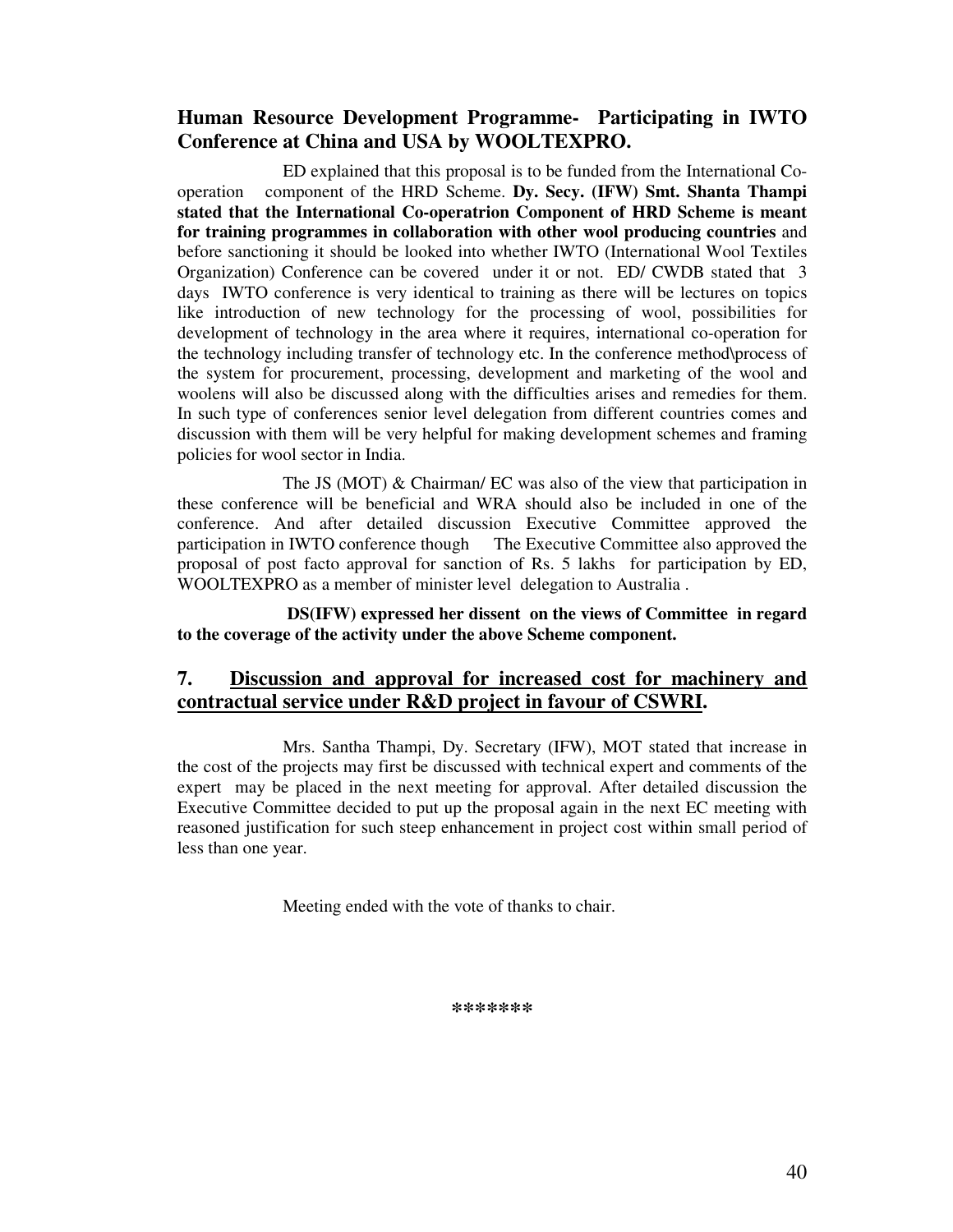### Human Resource Development Programme- Participating in IWTO Conference at China and USA by WOOLTEXPRO.

ED explained that this proposal is to be funded from the International Co-operation component of the HRD Scheme. **Dy. Secy. (IFW) Smt. Shanta Thampi stated that the International Co-operatrion Component of HRD Scheme is meant for training programmes in collaboration with other wool producing countries** and before sanctioning it should be looked into whether IWTO (International Wool Textiles Organization) Conference can be covered under it or not. ED/ CWDB stated that 3 days IWTO conference is very identical to training as there will be lectures on topics like introduction of new technology for the processing of wool, possibilities for development of technology in the area where it requires, international co-operation for the technology including transfer of technology etc. In the conference method\process of the system for procurement, processing, development and marketing of the wool and woolens will also be discussed along with the difficulties arises and remedies for them. In such type of conferences senior level delegation from different countries comes and discussion with them will be very helpful for making development schemes and framing policies for wool sector in India.

The JS (MOT) & Chairman/ EC was also of the view that participation in these conference will be beneficial and WRA should also be included in one of the conference. And after detailed discussion Executive Committee approved the participation in IWTO conference though The Executive Committee also approved the proposal of post facto approval for sanction of Rs. 5 lakhs for participation by ED, WOOLTEXPRO as a member of minister level delegation to Australia .

**DS(IFW) expressed her dissent on the views of Committee in regard to the coverage of the activity under the above Scheme component.**

### 7. <u>Discussion and approval for increased cost for machinery and contractual service under R&D project in favour of CSWRI</u>.

Mrs. Santha Thampi, Dy. Secretary (IFW), MOT stated that increase in the cost of the projects may first be discussed with technical expert and comments of the expert may be placed in the next meeting for approval. After detailed discussion the Executive Committee decided to put up the proposal again in the next EC meeting with reasoned justification for such steep enhancement in project cost within small period of less than one year.

Meeting ended with the vote of thanks to chair.

*******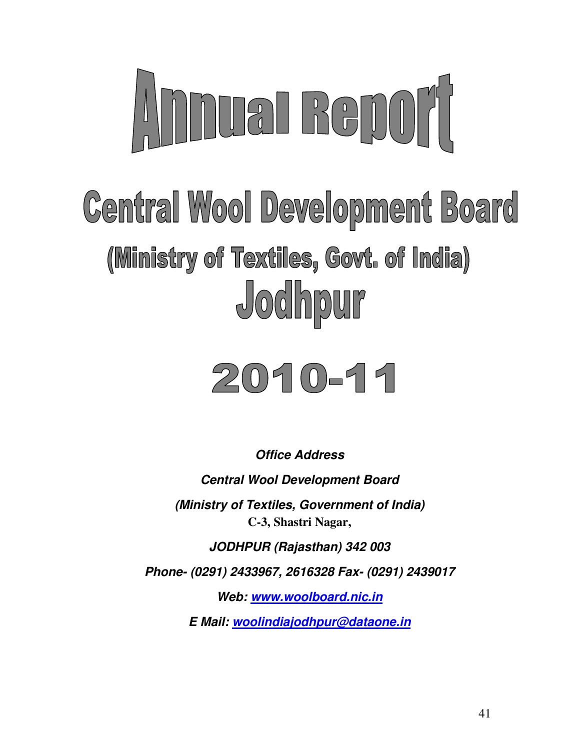# Annual Report

# Central Wool Development Board

## (Ministry of Textiles, Govt. of India)

## Jodhpur

# 2010-11

***Office Address***

***Central Wool Development Board***

***(Ministry of Textiles, Government of India)***

**C-3, Shastri Nagar,**

***JODHPUR (Rajasthan) 342 003***

***Phone- (0291) 2433967, 2616328 Fax- (0291) 2439017***

***Web: www.woolboard.nic.in***

***E Mail: woolindiajodhpur@dataone.in***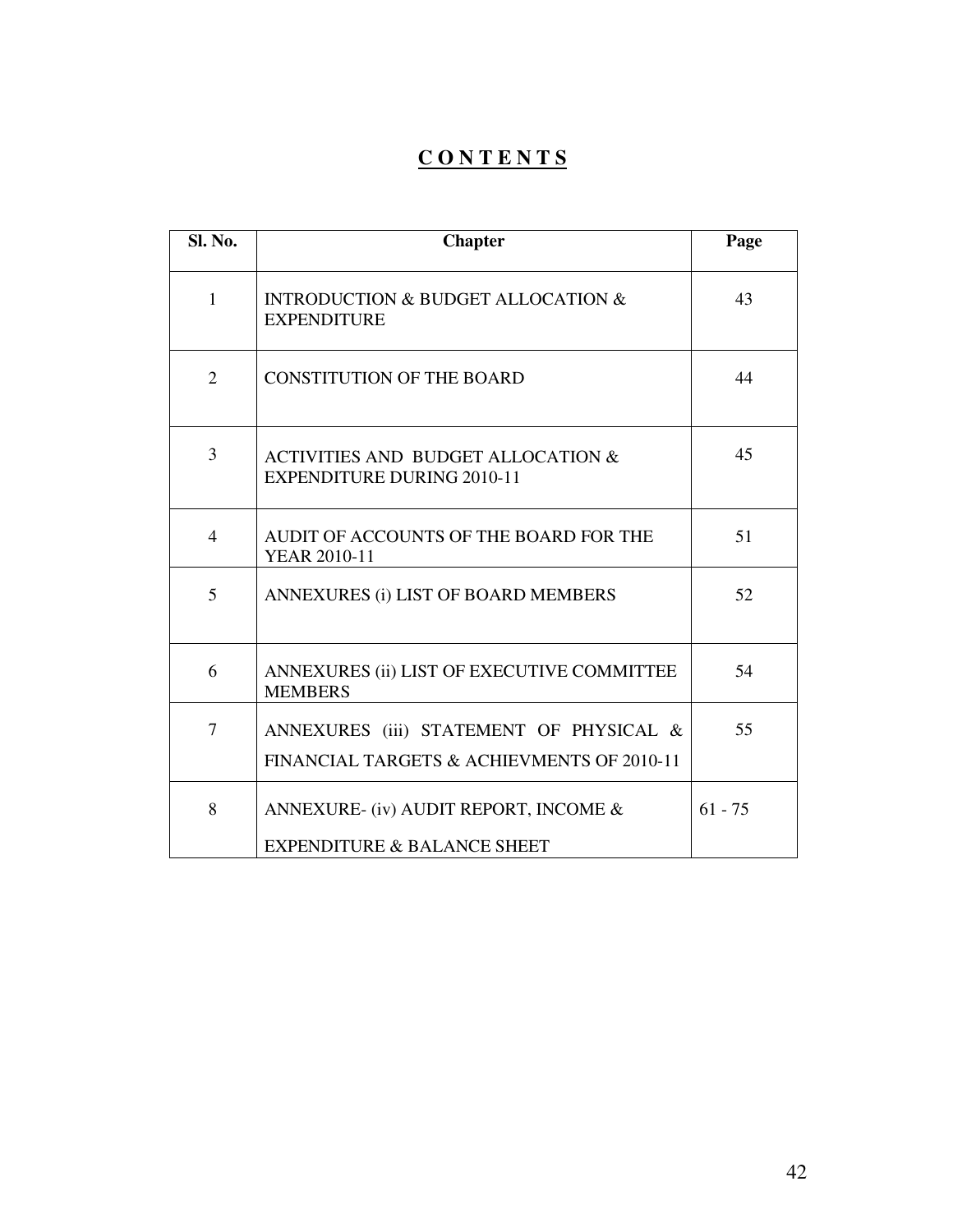# C O N T E N T S

| Sl. No. | Chapter | Page |
|---|---|---|
| 1 | INTRODUCTION & BUDGET ALLOCATION & EXPENDITURE | 43 |
| 2 | CONSTITUTION OF THE BOARD | 44 |
| 3 | ACTIVITIES AND BUDGET ALLOCATION & EXPENDITURE DURING 2010-11 | 45 |
| 4 | AUDIT OF ACCOUNTS OF THE BOARD FOR THE YEAR 2010-11 | 51 |
| 5 | ANNEXURES (i) LIST OF BOARD MEMBERS | 52 |
| 6 | ANNEXURES (ii) LIST OF EXECUTIVE COMMITTEE MEMBERS | 54 |
| 7 | ANNEXURES (iii) STATEMENT OF PHYSICAL & FINANCIAL TARGETS & ACHIEVMENTS OF 2010-11 | 55 |
| 8 | ANNEXURE- (iv) AUDIT REPORT, INCOME & EXPENDITURE & BALANCE SHEET | 61 - 75 |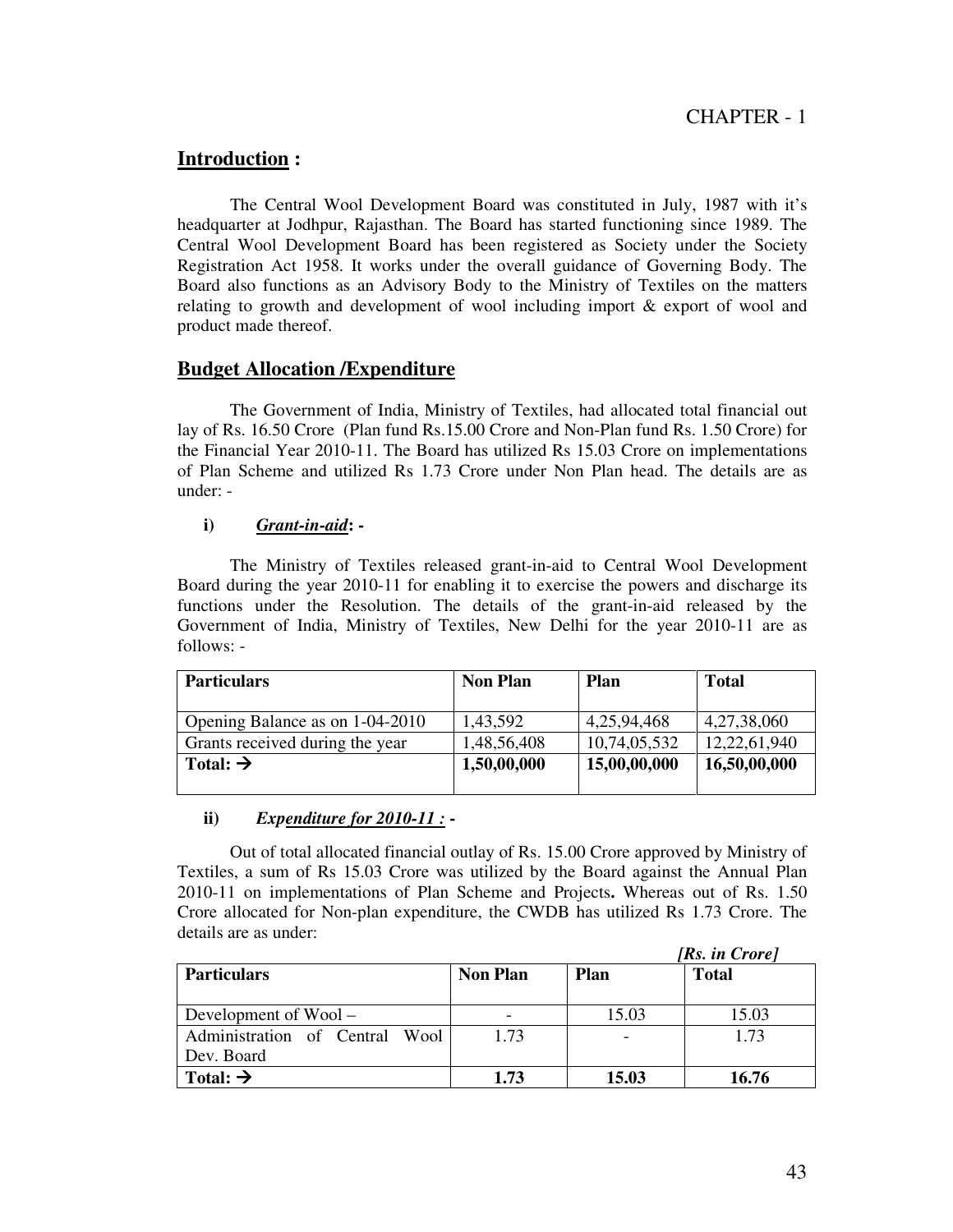CHAPTER - 1

## Introduction :

The Central Wool Development Board was constituted in July, 1987 with it's headquarter at Jodhpur, Rajasthan. The Board has started functioning since 1989. The Central Wool Development Board has been registered as Society under the Society Registration Act 1958. It works under the overall guidance of Governing Body. The Board also functions as an Advisory Body to the Ministry of Textiles on the matters relating to growth and development of wool including import & export of wool and product made thereof.

## Budget Allocation /Expenditure

The Government of India, Ministry of Textiles, had allocated total financial out lay of Rs. 16.50 Crore (Plan fund Rs.15.00 Crore and Non-Plan fund Rs. 1.50 Crore) for the Financial Year 2010-11. The Board has utilized Rs 15.03 Crore on implementations of Plan Scheme and utilized Rs 1.73 Crore under Non Plan head. The details are as under: -

**i)** ***Grant-in-aid*: -**

The Ministry of Textiles released grant-in-aid to Central Wool Development Board during the year 2010-11 for enabling it to exercise the powers and discharge its functions under the Resolution. The details of the grant-in-aid released by the Government of India, Ministry of Textiles, New Delhi for the year 2010-11 are as follows: -

| Particulars | Non Plan | Plan | Total |
|---|---|---|---|
| Opening Balance as on 1-04-2010 | 1,43,592 | 4,25,94,468 | 4,27,38,060 |
| Grants received during the year | 1,48,56,408 | 10,74,05,532 | 12,22,61,940 |
| **Total: →** | **1,50,00,000** | **15,00,00,000** | **16,50,00,000** |

**ii)** ***Expenditure for 2010-11 :* -**

Out of total allocated financial outlay of Rs. 15.00 Crore approved by Ministry of Textiles, a sum of Rs 15.03 Crore was utilized by the Board against the Annual Plan 2010-11 on implementations of Plan Scheme and Projects**.** Whereas out of Rs. 1.50 Crore allocated for Non-plan expenditure, the CWDB has utilized Rs 1.73 Crore. The details are as under:

***[Rs. in Crore]***

| Particulars | Non Plan | Plan | Total |
|---|---|---|---|
| Development of Wool – | - | 15.03 | 15.03 |
| Administration of Central Wool Dev. Board | 1.73 | - | 1.73 |
| **Total: →** | **1.73** | **15.03** | **16.76** |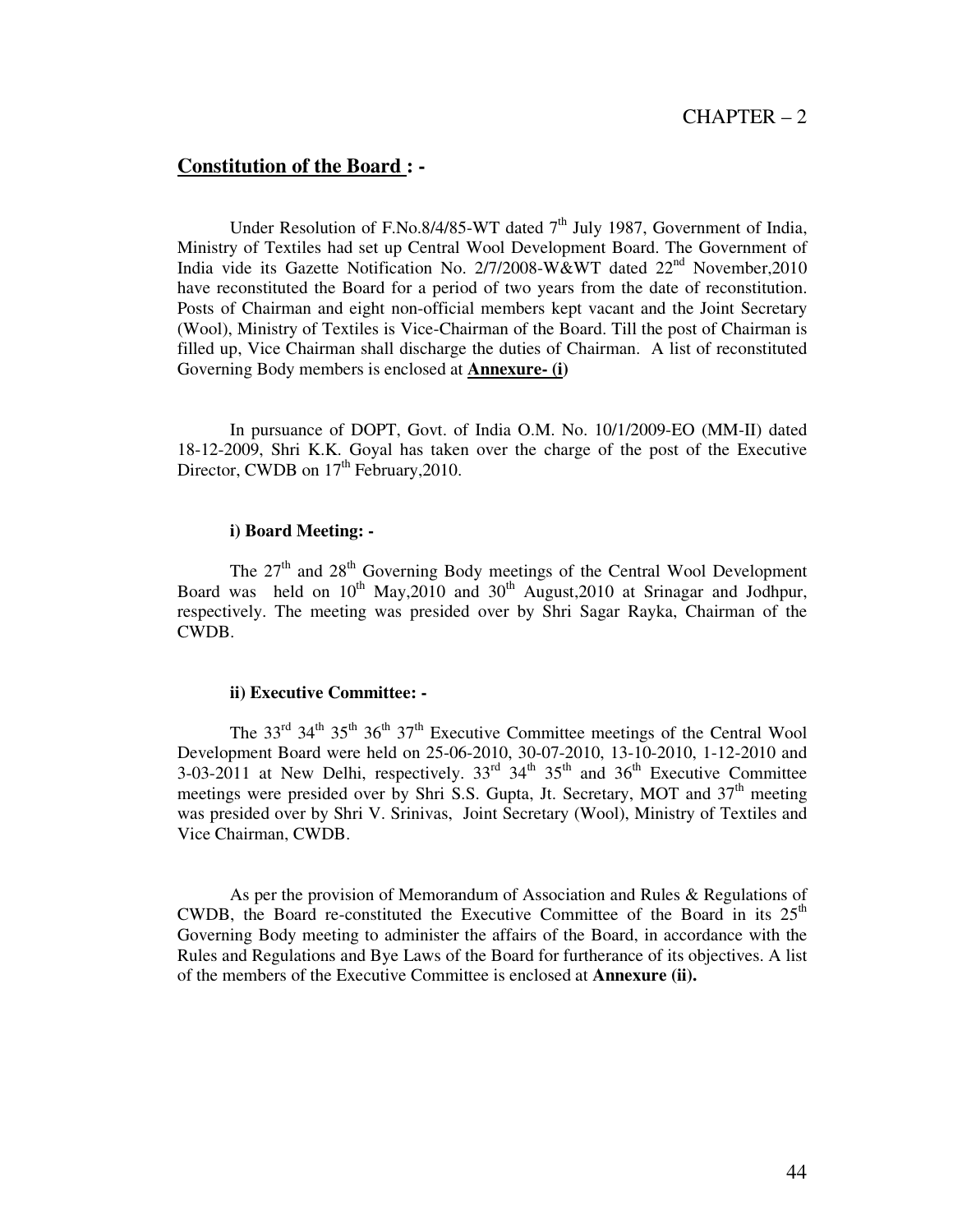CHAPTER – 2

## Constitution of the Board : -

Under Resolution of F.No.8/4/85-WT dated 7th July 1987, Government of India, Ministry of Textiles had set up Central Wool Development Board. The Government of India vide its Gazette Notification No. 2/7/2008-W&WT dated 22nd November,2010 have reconstituted the Board for a period of two years from the date of reconstitution. Posts of Chairman and eight non-official members kept vacant and the Joint Secretary (Wool), Ministry of Textiles is Vice-Chairman of the Board. Till the post of Chairman is filled up, Vice Chairman shall discharge the duties of Chairman. A list of reconstituted Governing Body members is enclosed at **Annexure- (i)**

In pursuance of DOPT, Govt. of India O.M. No. 10/1/2009-EO (MM-II) dated 18-12-2009, Shri K.K. Goyal has taken over the charge of the post of the Executive Director, CWDB on 17th February,2010.

**i) Board Meeting: -**

The 27th and 28th Governing Body meetings of the Central Wool Development Board was held on 10th May,2010 and 30th August,2010 at Srinagar and Jodhpur, respectively. The meeting was presided over by Shri Sagar Rayka, Chairman of the CWDB.

**ii) Executive Committee: -**

The 33rd 34th 35th 36th 37th Executive Committee meetings of the Central Wool Development Board were held on 25-06-2010, 30-07-2010, 13-10-2010, 1-12-2010 and 3-03-2011 at New Delhi, respectively. 33rd 34th 35th and 36th Executive Committee meetings were presided over by Shri S.S. Gupta, Jt. Secretary, MOT and 37th meeting was presided over by Shri V. Srinivas, Joint Secretary (Wool), Ministry of Textiles and Vice Chairman, CWDB.

As per the provision of Memorandum of Association and Rules & Regulations of CWDB, the Board re-constituted the Executive Committee of the Board in its 25th Governing Body meeting to administer the affairs of the Board, in accordance with the Rules and Regulations and Bye Laws of the Board for furtherance of its objectives. A list of the members of the Executive Committee is enclosed at **Annexure (ii).**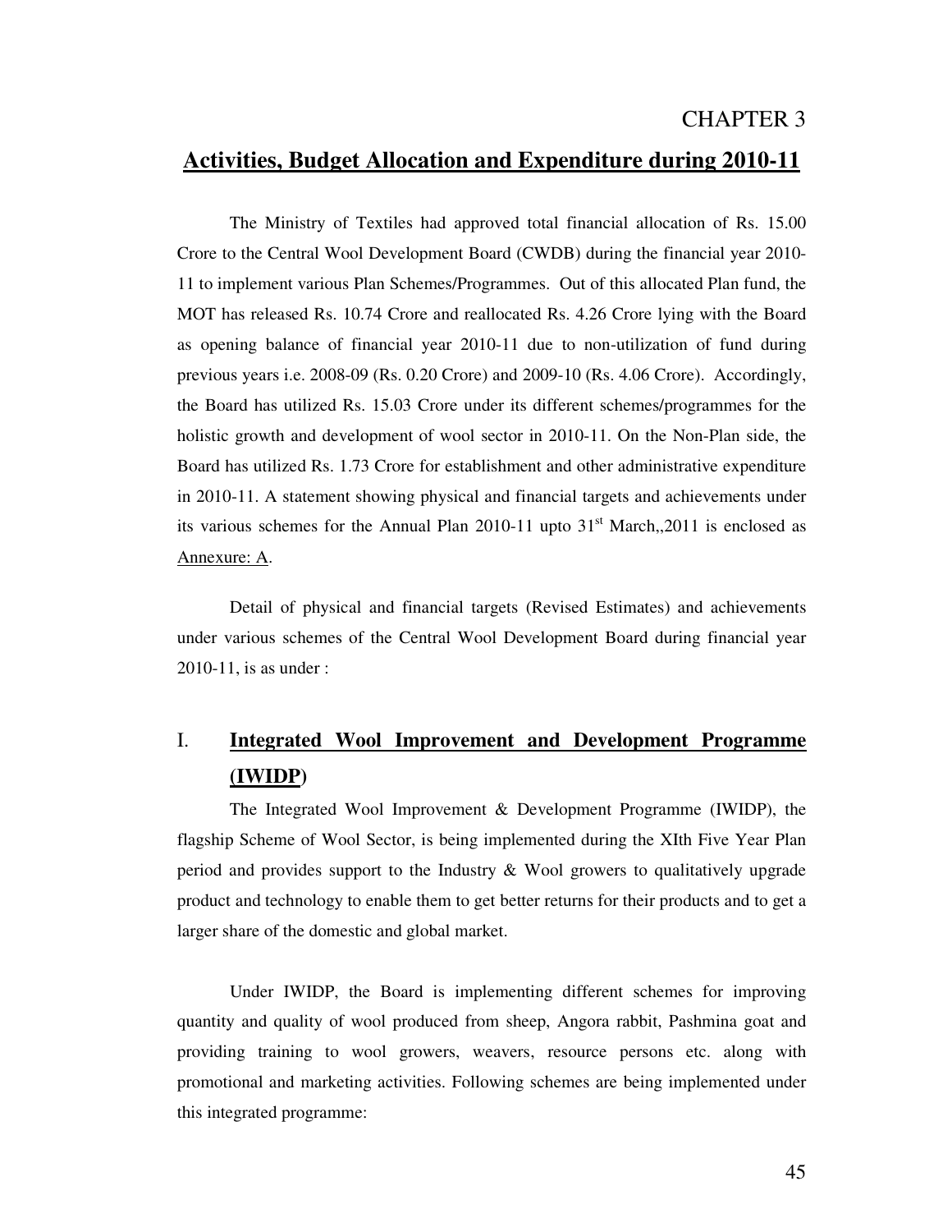# CHAPTER 3

## Activities, Budget Allocation and Expenditure during 2010-11

The Ministry of Textiles had approved total financial allocation of Rs. 15.00 Crore to the Central Wool Development Board (CWDB) during the financial year 2010-11 to implement various Plan Schemes/Programmes. Out of this allocated Plan fund, the MOT has released Rs. 10.74 Crore and reallocated Rs. 4.26 Crore lying with the Board as opening balance of financial year 2010-11 due to non-utilization of fund during previous years i.e. 2008-09 (Rs. 0.20 Crore) and 2009-10 (Rs. 4.06 Crore). Accordingly, the Board has utilized Rs. 15.03 Crore under its different schemes/programmes for the holistic growth and development of wool sector in 2010-11. On the Non-Plan side, the Board has utilized Rs. 1.73 Crore for establishment and other administrative expenditure in 2010-11. A statement showing physical and financial targets and achievements under its various schemes for the Annual Plan 2010-11 upto 31st March,,2011 is enclosed as Annexure: A.

Detail of physical and financial targets (Revised Estimates) and achievements under various schemes of the Central Wool Development Board during financial year 2010-11, is as under :

## I. Integrated Wool Improvement and Development Programme (IWIDP)

The Integrated Wool Improvement & Development Programme (IWIDP), the flagship Scheme of Wool Sector, is being implemented during the XIth Five Year Plan period and provides support to the Industry & Wool growers to qualitatively upgrade product and technology to enable them to get better returns for their products and to get a larger share of the domestic and global market.

Under IWIDP, the Board is implementing different schemes for improving quantity and quality of wool produced from sheep, Angora rabbit, Pashmina goat and providing training to wool growers, weavers, resource persons etc. along with promotional and marketing activities. Following schemes are being implemented under this integrated programme: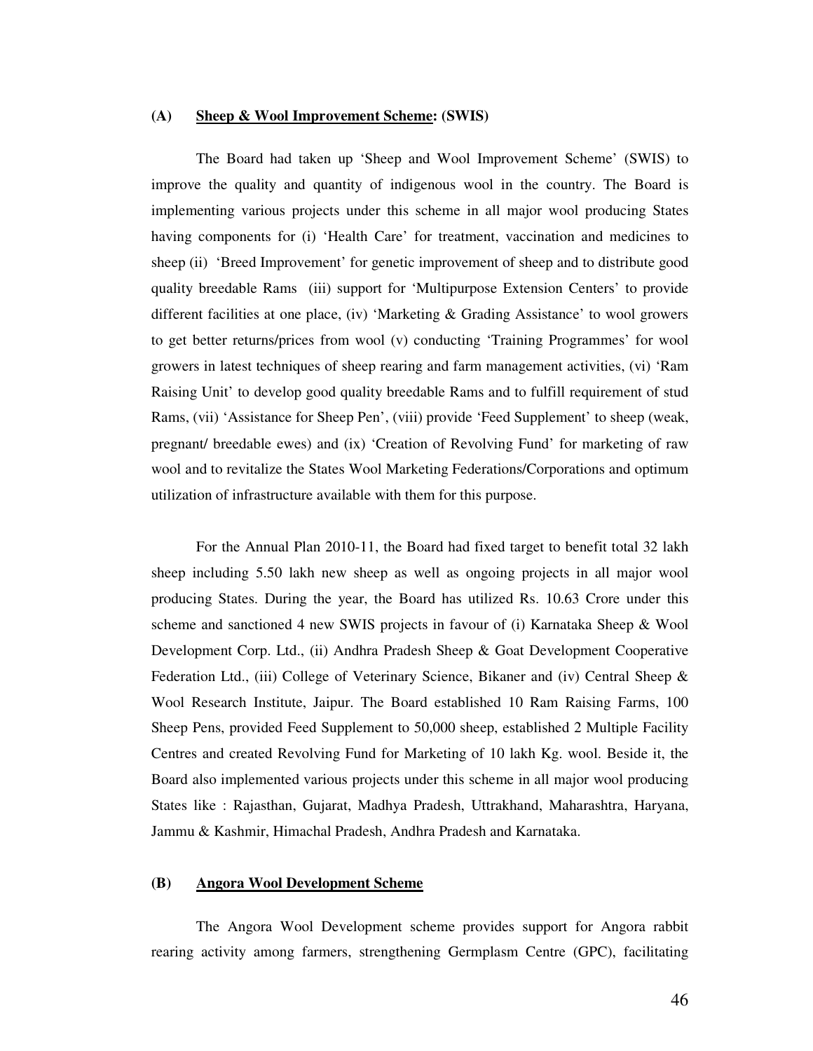### (A) **Sheep & Wool Improvement Scheme: (SWIS)**

The Board had taken up 'Sheep and Wool Improvement Scheme' (SWIS) to improve the quality and quantity of indigenous wool in the country. The Board is implementing various projects under this scheme in all major wool producing States having components for (i) 'Health Care' for treatment, vaccination and medicines to sheep (ii) 'Breed Improvement' for genetic improvement of sheep and to distribute good quality breedable Rams (iii) support for 'Multipurpose Extension Centers' to provide different facilities at one place, (iv) 'Marketing & Grading Assistance' to wool growers to get better returns/prices from wool (v) conducting 'Training Programmes' for wool growers in latest techniques of sheep rearing and farm management activities, (vi) 'Ram Raising Unit' to develop good quality breedable Rams and to fulfill requirement of stud Rams, (vii) 'Assistance for Sheep Pen', (viii) provide 'Feed Supplement' to sheep (weak, pregnant/ breedable ewes) and (ix) 'Creation of Revolving Fund' for marketing of raw wool and to revitalize the States Wool Marketing Federations/Corporations and optimum utilization of infrastructure available with them for this purpose.

For the Annual Plan 2010-11, the Board had fixed target to benefit total 32 lakh sheep including 5.50 lakh new sheep as well as ongoing projects in all major wool producing States. During the year, the Board has utilized Rs. 10.63 Crore under this scheme and sanctioned 4 new SWIS projects in favour of (i) Karnataka Sheep & Wool Development Corp. Ltd., (ii) Andhra Pradesh Sheep & Goat Development Cooperative Federation Ltd., (iii) College of Veterinary Science, Bikaner and (iv) Central Sheep & Wool Research Institute, Jaipur. The Board established 10 Ram Raising Farms, 100 Sheep Pens, provided Feed Supplement to 50,000 sheep, established 2 Multiple Facility Centres and created Revolving Fund for Marketing of 10 lakh Kg. wool. Beside it, the Board also implemented various projects under this scheme in all major wool producing States like : Rajasthan, Gujarat, Madhya Pradesh, Uttrakhand, Maharashtra, Haryana, Jammu & Kashmir, Himachal Pradesh, Andhra Pradesh and Karnataka.

### (B) **Angora Wool Development Scheme**

The Angora Wool Development scheme provides support for Angora rabbit rearing activity among farmers, strengthening Germplasm Centre (GPC), facilitating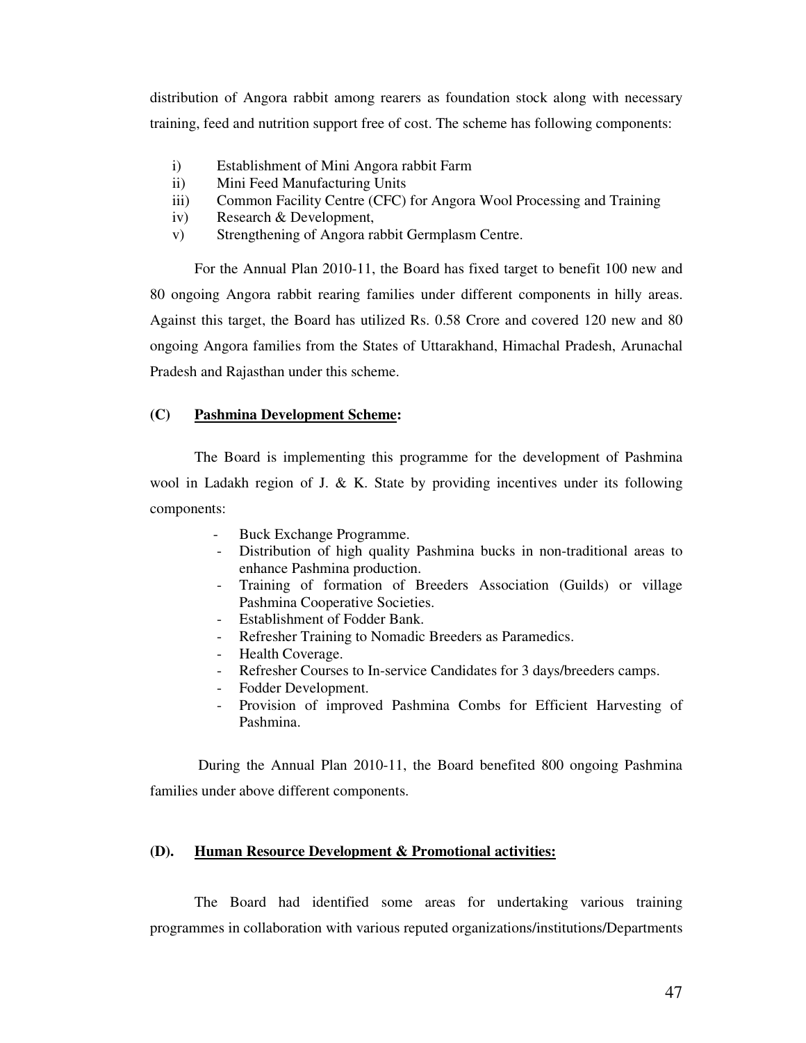distribution of Angora rabbit among rearers as foundation stock along with necessary training, feed and nutrition support free of cost. The scheme has following components:

i) Establishment of Mini Angora rabbit Farm
ii) Mini Feed Manufacturing Units
iii) Common Facility Centre (CFC) for Angora Wool Processing and Training
iv) Research & Development,
v) Strengthening of Angora rabbit Germplasm Centre.

For the Annual Plan 2010-11, the Board has fixed target to benefit 100 new and 80 ongoing Angora rabbit rearing families under different components in hilly areas. Against this target, the Board has utilized Rs. 0.58 Crore and covered 120 new and 80 ongoing Angora families from the States of Uttarakhand, Himachal Pradesh, Arunachal Pradesh and Rajasthan under this scheme.

**(C) <u>Pashmina Development Scheme</u>:**

The Board is implementing this programme for the development of Pashmina wool in Ladakh region of J. & K. State by providing incentives under its following components:

- Buck Exchange Programme.
- Distribution of high quality Pashmina bucks in non-traditional areas to enhance Pashmina production.
- Training of formation of Breeders Association (Guilds) or village Pashmina Cooperative Societies.
- Establishment of Fodder Bank.
- Refresher Training to Nomadic Breeders as Paramedics.
- Health Coverage.
- Refresher Courses to In-service Candidates for 3 days/breeders camps.
- Fodder Development.
- Provision of improved Pashmina Combs for Efficient Harvesting of Pashmina.

During the Annual Plan 2010-11, the Board benefited 800 ongoing Pashmina families under above different components.

**(D). <u>Human Resource Development & Promotional activities:</u>**

The Board had identified some areas for undertaking various training programmes in collaboration with various reputed organizations/institutions/Departments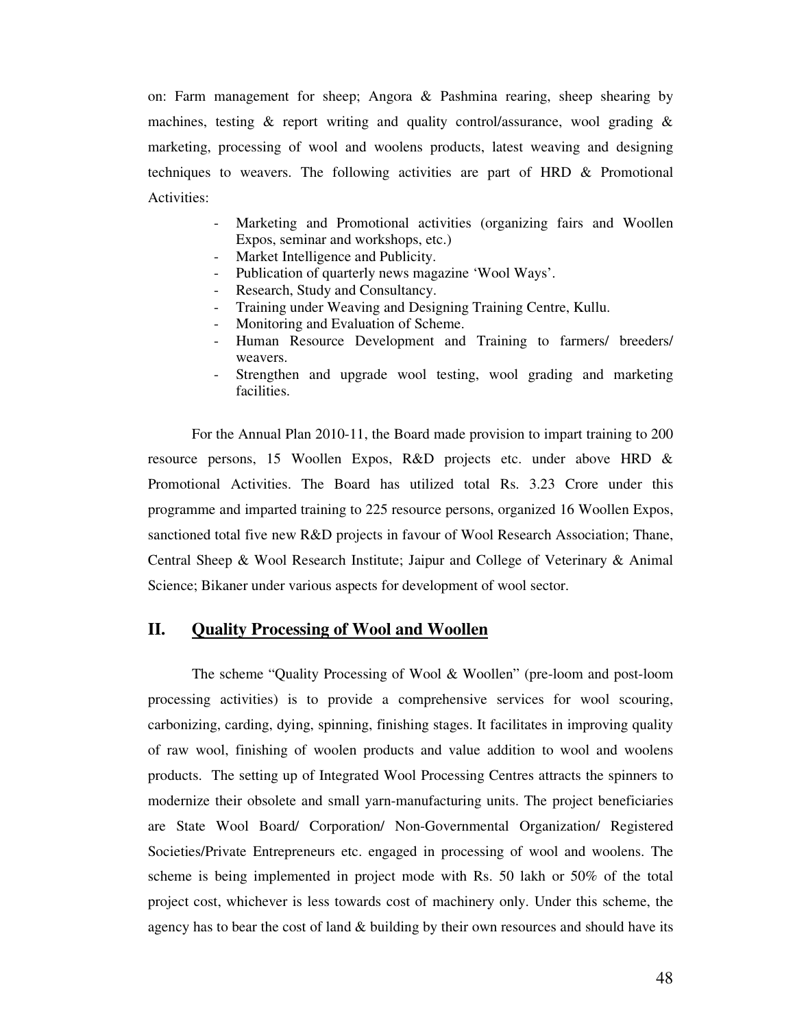on: Farm management for sheep; Angora & Pashmina rearing, sheep shearing by machines, testing & report writing and quality control/assurance, wool grading & marketing, processing of wool and woolens products, latest weaving and designing techniques to weavers. The following activities are part of HRD & Promotional Activities:

- Marketing and Promotional activities (organizing fairs and Woollen Expos, seminar and workshops, etc.)
- Market Intelligence and Publicity.
- Publication of quarterly news magazine 'Wool Ways'.
- Research, Study and Consultancy.
- Training under Weaving and Designing Training Centre, Kullu.
- Monitoring and Evaluation of Scheme.
- Human Resource Development and Training to farmers/ breeders/ weavers.
- Strengthen and upgrade wool testing, wool grading and marketing facilities.

For the Annual Plan 2010-11, the Board made provision to impart training to 200 resource persons, 15 Woollen Expos, R&D projects etc. under above HRD & Promotional Activities. The Board has utilized total Rs. 3.23 Crore under this programme and imparted training to 225 resource persons, organized 16 Woollen Expos, sanctioned total five new R&D projects in favour of Wool Research Association; Thane, Central Sheep & Wool Research Institute; Jaipur and College of Veterinary & Animal Science; Bikaner under various aspects for development of wool sector.

## II. Quality Processing of Wool and Woollen

The scheme "Quality Processing of Wool & Woollen" (pre-loom and post-loom processing activities) is to provide a comprehensive services for wool scouring, carbonizing, carding, dying, spinning, finishing stages. It facilitates in improving quality of raw wool, finishing of woolen products and value addition to wool and woolens products. The setting up of Integrated Wool Processing Centres attracts the spinners to modernize their obsolete and small yarn-manufacturing units. The project beneficiaries are State Wool Board/ Corporation/ Non-Governmental Organization/ Registered Societies/Private Entrepreneurs etc. engaged in processing of wool and woolens. The scheme is being implemented in project mode with Rs. 50 lakh or 50% of the total project cost, whichever is less towards cost of machinery only. Under this scheme, the agency has to bear the cost of land & building by their own resources and should have its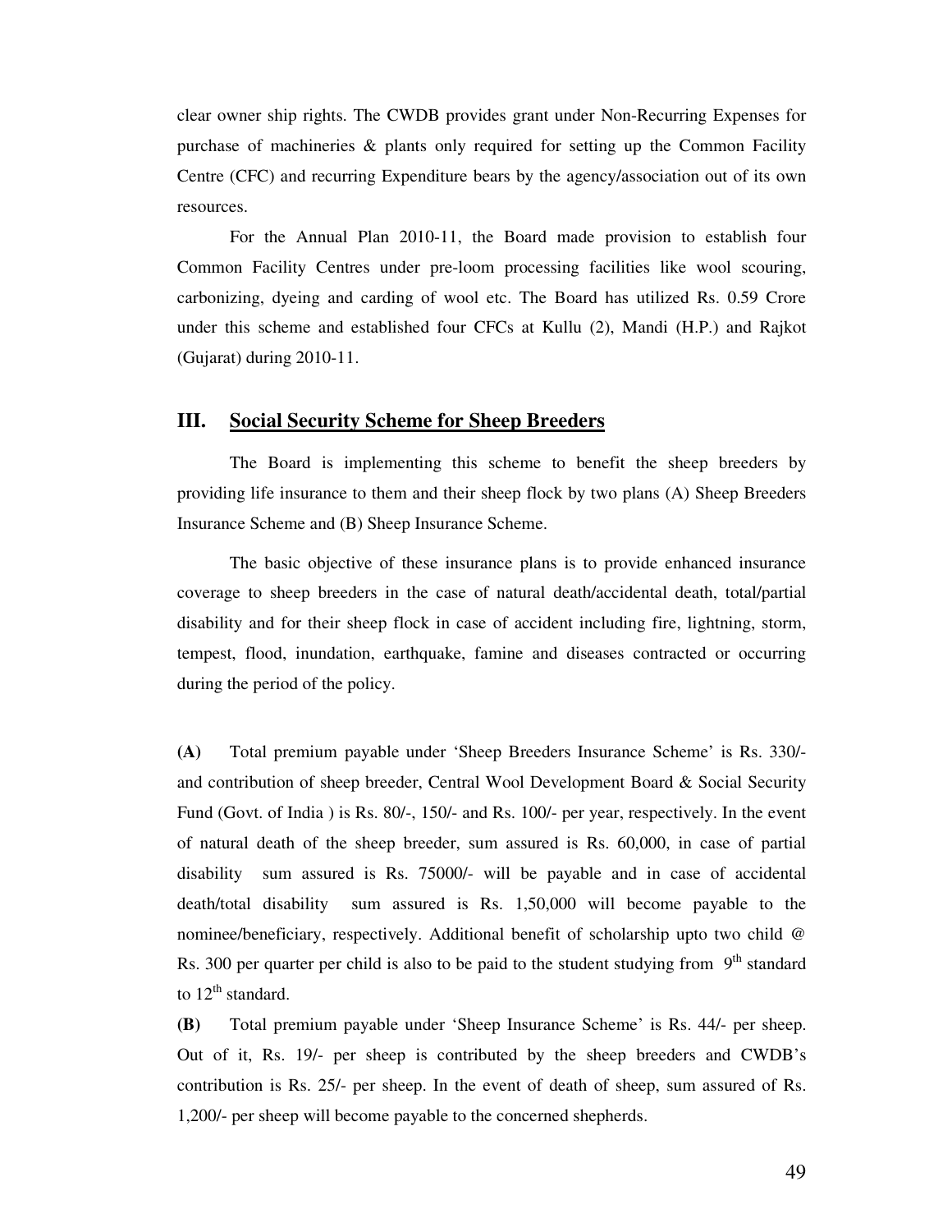clear owner ship rights. The CWDB provides grant under Non-Recurring Expenses for purchase of machineries & plants only required for setting up the Common Facility Centre (CFC) and recurring Expenditure bears by the agency/association out of its own resources.

For the Annual Plan 2010-11, the Board made provision to establish four Common Facility Centres under pre-loom processing facilities like wool scouring, carbonizing, dyeing and carding of wool etc. The Board has utilized Rs. 0.59 Crore under this scheme and established four CFCs at Kullu (2), Mandi (H.P.) and Rajkot (Gujarat) during 2010-11.

## III. Social Security Scheme for Sheep Breeders

The Board is implementing this scheme to benefit the sheep breeders by providing life insurance to them and their sheep flock by two plans (A) Sheep Breeders Insurance Scheme and (B) Sheep Insurance Scheme.

The basic objective of these insurance plans is to provide enhanced insurance coverage to sheep breeders in the case of natural death/accidental death, total/partial disability and for their sheep flock in case of accident including fire, lightning, storm, tempest, flood, inundation, earthquake, famine and diseases contracted or occurring during the period of the policy.

**(A)** Total premium payable under 'Sheep Breeders Insurance Scheme' is Rs. 330/- and contribution of sheep breeder, Central Wool Development Board & Social Security Fund (Govt. of India ) is Rs. 80/-, 150/- and Rs. 100/- per year, respectively. In the event of natural death of the sheep breeder, sum assured is Rs. 60,000, in case of partial disability sum assured is Rs. 75000/- will be payable and in case of accidental death/total disability sum assured is Rs. 1,50,000 will become payable to the nominee/beneficiary, respectively. Additional benefit of scholarship upto two child @ Rs. 300 per quarter per child is also to be paid to the student studying from 9th standard to 12th standard.

**(B)** Total premium payable under 'Sheep Insurance Scheme' is Rs. 44/- per sheep. Out of it, Rs. 19/- per sheep is contributed by the sheep breeders and CWDB's contribution is Rs. 25/- per sheep. In the event of death of sheep, sum assured of Rs. 1,200/- per sheep will become payable to the concerned shepherds.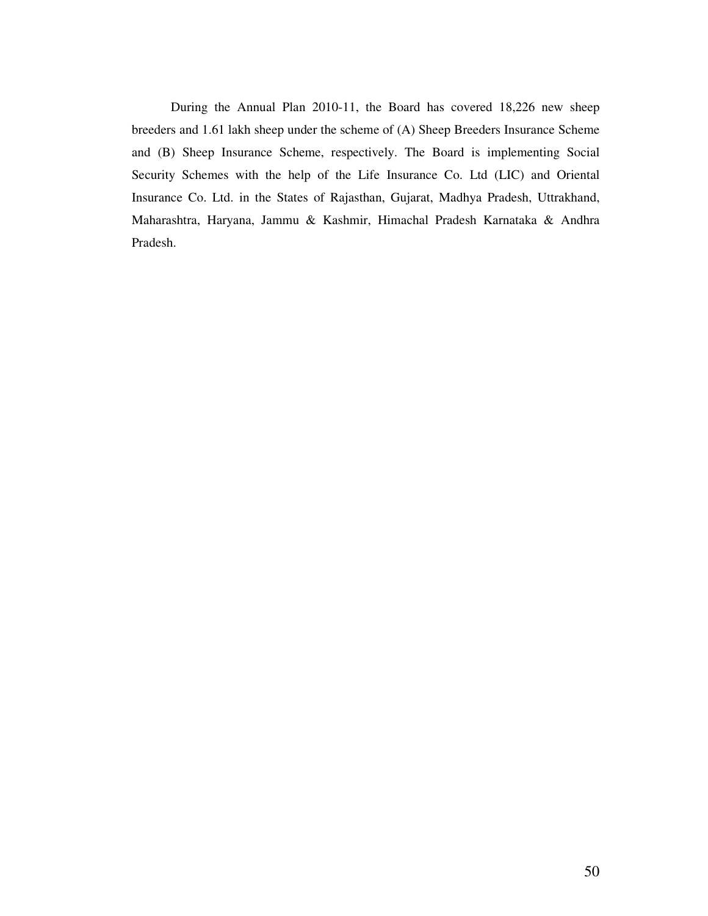During the Annual Plan 2010-11, the Board has covered 18,226 new sheep breeders and 1.61 lakh sheep under the scheme of (A) Sheep Breeders Insurance Scheme and (B) Sheep Insurance Scheme, respectively. The Board is implementing Social Security Schemes with the help of the Life Insurance Co. Ltd (LIC) and Oriental Insurance Co. Ltd. in the States of Rajasthan, Gujarat, Madhya Pradesh, Uttrakhand, Maharashtra, Haryana, Jammu & Kashmir, Himachal Pradesh Karnataka & Andhra Pradesh.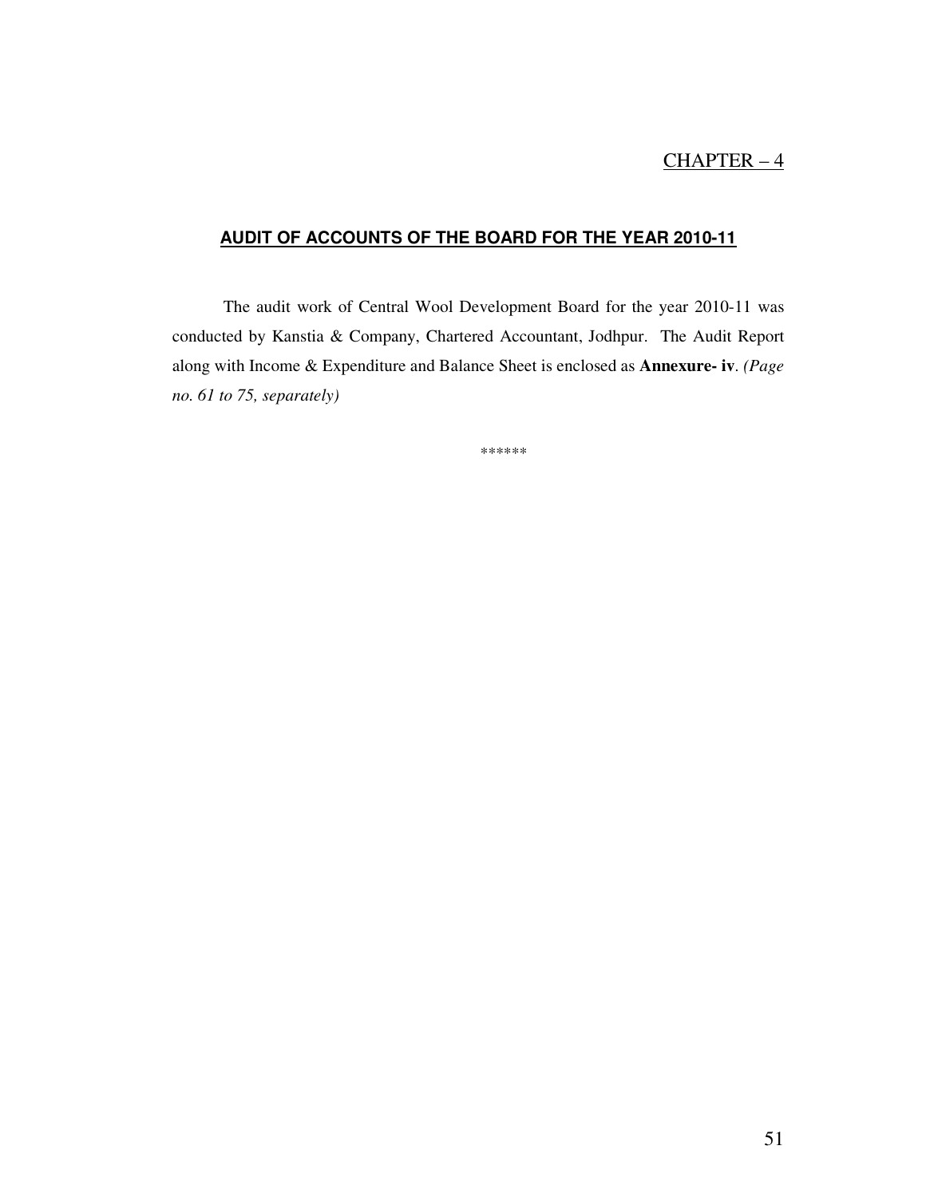<u>CHAPTER – 4</u>

## AUDIT OF ACCOUNTS OF THE BOARD FOR THE YEAR 2010-11

The audit work of Central Wool Development Board for the year 2010-11 was conducted by Kanstia & Company, Chartered Accountant, Jodhpur. The Audit Report along with Income & Expenditure and Balance Sheet is enclosed as **Annexure- iv**. *(Page no. 61 to 75, separately)*

******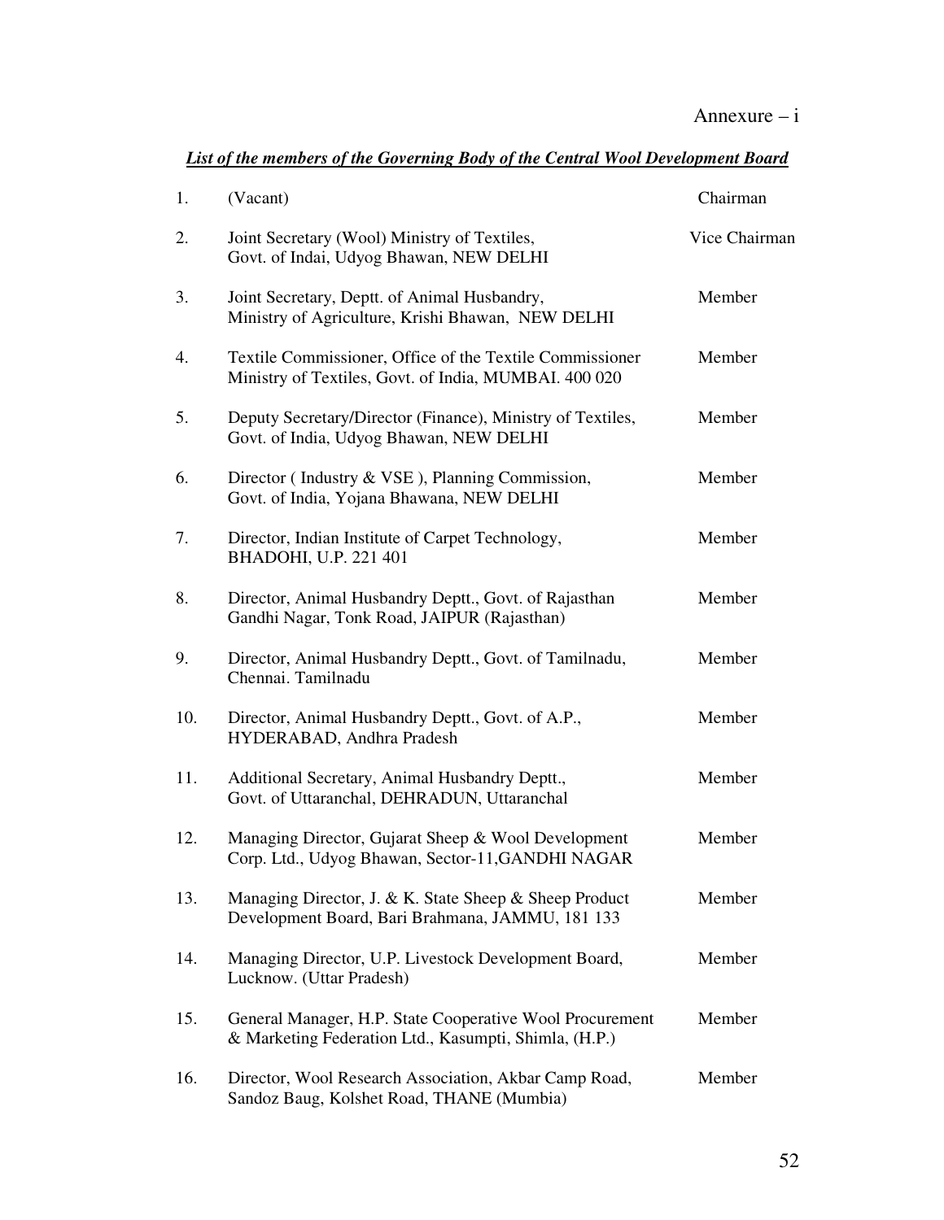Annexure – i

***List of the members of the Governing Body of the Central Wool Development Board***

| No. | Member | Designation |
|---|---|---|
| 1. | (Vacant) | Chairman |
| 2. | Joint Secretary (Wool) Ministry of Textiles, Govt. of Indai, Udyog Bhawan, NEW DELHI | Vice Chairman |
| 3. | Joint Secretary, Deptt. of Animal Husbandry, Ministry of Agriculture, Krishi Bhawan, NEW DELHI | Member |
| 4. | Textile Commissioner, Office of the Textile Commissioner Ministry of Textiles, Govt. of India, MUMBAI. 400 020 | Member |
| 5. | Deputy Secretary/Director (Finance), Ministry of Textiles, Govt. of India, Udyog Bhawan, NEW DELHI | Member |
| 6. | Director ( Industry & VSE ), Planning Commission, Govt. of India, Yojana Bhawana, NEW DELHI | Member |
| 7. | Director, Indian Institute of Carpet Technology, BHADOHI, U.P. 221 401 | Member |
| 8. | Director, Animal Husbandry Deptt., Govt. of Rajasthan Gandhi Nagar, Tonk Road, JAIPUR (Rajasthan) | Member |
| 9. | Director, Animal Husbandry Deptt., Govt. of Tamilnadu, Chennai. Tamilnadu | Member |
| 10. | Director, Animal Husbandry Deptt., Govt. of A.P., HYDERABAD, Andhra Pradesh | Member |
| 11. | Additional Secretary, Animal Husbandry Deptt., Govt. of Uttaranchal, DEHRADUN, Uttaranchal | Member |
| 12. | Managing Director, Gujarat Sheep & Wool Development Corp. Ltd., Udyog Bhawan, Sector-11,GANDHI NAGAR | Member |
| 13. | Managing Director, J. & K. State Sheep & Sheep Product Development Board, Bari Brahmana, JAMMU, 181 133 | Member |
| 14. | Managing Director, U.P. Livestock Development Board, Lucknow. (Uttar Pradesh) | Member |
| 15. | General Manager, H.P. State Cooperative Wool Procurement & Marketing Federation Ltd., Kasumpti, Shimla, (H.P.) | Member |
| 16. | Director, Wool Research Association, Akbar Camp Road, Sandoz Baug, Kolshet Road, THANE (Mumbia) | Member |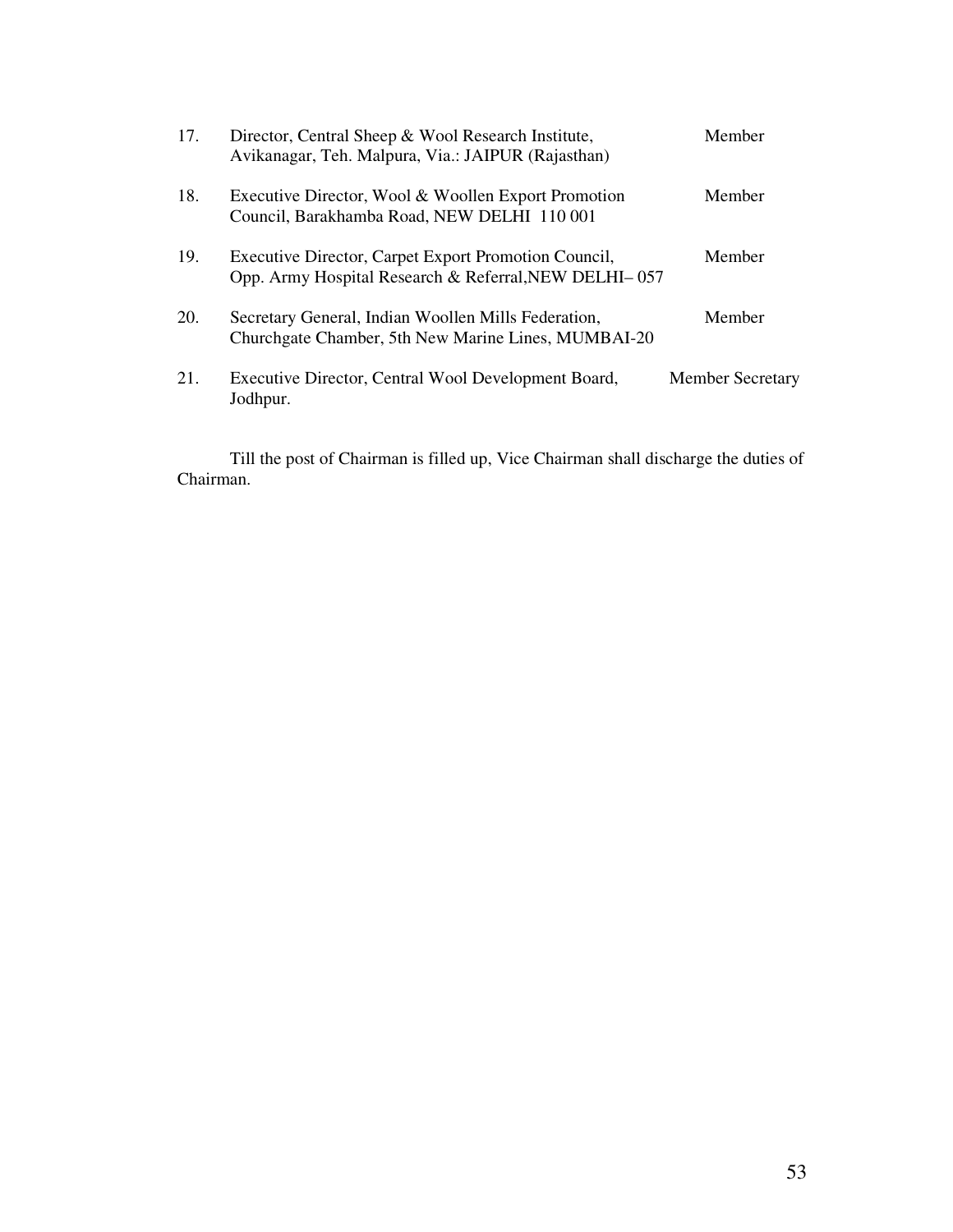| | | |
|---|---|---|
| 17. | Director, Central Sheep & Wool Research Institute, Avikanagar, Teh. Malpura, Via.: JAIPUR (Rajasthan) | Member |
| 18. | Executive Director, Wool & Woollen Export Promotion Council, Barakhamba Road, NEW DELHI 110 001 | Member |
| 19. | Executive Director, Carpet Export Promotion Council, Opp. Army Hospital Research & Referral,NEW DELHI– 057 | Member |
| 20. | Secretary General, Indian Woollen Mills Federation, Churchgate Chamber, 5th New Marine Lines, MUMBAI-20 | Member |
| 21. | Executive Director, Central Wool Development Board, Jodhpur. | Member Secretary |

Till the post of Chairman is filled up, Vice Chairman shall discharge the duties of Chairman.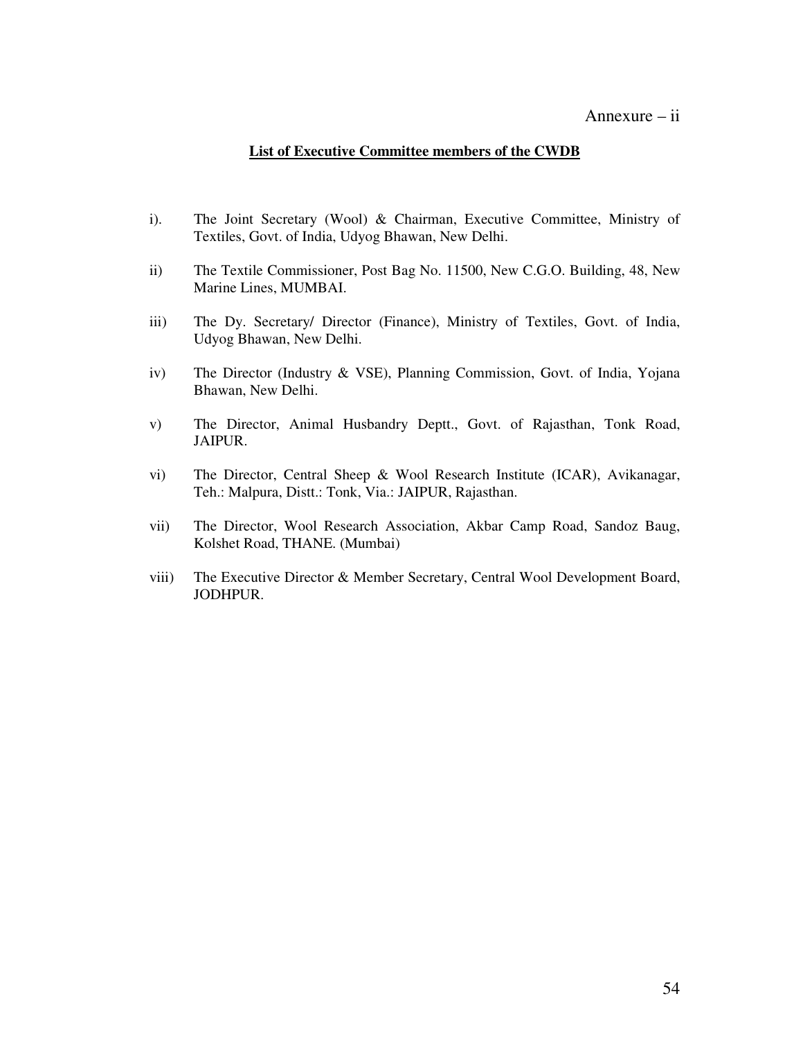Annexure – ii

**List of Executive Committee members of the CWDB**

i). The Joint Secretary (Wool) & Chairman, Executive Committee, Ministry of Textiles, Govt. of India, Udyog Bhawan, New Delhi.

ii) The Textile Commissioner, Post Bag No. 11500, New C.G.O. Building, 48, New Marine Lines, MUMBAI.

iii) The Dy. Secretary/ Director (Finance), Ministry of Textiles, Govt. of India, Udyog Bhawan, New Delhi.

iv) The Director (Industry & VSE), Planning Commission, Govt. of India, Yojana Bhawan, New Delhi.

v) The Director, Animal Husbandry Deptt., Govt. of Rajasthan, Tonk Road, JAIPUR.

vi) The Director, Central Sheep & Wool Research Institute (ICAR), Avikanagar, Teh.: Malpura, Distt.: Tonk, Via.: JAIPUR, Rajasthan.

vii) The Director, Wool Research Association, Akbar Camp Road, Sandoz Baug, Kolshet Road, THANE. (Mumbai)

viii) The Executive Director & Member Secretary, Central Wool Development Board, JODHPUR.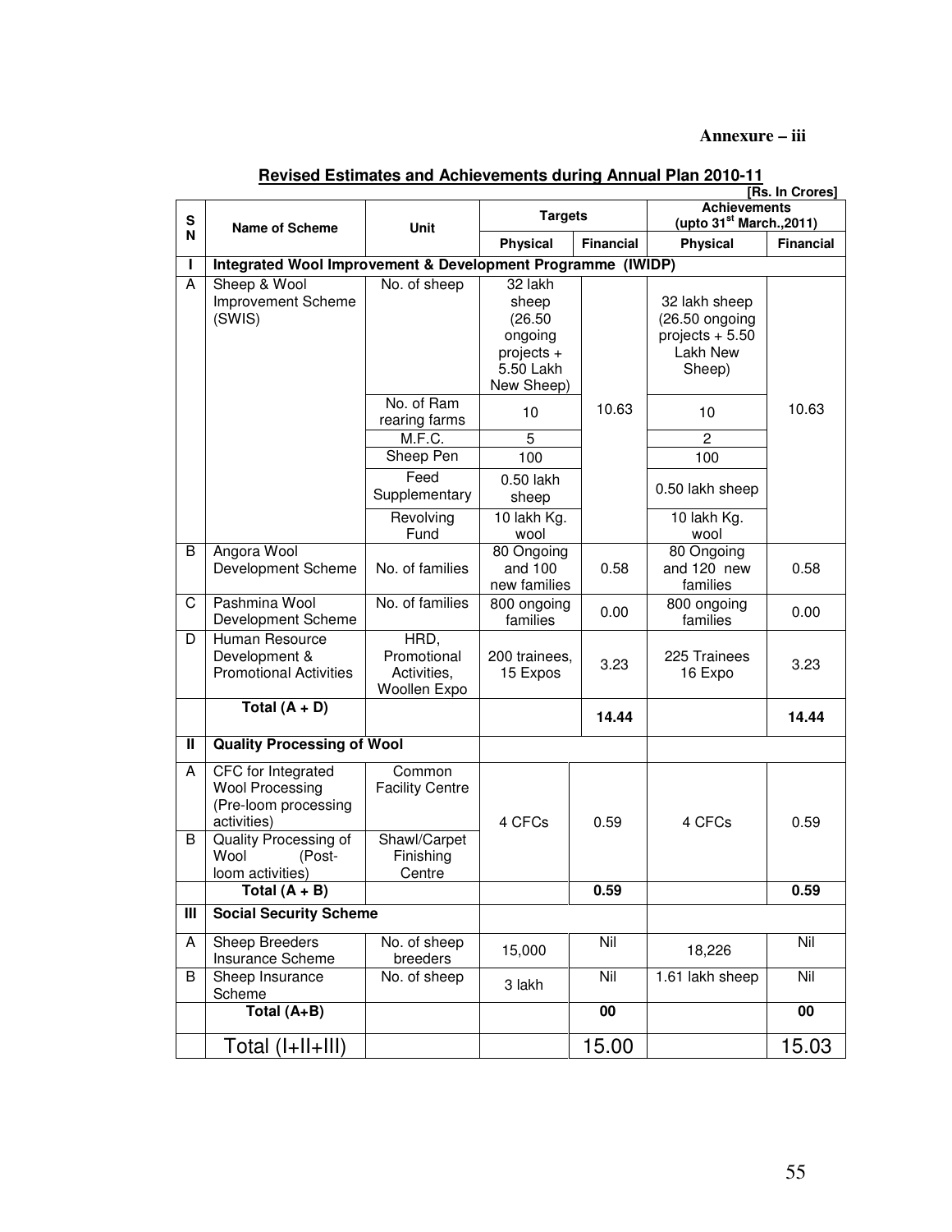**Annexure – iii**

## Revised Estimates and Achievements during Annual Plan 2010-11

[Rs. In Crores]

| SN | Name of Scheme | Unit | Targets | | Achievements (upto 31st March.,2011) | |
|---|---|---|---|---|---|---|
| | | | Physical | Financial | Physical | Financial |
| **I** | **Integrated Wool Improvement & Development Programme (IWIDP)** | | | | | |
| A | Sheep & Wool Improvement Scheme (SWIS) | No. of sheep | 32 lakh sheep (26.50 ongoing projects + 5.50 Lakh New Sheep) | 10.63 | 32 lakh sheep (26.50 ongoing projects + 5.50 Lakh New Sheep) | 10.63 |
| | | No. of Ram rearing farms | 10 | | 10 | |
| | | M.F.C. | 5 | | 2 | |
| | | Sheep Pen | 100 | | 100 | |
| | | Feed Supplementary | 0.50 lakh sheep | | 0.50 lakh sheep | |
| | | Revolving Fund | 10 lakh Kg. wool | | 10 lakh Kg. wool | |
| B | Angora Wool Development Scheme | No. of families | 80 Ongoing and 100 new families | 0.58 | 80 Ongoing and 120 new families | 0.58 |
| C | Pashmina Wool Development Scheme | No. of families | 800 ongoing families | 0.00 | 800 ongoing families | 0.00 |
| D | Human Resource Development & Promotional Activities | HRD, Promotional Activities, Woollen Expo | 200 trainees, 15 Expos | 3.23 | 225 Trainees 16 Expo | 3.23 |
| | **Total (A + D)** | | | **14.44** | | **14.44** |
| **II** | **Quality Processing of Wool** | | | | | |
| A | CFC for Integrated Wool Processing (Pre-loom processing activities) | Common Facility Centre | 4 CFCs | 0.59 | 4 CFCs | 0.59 |
| B | Quality Processing of Wool (Post-loom activities) | Shawl/Carpet Finishing Centre | | | | |
| | **Total (A + B)** | | | **0.59** | | **0.59** |
| **III** | **Social Security Scheme** | | | | | |
| A | Sheep Breeders Insurance Scheme | No. of sheep breeders | 15,000 | Nil | 18,226 | Nil |
| B | Sheep Insurance Scheme | No. of sheep | 3 lakh | Nil | 1.61 lakh sheep | Nil |
| | **Total (A+B)** | | | **00** | | **00** |
| | Total (I+II+III) | | | 15.00 | | 15.03 |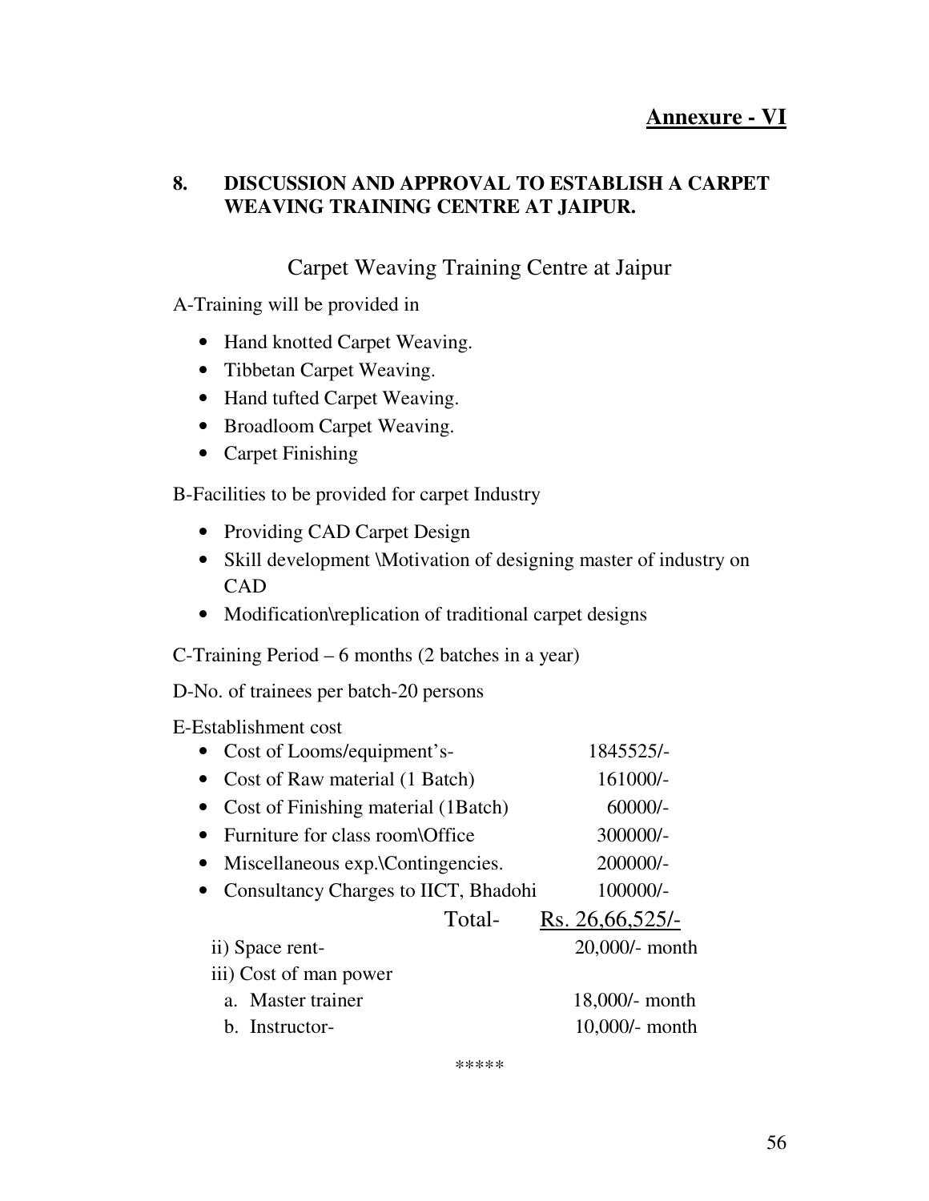## Annexure - VI

**8. DISCUSSION AND APPROVAL TO ESTABLISH A CARPET WEAVING TRAINING CENTRE AT JAIPUR.**

### Carpet Weaving Training Centre at Jaipur

A-Training will be provided in

- Hand knotted Carpet Weaving.
- Tibbetan Carpet Weaving.
- Hand tufted Carpet Weaving.
- Broadloom Carpet Weaving.
- Carpet Finishing

B-Facilities to be provided for carpet Industry

- Providing CAD Carpet Design
- Skill development \Motivation of designing master of industry on CAD
- Modification\replication of traditional carpet designs

C-Training Period – 6 months (2 batches in a year)

D-No. of trainees per batch-20 persons

E-Establishment cost

| | |
|---|---|
| • Cost of Looms/equipment's- | 1845525/- |
| • Cost of Raw material (1 Batch) | 161000/- |
| • Cost of Finishing material (1Batch) | 60000/- |
| • Furniture for class room\Office | 300000/- |
| • Miscellaneous exp.\Contingencies. | 200000/- |
| • Consultancy Charges to IICT, Bhadohi | 100000/- |
| Total- | Rs. 26,66,525/- |
| ii) Space rent- | 20,000/- month |
| iii) Cost of man power | |
| a. Master trainer | 18,000/- month |
| b. Instructor- | 10,000/- month |

*****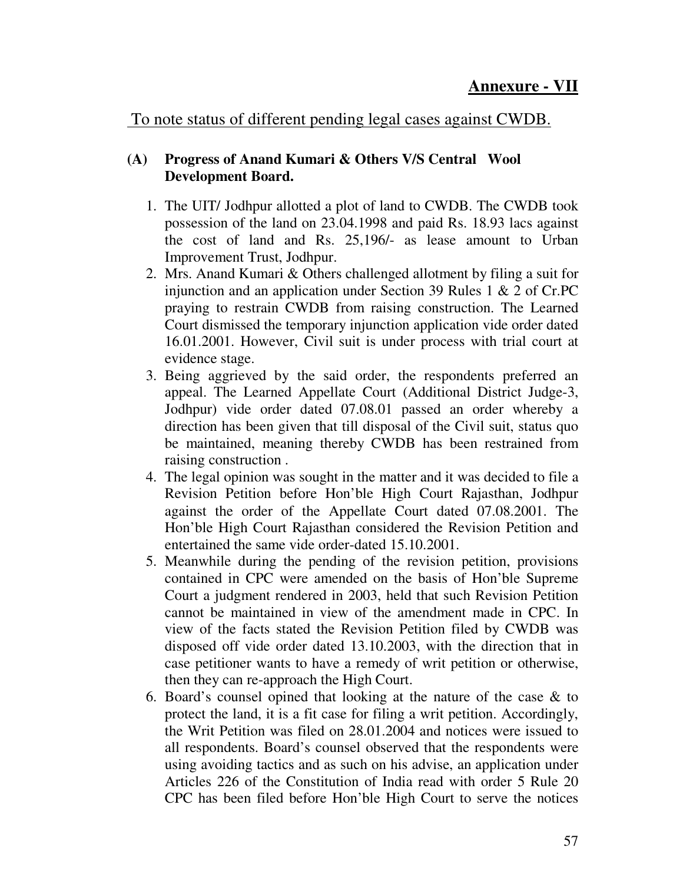## Annexure - VII

To note status of different pending legal cases against CWDB.

**(A) Progress of Anand Kumari & Others V/S Central Wool Development Board.**

1. The UIT/ Jodhpur allotted a plot of land to CWDB. The CWDB took possession of the land on 23.04.1998 and paid Rs. 18.93 lacs against the cost of land and Rs. 25,196/- as lease amount to Urban Improvement Trust, Jodhpur.
2. Mrs. Anand Kumari & Others challenged allotment by filing a suit for injunction and an application under Section 39 Rules 1 & 2 of Cr.PC praying to restrain CWDB from raising construction. The Learned Court dismissed the temporary injunction application vide order dated 16.01.2001. However, Civil suit is under process with trial court at evidence stage.
3. Being aggrieved by the said order, the respondents preferred an appeal. The Learned Appellate Court (Additional District Judge-3, Jodhpur) vide order dated 07.08.01 passed an order whereby a direction has been given that till disposal of the Civil suit, status quo be maintained, meaning thereby CWDB has been restrained from raising construction .
4. The legal opinion was sought in the matter and it was decided to file a Revision Petition before Hon'ble High Court Rajasthan, Jodhpur against the order of the Appellate Court dated 07.08.2001. The Hon'ble High Court Rajasthan considered the Revision Petition and entertained the same vide order-dated 15.10.2001.
5. Meanwhile during the pending of the revision petition, provisions contained in CPC were amended on the basis of Hon'ble Supreme Court a judgment rendered in 2003, held that such Revision Petition cannot be maintained in view of the amendment made in CPC. In view of the facts stated the Revision Petition filed by CWDB was disposed off vide order dated 13.10.2003, with the direction that in case petitioner wants to have a remedy of writ petition or otherwise, then they can re-approach the High Court.
6. Board's counsel opined that looking at the nature of the case & to protect the land, it is a fit case for filing a writ petition. Accordingly, the Writ Petition was filed on 28.01.2004 and notices were issued to all respondents. Board's counsel observed that the respondents were using avoiding tactics and as such on his advise, an application under Articles 226 of the Constitution of India read with order 5 Rule 20 CPC has been filed before Hon'ble High Court to serve the notices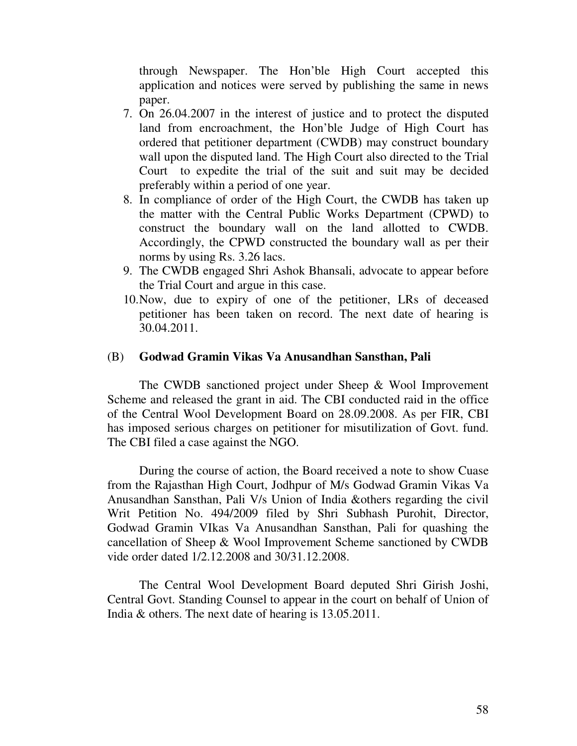through Newspaper. The Hon'ble High Court accepted this application and notices were served by publishing the same in news paper.

7. On 26.04.2007 in the interest of justice and to protect the disputed land from encroachment, the Hon'ble Judge of High Court has ordered that petitioner department (CWDB) may construct boundary wall upon the disputed land. The High Court also directed to the Trial Court to expedite the trial of the suit and suit may be decided preferably within a period of one year.
8. In compliance of order of the High Court, the CWDB has taken up the matter with the Central Public Works Department (CPWD) to construct the boundary wall on the land allotted to CWDB. Accordingly, the CPWD constructed the boundary wall as per their norms by using Rs. 3.26 lacs.
9. The CWDB engaged Shri Ashok Bhansali, advocate to appear before the Trial Court and argue in this case.
10. Now, due to expiry of one of the petitioner, LRs of deceased petitioner has been taken on record. The next date of hearing is 30.04.2011.

(B) **Godwad Gramin Vikas Va Anusandhan Sansthan, Pali**

The CWDB sanctioned project under Sheep & Wool Improvement Scheme and released the grant in aid. The CBI conducted raid in the office of the Central Wool Development Board on 28.09.2008. As per FIR, CBI has imposed serious charges on petitioner for misutilization of Govt. fund. The CBI filed a case against the NGO.

During the course of action, the Board received a note to show Cuase from the Rajasthan High Court, Jodhpur of M/s Godwad Gramin Vikas Va Anusandhan Sansthan, Pali V/s Union of India &others regarding the civil Writ Petition No. 494/2009 filed by Shri Subhash Purohit, Director, Godwad Gramin VIkas Va Anusandhan Sansthan, Pali for quashing the cancellation of Sheep & Wool Improvement Scheme sanctioned by CWDB vide order dated 1/2.12.2008 and 30/31.12.2008.

The Central Wool Development Board deputed Shri Girish Joshi, Central Govt. Standing Counsel to appear in the court on behalf of Union of India & others. The next date of hearing is 13.05.2011.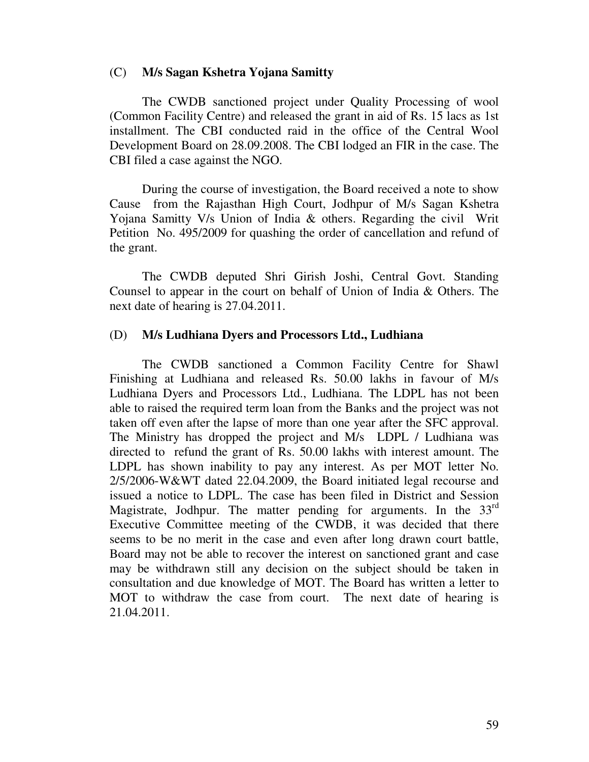(C) **M/s Sagan Kshetra Yojana Samitty**

The CWDB sanctioned project under Quality Processing of wool (Common Facility Centre) and released the grant in aid of Rs. 15 lacs as 1st installment. The CBI conducted raid in the office of the Central Wool Development Board on 28.09.2008. The CBI lodged an FIR in the case. The CBI filed a case against the NGO.

During the course of investigation, the Board received a note to show Cause from the Rajasthan High Court, Jodhpur of M/s Sagan Kshetra Yojana Samitty V/s Union of India & others. Regarding the civil Writ Petition No. 495/2009 for quashing the order of cancellation and refund of the grant.

The CWDB deputed Shri Girish Joshi, Central Govt. Standing Counsel to appear in the court on behalf of Union of India & Others. The next date of hearing is 27.04.2011.

(D) **M/s Ludhiana Dyers and Processors Ltd., Ludhiana**

The CWDB sanctioned a Common Facility Centre for Shawl Finishing at Ludhiana and released Rs. 50.00 lakhs in favour of M/s Ludhiana Dyers and Processors Ltd., Ludhiana. The LDPL has not been able to raised the required term loan from the Banks and the project was not taken off even after the lapse of more than one year after the SFC approval. The Ministry has dropped the project and M/s LDPL / Ludhiana was directed to refund the grant of Rs. 50.00 lakhs with interest amount. The LDPL has shown inability to pay any interest. As per MOT letter No. 2/5/2006-W&WT dated 22.04.2009, the Board initiated legal recourse and issued a notice to LDPL. The case has been filed in District and Session Magistrate, Jodhpur. The matter pending for arguments. In the 33rd Executive Committee meeting of the CWDB, it was decided that there seems to be no merit in the case and even after long drawn court battle, Board may not be able to recover the interest on sanctioned grant and case may be withdrawn still any decision on the subject should be taken in consultation and due knowledge of MOT. The Board has written a letter to MOT to withdraw the case from court. The next date of hearing is 21.04.2011.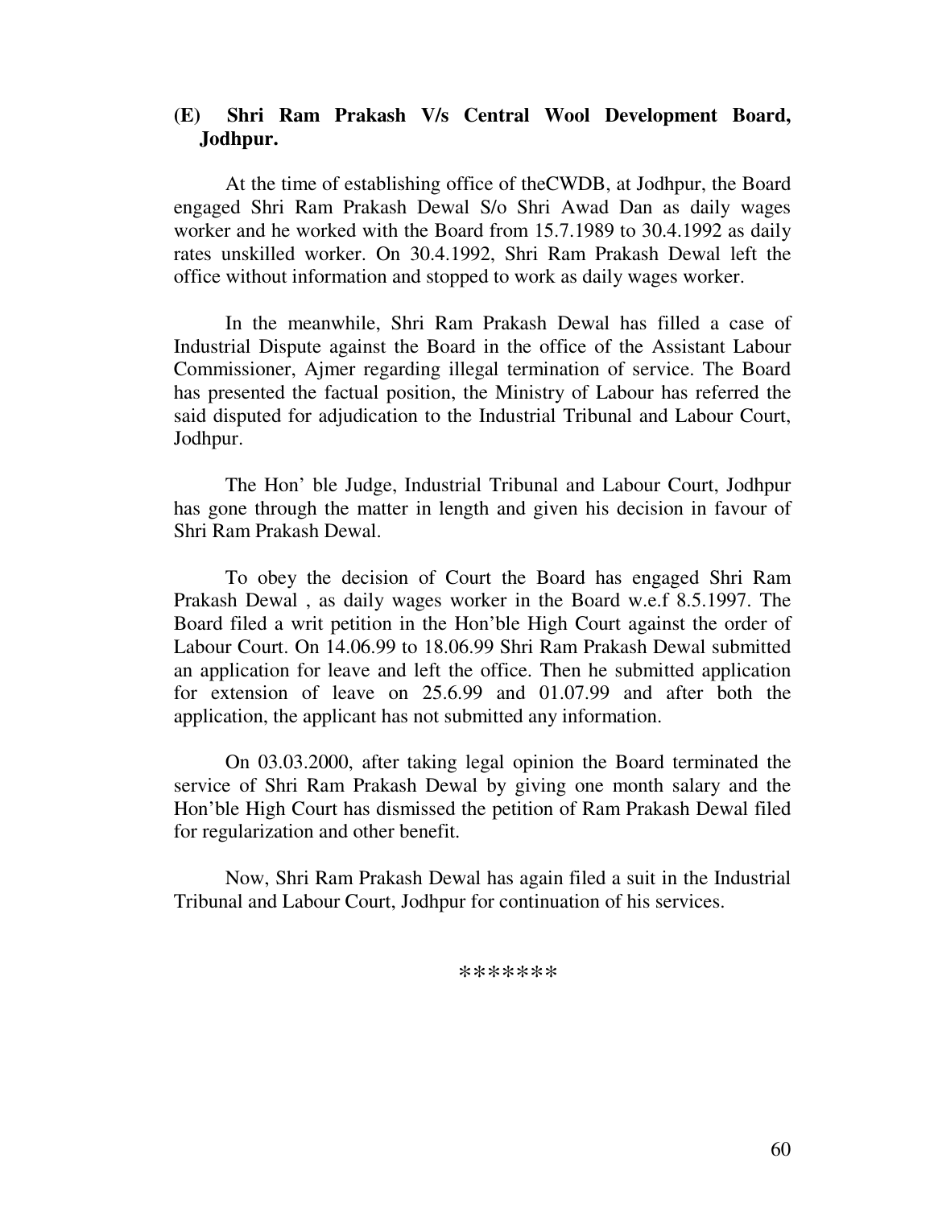**(E) Shri Ram Prakash V/s Central Wool Development Board, Jodhpur.**

At the time of establishing office of theCWDB, at Jodhpur, the Board engaged Shri Ram Prakash Dewal S/o Shri Awad Dan as daily wages worker and he worked with the Board from 15.7.1989 to 30.4.1992 as daily rates unskilled worker. On 30.4.1992, Shri Ram Prakash Dewal left the office without information and stopped to work as daily wages worker.

In the meanwhile, Shri Ram Prakash Dewal has filled a case of Industrial Dispute against the Board in the office of the Assistant Labour Commissioner, Ajmer regarding illegal termination of service. The Board has presented the factual position, the Ministry of Labour has referred the said disputed for adjudication to the Industrial Tribunal and Labour Court, Jodhpur.

The Hon' ble Judge, Industrial Tribunal and Labour Court, Jodhpur has gone through the matter in length and given his decision in favour of Shri Ram Prakash Dewal.

To obey the decision of Court the Board has engaged Shri Ram Prakash Dewal , as daily wages worker in the Board w.e.f 8.5.1997. The Board filed a writ petition in the Hon'ble High Court against the order of Labour Court. On 14.06.99 to 18.06.99 Shri Ram Prakash Dewal submitted an application for leave and left the office. Then he submitted application for extension of leave on 25.6.99 and 01.07.99 and after both the application, the applicant has not submitted any information.

On 03.03.2000, after taking legal opinion the Board terminated the service of Shri Ram Prakash Dewal by giving one month salary and the Hon'ble High Court has dismissed the petition of Ram Prakash Dewal filed for regularization and other benefit.

Now, Shri Ram Prakash Dewal has again filed a suit in the Industrial Tribunal and Labour Court, Jodhpur for continuation of his services.

*******